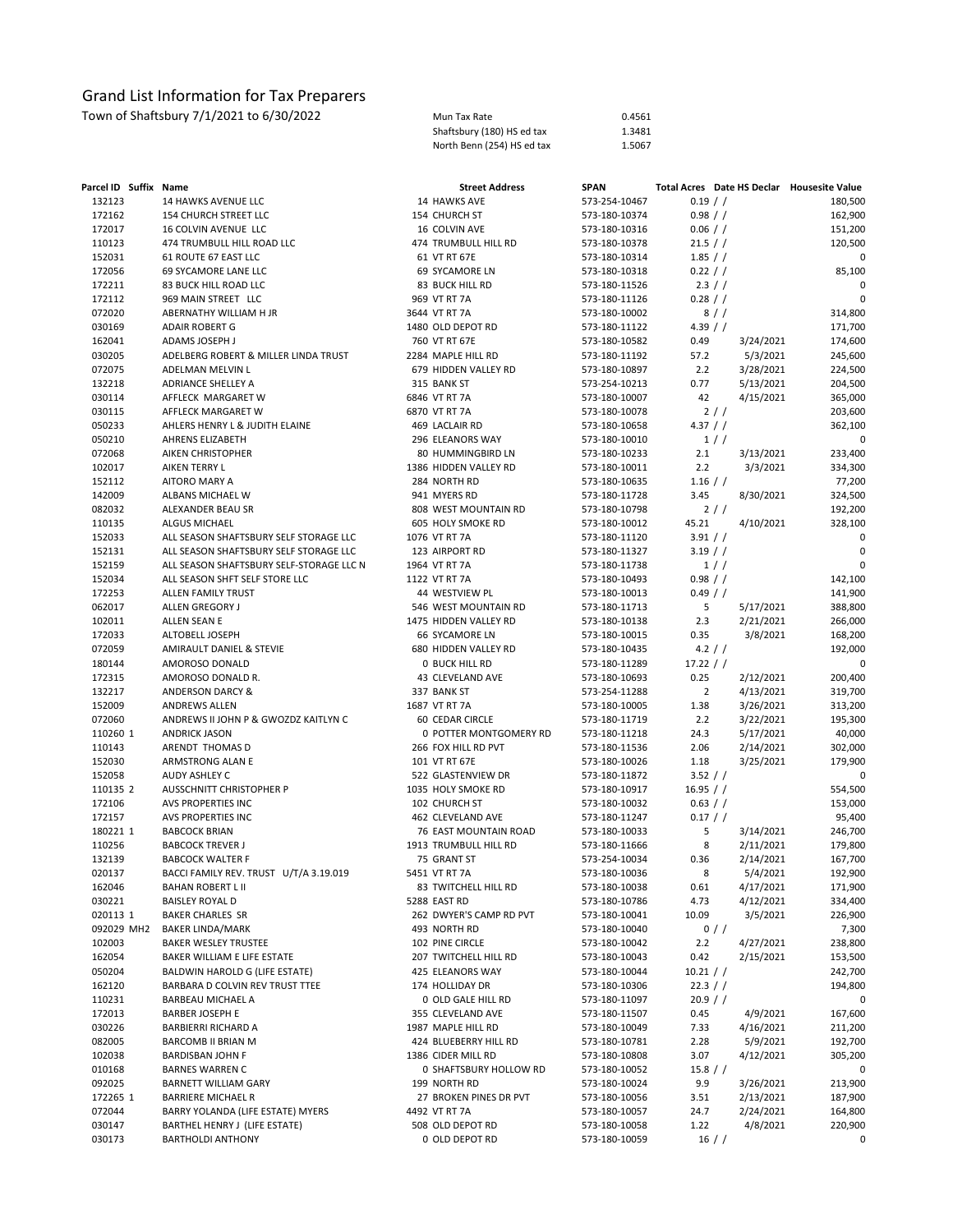# Grand List Information for Tax Preparers

Town of Shaftsbury 7/1/2021 to 6/30/2022

| | |
|---|---|
| Mun Tax Rate | 0.4561 |
| Shaftsbury (180) HS ed tax | 1.3481 |
| North Benn (254) HS ed tax | 1.5067 |

| Parcel ID | Suffix | Name | Street Address | SPAN | Total Acres | Date HS Declar | Housesite Value |
|---|---|---|---|---|---|---|---|
| 132123 | | 14 HAWKS AVENUE LLC | 14 HAWKS AVE | 573-254-10467 | 0.19 | / / | 180,500 |
| 172162 | | 154 CHURCH STREET LLC | 154 CHURCH ST | 573-180-10374 | 0.98 | / / | 162,900 |
| 172017 | | 16 COLVIN AVENUE LLC | 16 COLVIN AVE | 573-180-10316 | 0.06 | / / | 151,200 |
| 110123 | | 474 TRUMBULL HILL ROAD LLC | 474 TRUMBULL HILL RD | 573-180-10378 | 21.5 | / / | 120,500 |
| 152031 | | 61 ROUTE 67 EAST LLC | 61 VT RT 67E | 573-180-10314 | 1.85 | / / | 0 |
| 172056 | | 69 SYCAMORE LANE LLC | 69 SYCAMORE LN | 573-180-10318 | 0.22 | / / | 85,100 |
| 172211 | | 83 BUCK HILL ROAD LLC | 83 BUCK HILL RD | 573-180-11526 | 2.3 | / / | 0 |
| 172112 | | 969 MAIN STREET LLC | 969 VT RT 7A | 573-180-11126 | 0.28 | / / | 0 |
| 072020 | | ABERNATHY WILLIAM H JR | 3644 VT RT 7A | 573-180-10002 | 8 | / / | 314,800 |
| 030169 | | ADAIR ROBERT G | 1480 OLD DEPOT RD | 573-180-11122 | 4.39 | / / | 171,700 |
| 162041 | | ADAMS JOSEPH J | 760 VT RT 67E | 573-180-10582 | 0.49 | 3/24/2021 | 174,600 |
| 030205 | | ADELBERG ROBERT & MILLER LINDA TRUST | 2284 MAPLE HILL RD | 573-180-11192 | 57.2 | 5/3/2021 | 245,600 |
| 072075 | | ADELMAN MELVIN L | 679 HIDDEN VALLEY RD | 573-180-10897 | 2.2 | 3/28/2021 | 224,500 |
| 132218 | | ADRIANCE SHELLEY A | 315 BANK ST | 573-254-10213 | 0.77 | 5/13/2021 | 204,500 |
| 030114 | | AFFLECK MARGARET W | 6846 VT RT 7A | 573-180-10007 | 42 | 4/15/2021 | 365,000 |
| 030115 | | AFFLECK MARGARET W | 6870 VT RT 7A | 573-180-10078 | 2 | / / | 203,600 |
| 050233 | | AHLERS HENRY L & JUDITH ELAINE | 469 LACLAIR RD | 573-180-10658 | 4.37 | / / | 362,100 |
| 050210 | | AHRENS ELIZABETH | 296 ELEANORS WAY | 573-180-10010 | 1 | / / | 0 |
| 072068 | | AIKEN CHRISTOPHER | 80 HUMMINGBIRD LN | 573-180-10233 | 2.1 | 3/13/2021 | 233,400 |
| 102017 | | AIKEN TERRY L | 1386 HIDDEN VALLEY RD | 573-180-10011 | 2.2 | 3/3/2021 | 334,300 |
| 152112 | | AITORO MARY A | 284 NORTH RD | 573-180-10635 | 1.16 | / / | 77,200 |
| 142009 | | ALBANS MICHAEL W | 941 MYERS RD | 573-180-11728 | 3.45 | 8/30/2021 | 324,500 |
| 082032 | | ALEXANDER BEAU SR | 808 WEST MOUNTAIN RD | 573-180-10798 | 2 | / / | 192,200 |
| 110135 | | ALGUS MICHAEL | 605 HOLY SMOKE RD | 573-180-10012 | 45.21 | 4/10/2021 | 328,100 |
| 152033 | | ALL SEASON SHAFTSBURY SELF STORAGE LLC | 1076 VT RT 7A | 573-180-11120 | 3.91 | / / | 0 |
| 152131 | | ALL SEASON SHAFTSBURY SELF STORAGE LLC | 123 AIRPORT RD | 573-180-11327 | 3.19 | / / | 0 |
| 152159 | | ALL SEASON SHAFTSBURY SELF-STORAGE LLC N | 1964 VT RT 7A | 573-180-11738 | 1 | / / | 0 |
| 152034 | | ALL SEASON SHFT SELF STORE LLC | 1122 VT RT 7A | 573-180-10493 | 0.98 | / / | 142,100 |
| 172253 | | ALLEN FAMILY TRUST | 44 WESTVIEW PL | 573-180-10013 | 0.49 | / / | 141,900 |
| 062017 | | ALLEN GREGORY J | 546 WEST MOUNTAIN RD | 573-180-11713 | 5 | 5/17/2021 | 388,800 |
| 102011 | | ALLEN SEAN E | 1475 HIDDEN VALLEY RD | 573-180-10138 | 2.3 | 2/21/2021 | 266,000 |
| 172033 | | ALTOBELL JOSEPH | 66 SYCAMORE LN | 573-180-10015 | 0.35 | 3/8/2021 | 168,200 |
| 072059 | | AMIRAULT DANIEL & STEVIE | 680 HIDDEN VALLEY RD | 573-180-10435 | 4.2 | / / | 192,000 |
| 180144 | | AMOROSO DONALD | 0 BUCK HILL RD | 573-180-11289 | 17.22 | / / | 0 |
| 172315 | | AMOROSO DONALD R. | 43 CLEVELAND AVE | 573-180-10693 | 0.25 | 2/12/2021 | 200,400 |
| 132217 | | ANDERSON DARCY & | 337 BANK ST | 573-254-11288 | 2 | 4/13/2021 | 319,700 |
| 152009 | | ANDREWS ALLEN | 1687 VT RT 7A | 573-180-10005 | 1.38 | 3/26/2021 | 313,200 |
| 072060 | | ANDREWS II JOHN P & GWOZDZ KAITLYN C | 60 CEDAR CIRCLE | 573-180-11719 | 2.2 | 3/22/2021 | 195,300 |
| 110260 | 1 | ANDRICK JASON | 0 POTTER MONTGOMERY RD | 573-180-11218 | 24.3 | 5/17/2021 | 40,000 |
| 110143 | | ARENDT THOMAS D | 266 FOX HILL RD PVT | 573-180-11536 | 2.06 | 2/14/2021 | 302,000 |
| 152030 | | ARMSTRONG ALAN E | 101 VT RT 67E | 573-180-10026 | 1.18 | 3/25/2021 | 179,900 |
| 152058 | | AUDY ASHLEY C | 522 GLASTENVIEW DR | 573-180-11872 | 3.52 | / / | 0 |
| 110135 | 2 | AUSSCHNITT CHRISTOPHER P | 1035 HOLY SMOKE RD | 573-180-10917 | 16.95 | / / | 554,500 |
| 172106 | | AVS PROPERTIES INC | 102 CHURCH ST | 573-180-10032 | 0.63 | / / | 153,000 |
| 172157 | | AVS PROPERTIES INC | 462 CLEVELAND AVE | 573-180-11247 | 0.17 | / / | 95,400 |
| 180221 | 1 | BABCOCK BRIAN | 76 EAST MOUNTAIN ROAD | 573-180-10033 | 5 | 3/14/2021 | 246,700 |
| 110256 | | BABCOCK TREVER J | 1913 TRUMBULL HILL RD | 573-180-11666 | 8 | 2/11/2021 | 179,800 |
| 132139 | | BABCOCK WALTER F | 75 GRANT ST | 573-254-10034 | 0.36 | 2/14/2021 | 167,700 |
| 020137 | | BACCI FAMILY REV. TRUST U/T/A 3.19.019 | 5451 VT RT 7A | 573-180-10036 | 8 | 5/4/2021 | 192,900 |
| 162046 | | BAHAN ROBERT L II | 83 TWITCHELL HILL RD | 573-180-10038 | 0.61 | 4/17/2021 | 171,900 |
| 030221 | | BAISLEY ROYAL D | 5288 EAST RD | 573-180-10786 | 4.73 | 4/12/2021 | 334,400 |
| 020113 | 1 | BAKER CHARLES SR | 262 DWYER'S CAMP RD PVT | 573-180-10041 | 10.09 | 3/5/2021 | 226,900 |
| 092029 | MH2 | BAKER LINDA/MARK | 493 NORTH RD | 573-180-10040 | 0 | / / | 7,300 |
| 102003 | | BAKER WESLEY TRUSTEE | 102 PINE CIRCLE | 573-180-10042 | 2.2 | 4/27/2021 | 238,800 |
| 162054 | | BAKER WILLIAM E LIFE ESTATE | 207 TWITCHELL HILL RD | 573-180-10043 | 0.42 | 2/15/2021 | 153,500 |
| 050204 | | BALDWIN HAROLD G (LIFE ESTATE) | 425 ELEANORS WAY | 573-180-10044 | 10.21 | / / | 242,700 |
| 162120 | | BARBARA D COLVIN REV TRUST TTEE | 174 HOLLIDAY DR | 573-180-10306 | 22.3 | / / | 194,800 |
| 110231 | | BARBEAU MICHAEL A | 0 OLD GALE HILL RD | 573-180-11097 | 20.9 | / / | 0 |
| 172013 | | BARBER JOSEPH E | 355 CLEVELAND AVE | 573-180-11507 | 0.45 | 4/9/2021 | 167,600 |
| 030226 | | BARBIERRI RICHARD A | 1987 MAPLE HILL RD | 573-180-10049 | 7.33 | 4/16/2021 | 211,200 |
| 082005 | | BARCOMB II BRIAN M | 424 BLUEBERRY HILL RD | 573-180-10781 | 2.28 | 5/9/2021 | 192,700 |
| 102038 | | BARDISBAN JOHN F | 1386 CIDER MILL RD | 573-180-10808 | 3.07 | 4/12/2021 | 305,200 |
| 010168 | | BARNES WARREN C | 0 SHAFTSBURY HOLLOW RD | 573-180-10052 | 15.8 | / / | 0 |
| 092025 | | BARNETT WILLIAM GARY | 199 NORTH RD | 573-180-10024 | 9.9 | 3/26/2021 | 213,900 |
| 172265 | 1 | BARRIERE MICHAEL R | 27 BROKEN PINES DR PVT | 573-180-10056 | 3.51 | 2/13/2021 | 187,900 |
| 072044 | | BARRY YOLANDA (LIFE ESTATE) MYERS | 4492 VT RT 7A | 573-180-10057 | 24.7 | 2/24/2021 | 164,800 |
| 030147 | | BARTHEL HENRY J (LIFE ESTATE) | 508 OLD DEPOT RD | 573-180-10058 | 1.22 | 4/8/2021 | 220,900 |
| 030173 | | BARTHOLDI ANTHONY | 0 OLD DEPOT RD | 573-180-10059 | 16 | / / | 0 |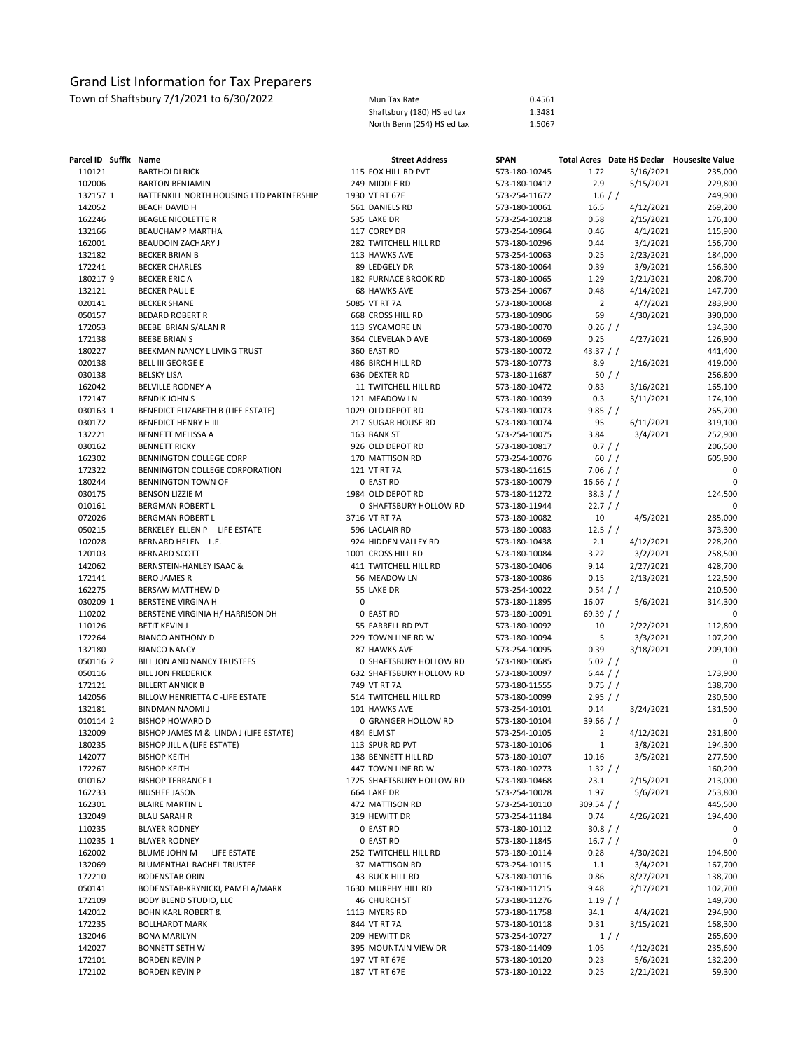# Grand List Information for Tax Preparers

Town of Shaftsbury 7/1/2021 to 6/30/2022

| | |
|---|---|
| Mun Tax Rate | 0.4561 |
| Shaftsbury (180) HS ed tax | 1.3481 |
| North Benn (254) HS ed tax | 1.5067 |

| Parcel ID | Suffix | Name | Street Address | SPAN | Total Acres | Date HS Declar | Housesite Value |
|---|---|---|---|---|---|---|---|
| 110121 | | BARTHOLDI RICK | 115 FOX HILL RD PVT | 573-180-10245 | 1.72 | 5/16/2021 | 235,000 |
| 102006 | | BARTON BENJAMIN | 249 MIDDLE RD | 573-180-10412 | 2.9 | 5/15/2021 | 229,800 |
| 132157 | 1 | BATTENKILL NORTH HOUSING LTD PARTNERSHIP | 1930 VT RT 67E | 573-254-11672 | 1.6 | / / | 249,900 |
| 142052 | | BEACH DAVID H | 561 DANIELS RD | 573-180-10061 | 16.5 | 4/12/2021 | 269,200 |
| 162246 | | BEAGLE NICOLETTE R | 535 LAKE DR | 573-254-10218 | 0.58 | 2/15/2021 | 176,100 |
| 132166 | | BEAUCHAMP MARTHA | 117 COREY DR | 573-254-10964 | 0.46 | 4/1/2021 | 115,900 |
| 162001 | | BEAUDOIN ZACHARY J | 282 TWITCHELL HILL RD | 573-180-10296 | 0.44 | 3/1/2021 | 156,700 |
| 132182 | | BECKER BRIAN B | 113 HAWKS AVE | 573-254-10063 | 0.25 | 2/23/2021 | 184,000 |
| 172241 | | BECKER CHARLES | 89 LEDGELY DR | 573-180-10064 | 0.39 | 3/9/2021 | 156,300 |
| 180217 | 9 | BECKER ERIC A | 182 FURNACE BROOK RD | 573-180-10065 | 1.29 | 2/21/2021 | 208,700 |
| 132121 | | BECKER PAUL E | 68 HAWKS AVE | 573-254-10067 | 0.48 | 4/14/2021 | 147,700 |
| 020141 | | BECKER SHANE | 5085 VT RT 7A | 573-180-10068 | 2 | 4/7/2021 | 283,900 |
| 050157 | | BEDARD ROBERT R | 668 CROSS HILL RD | 573-180-10906 | 69 | 4/30/2021 | 390,000 |
| 172053 | | BEEBE BRIAN S/ALAN R | 113 SYCAMORE LN | 573-180-10070 | 0.26 | / / | 134,300 |
| 172138 | | BEEBE BRIAN S | 364 CLEVELAND AVE | 573-180-10069 | 0.25 | 4/27/2021 | 126,900 |
| 180227 | | BEEKMAN NANCY L LIVING TRUST | 360 EAST RD | 573-180-10072 | 43.37 | / / | 441,400 |
| 020138 | | BELL III GEORGE E | 486 BIRCH HILL RD | 573-180-10773 | 8.9 | 2/16/2021 | 419,000 |
| 030138 | | BELSKY LISA | 636 DEXTER RD | 573-180-11687 | 50 | / / | 256,800 |
| 162042 | | BELVILLE RODNEY A | 11 TWITCHELL HILL RD | 573-180-10472 | 0.83 | 3/16/2021 | 165,100 |
| 172147 | | BENDIK JOHN S | 121 MEADOW LN | 573-180-10039 | 0.3 | 5/11/2021 | 174,100 |
| 030163 | 1 | BENEDICT ELIZABETH B (LIFE ESTATE) | 1029 OLD DEPOT RD | 573-180-10073 | 9.85 | / / | 265,700 |
| 030172 | | BENEDICT HENRY H III | 217 SUGAR HOUSE RD | 573-180-10074 | 95 | 6/11/2021 | 319,100 |
| 132221 | | BENNETT MELISSA A | 163 BANK ST | 573-254-10075 | 3.84 | 3/4/2021 | 252,900 |
| 030162 | | BENNETT RICKY | 926 OLD DEPOT RD | 573-180-10817 | 0.7 | / / | 206,500 |
| 162302 | | BENNINGTON COLLEGE CORP | 170 MATTISON RD | 573-254-10076 | 60 | / / | 605,900 |
| 172322 | | BENNINGTON COLLEGE CORPORATION | 121 VT RT 7A | 573-180-11615 | 7.06 | / / | 0 |
| 180244 | | BENNINGTON TOWN OF | 0 EAST RD | 573-180-10079 | 16.66 | / / | 0 |
| 030175 | | BENSON LIZZIE M | 1984 OLD DEPOT RD | 573-180-11272 | 38.3 | / / | 124,500 |
| 010161 | | BERGMAN ROBERT L | 0 SHAFTSBURY HOLLOW RD | 573-180-11944 | 22.7 | / / | 0 |
| 072026 | | BERGMAN ROBERT L | 3716 VT RT 7A | 573-180-10082 | 10 | 4/5/2021 | 285,000 |
| 050215 | | BERKELEY ELLEN P LIFE ESTATE | 596 LACLAIR RD | 573-180-10083 | 12.5 | / / | 373,300 |
| 102028 | | BERNARD HELEN L.E. | 924 HIDDEN VALLEY RD | 573-180-10438 | 2.1 | 4/12/2021 | 228,200 |
| 120103 | | BERNARD SCOTT | 1001 CROSS HILL RD | 573-180-10084 | 3.22 | 3/2/2021 | 258,500 |
| 142062 | | BERNSTEIN-HANLEY ISAAC & | 411 TWITCHELL HILL RD | 573-180-10406 | 9.14 | 2/27/2021 | 428,700 |
| 172141 | | BERO JAMES R | 56 MEADOW LN | 573-180-10086 | 0.15 | 2/13/2021 | 122,500 |
| 162275 | | BERSAW MATTHEW D | 55 LAKE DR | 573-254-10022 | 0.54 | / / | 210,500 |
| 030209 | 1 | BERSTENE VIRGINA H | 0 | 573-180-11895 | 16.07 | 5/6/2021 | 314,300 |
| 110202 | | BERSTENE VIRGINIA H/ HARRISON DH | 0 EAST RD | 573-180-10091 | 69.39 | / / | 0 |
| 110126 | | BETIT KEVIN J | 55 FARRELL RD PVT | 573-180-10092 | 10 | 2/22/2021 | 112,800 |
| 172264 | | BIANCO ANTHONY D | 229 TOWN LINE RD W | 573-180-10094 | 5 | 3/3/2021 | 107,200 |
| 132180 | | BIANCO NANCY | 87 HAWKS AVE | 573-254-10095 | 0.39 | 3/18/2021 | 209,100 |
| 050116 | 2 | BILL JON AND NANCY TRUSTEES | 0 SHAFTSBURY HOLLOW RD | 573-180-10685 | 5.02 | / / | 0 |
| 050116 | | BILL JON FREDERICK | 632 SHAFTSBURY HOLLOW RD | 573-180-10097 | 6.44 | / / | 173,900 |
| 172121 | | BILLERT ANNICK B | 749 VT RT 7A | 573-180-11555 | 0.75 | / / | 138,700 |
| 142056 | | BILLOW HENRIETTA C -LIFE ESTATE | 514 TWITCHELL HILL RD | 573-180-10099 | 2.95 | / / | 230,500 |
| 132181 | | BINDMAN NAOMI J | 101 HAWKS AVE | 573-254-10101 | 0.14 | 3/24/2021 | 131,500 |
| 010114 | 2 | BISHOP HOWARD D | 0 GRANGER HOLLOW RD | 573-180-10104 | 39.66 | / / | 0 |
| 132009 | | BISHOP JAMES M & LINDA J (LIFE ESTATE) | 484 ELM ST | 573-254-10105 | 2 | 4/12/2021 | 231,800 |
| 180235 | | BISHOP JILL A (LIFE ESTATE) | 113 SPUR RD PVT | 573-180-10106 | 1 | 3/8/2021 | 194,300 |
| 142077 | | BISHOP KEITH | 138 BENNETT HILL RD | 573-180-10107 | 10.16 | 3/5/2021 | 277,500 |
| 172267 | | BISHOP KEITH | 447 TOWN LINE RD W | 573-180-10273 | 1.32 | / / | 160,200 |
| 010162 | | BISHOP TERRANCE L | 1725 SHAFTSBURY HOLLOW RD | 573-180-10468 | 23.1 | 2/15/2021 | 213,000 |
| 162233 | | BIUSHEE JASON | 664 LAKE DR | 573-254-10028 | 1.97 | 5/6/2021 | 253,800 |
| 162301 | | BLAIRE MARTIN L | 472 MATTISON RD | 573-254-10110 | 309.54 | / / | 445,500 |
| 132049 | | BLAU SARAH R | 319 HEWITT DR | 573-254-11184 | 0.74 | 4/26/2021 | 194,400 |
| 110235 | | BLAYER RODNEY | 0 EAST RD | 573-180-10112 | 30.8 | / / | 0 |
| 110235 | 1 | BLAYER RODNEY | 0 EAST RD | 573-180-11845 | 16.7 | / / | 0 |
| 162002 | | BLUME JOHN M LIFE ESTATE | 252 TWITCHELL HILL RD | 573-180-10114 | 0.28 | 4/30/2021 | 194,800 |
| 132069 | | BLUMENTHAL RACHEL TRUSTEE | 37 MATTISON RD | 573-254-10115 | 1.1 | 3/4/2021 | 167,700 |
| 172210 | | BODENSTAB ORIN | 43 BUCK HILL RD | 573-180-10116 | 0.86 | 8/27/2021 | 138,700 |
| 050141 | | BODENSTAB-KRYNICKI, PAMELA/MARK | 1630 MURPHY HILL RD | 573-180-11215 | 9.48 | 2/17/2021 | 102,700 |
| 172109 | | BODY BLEND STUDIO, LLC | 46 CHURCH ST | 573-180-11276 | 1.19 | / / | 149,700 |
| 142012 | | BOHN KARL ROBERT & | 1113 MYERS RD | 573-180-11758 | 34.1 | 4/4/2021 | 294,900 |
| 172235 | | BOLLHARDT MARK | 844 VT RT 7A | 573-180-10118 | 0.31 | 3/15/2021 | 168,300 |
| 132046 | | BONA MARILYN | 209 HEWITT DR | 573-254-10727 | 1 | / / | 265,600 |
| 142027 | | BONNETT SETH W | 395 MOUNTAIN VIEW DR | 573-180-11409 | 1.05 | 4/12/2021 | 235,600 |
| 172101 | | BORDEN KEVIN P | 197 VT RT 67E | 573-180-10120 | 0.23 | 5/6/2021 | 132,200 |
| 172102 | | BORDEN KEVIN P | 187 VT RT 67E | 573-180-10122 | 0.25 | 2/21/2021 | 59,300 |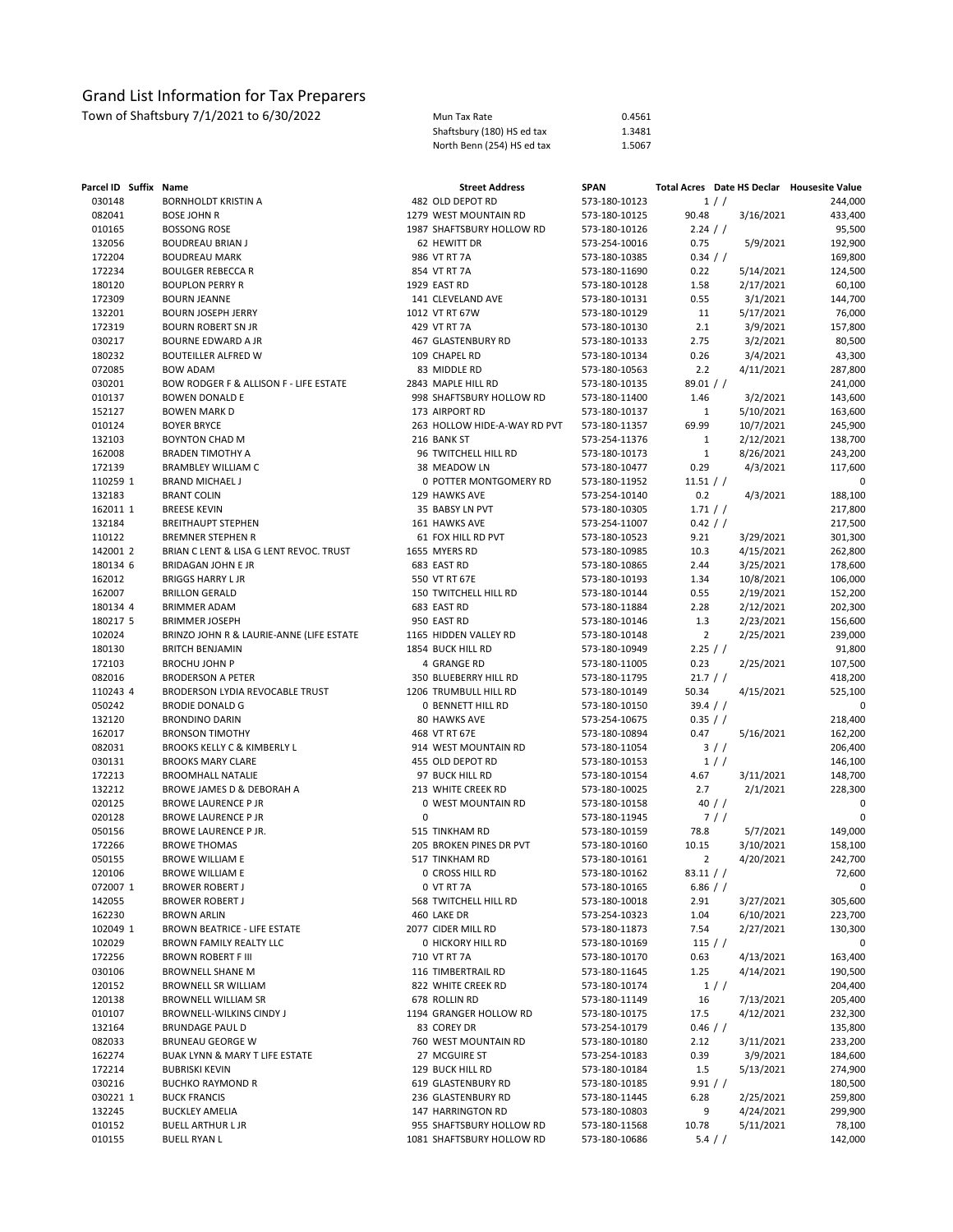# Grand List Information for Tax Preparers

Town of Shaftsbury 7/1/2021 to 6/30/2022

| | |
|---|---|
| Mun Tax Rate | 0.4561 |
| Shaftsbury (180) HS ed tax | 1.3481 |
| North Benn (254) HS ed tax | 1.5067 |

| Parcel ID | Suffix | Name | Street Address | SPAN | Total Acres | Date HS Declar | Housesite Value |
|---|---|---|---|---|---|---|---|
| 030148 | | BORNHOLDT KRISTIN A | 482 OLD DEPOT RD | 573-180-10123 | 1 | / / | 244,000 |
| 082041 | | BOSE JOHN R | 1279 WEST MOUNTAIN RD | 573-180-10125 | 90.48 | 3/16/2021 | 433,400 |
| 010165 | | BOSSONG ROSE | 1987 SHAFTSBURY HOLLOW RD | 573-180-10126 | 2.24 | / / | 95,500 |
| 132056 | | BOUDREAU BRIAN J | 62 HEWITT DR | 573-254-10016 | 0.75 | 5/9/2021 | 192,900 |
| 172204 | | BOUDREAU MARK | 986 VT RT 7A | 573-180-10385 | 0.34 | / / | 169,800 |
| 172234 | | BOULGER REBECCA R | 854 VT RT 7A | 573-180-11690 | 0.22 | 5/14/2021 | 124,500 |
| 180120 | | BOUPLON PERRY R | 1929 EAST RD | 573-180-10128 | 1.58 | 2/17/2021 | 60,100 |
| 172309 | | BOURN JEANNE | 141 CLEVELAND AVE | 573-180-10131 | 0.55 | 3/1/2021 | 144,700 |
| 132201 | | BOURN JOSEPH JERRY | 1012 VT RT 67W | 573-180-10129 | 11 | 5/17/2021 | 76,000 |
| 172319 | | BOURN ROBERT SN JR | 429 VT RT 7A | 573-180-10130 | 2.1 | 3/9/2021 | 157,800 |
| 030217 | | BOURNE EDWARD A JR | 467 GLASTENBURY RD | 573-180-10133 | 2.75 | 3/2/2021 | 80,500 |
| 180232 | | BOUTEILLER ALFRED W | 109 CHAPEL RD | 573-180-10134 | 0.26 | 3/4/2021 | 43,300 |
| 072085 | | BOW ADAM | 83 MIDDLE RD | 573-180-10563 | 2.2 | 4/11/2021 | 287,800 |
| 030201 | | BOW RODGER F & ALLISON F - LIFE ESTATE | 2843 MAPLE HILL RD | 573-180-10135 | 89.01 | / / | 241,000 |
| 010137 | | BOWEN DONALD E | 998 SHAFTSBURY HOLLOW RD | 573-180-11400 | 1.46 | 3/2/2021 | 143,600 |
| 152127 | | BOWEN MARK D | 173 AIRPORT RD | 573-180-10137 | 1 | 5/10/2021 | 163,600 |
| 010124 | | BOYER BRYCE | 263 HOLLOW HIDE-A-WAY RD PVT | 573-180-11357 | 69.99 | 10/7/2021 | 245,900 |
| 132103 | | BOYNTON CHAD M | 216 BANK ST | 573-254-11376 | 1 | 2/12/2021 | 138,700 |
| 162008 | | BRADEN TIMOTHY A | 96 TWITCHELL HILL RD | 573-180-10173 | 1 | 8/26/2021 | 243,200 |
| 172139 | | BRAMBLEY WILLIAM C | 38 MEADOW LN | 573-180-10477 | 0.29 | 4/3/2021 | 117,600 |
| 110259 | 1 | BRAND MICHAEL J | 0 POTTER MONTGOMERY RD | 573-180-11952 | 11.51 | / / | 0 |
| 132183 | | BRANT COLIN | 129 HAWKS AVE | 573-254-10140 | 0.2 | 4/3/2021 | 188,100 |
| 162011 | 1 | BREESE KEVIN | 35 BABSY LN PVT | 573-180-10305 | 1.71 | / / | 217,800 |
| 132184 | | BREITHAUPT STEPHEN | 161 HAWKS AVE | 573-254-11007 | 0.42 | / / | 217,500 |
| 110122 | | BREMNER STEPHEN R | 61 FOX HILL RD PVT | 573-180-10523 | 9.21 | 3/29/2021 | 301,300 |
| 142001 | 2 | BRIAN C LENT & LISA G LENT REVOC. TRUST | 1655 MYERS RD | 573-180-10985 | 10.3 | 4/15/2021 | 262,800 |
| 180134 | 6 | BRIDAGAN JOHN E JR | 683 EAST RD | 573-180-10865 | 2.44 | 3/25/2021 | 178,600 |
| 162012 | | BRIGGS HARRY L JR | 550 VT RT 67E | 573-180-10193 | 1.34 | 10/8/2021 | 106,000 |
| 162007 | | BRILLON GERALD | 150 TWITCHELL HILL RD | 573-180-10144 | 0.55 | 2/19/2021 | 152,200 |
| 180134 | 4 | BRIMMER ADAM | 683 EAST RD | 573-180-11884 | 2.28 | 2/12/2021 | 202,300 |
| 180217 | 5 | BRIMMER JOSEPH | 950 EAST RD | 573-180-10146 | 1.3 | 2/23/2021 | 156,600 |
| 102024 | | BRINZO JOHN R & LAURIE-ANNE (LIFE ESTATE | 1165 HIDDEN VALLEY RD | 573-180-10148 | 2 | 2/25/2021 | 239,000 |
| 180130 | | BRITCH BENJAMIN | 1854 BUCK HILL RD | 573-180-10949 | 2.25 | / / | 91,800 |
| 172103 | | BROCHU JOHN P | 4 GRANGE RD | 573-180-11005 | 0.23 | 2/25/2021 | 107,500 |
| 082016 | | BRODERSON A PETER | 350 BLUEBERRY HILL RD | 573-180-11795 | 21.7 | / / | 418,200 |
| 110243 | 4 | BRODERSON LYDIA REVOCABLE TRUST | 1206 TRUMBULL HILL RD | 573-180-10149 | 50.34 | 4/15/2021 | 525,100 |
| 050242 | | BRODIE DONALD G | 0 BENNETT HILL RD | 573-180-10150 | 39.4 | / / | 0 |
| 132120 | | BRONDINO DARIN | 80 HAWKS AVE | 573-254-10675 | 0.35 | / / | 218,400 |
| 162017 | | BRONSON TIMOTHY | 468 VT RT 67E | 573-180-10894 | 0.47 | 5/16/2021 | 162,200 |
| 082031 | | BROOKS KELLY C & KIMBERLY L | 914 WEST MOUNTAIN RD | 573-180-11054 | 3 | / / | 206,400 |
| 030131 | | BROOKS MARY CLARE | 455 OLD DEPOT RD | 573-180-10153 | 1 | / / | 146,100 |
| 172213 | | BROOMHALL NATALIE | 97 BUCK HILL RD | 573-180-10154 | 4.67 | 3/11/2021 | 148,700 |
| 132212 | | BROWE JAMES D & DEBORAH A | 213 WHITE CREEK RD | 573-180-10025 | 2.7 | 2/1/2021 | 228,300 |
| 020125 | | BROWE LAURENCE P JR | 0 WEST MOUNTAIN RD | 573-180-10158 | 40 | / / | 0 |
| 020128 | | BROWE LAURENCE P JR | 0 | 573-180-11945 | 7 | / / | 0 |
| 050156 | | BROWE LAURENCE P JR. | 515 TINKHAM RD | 573-180-10159 | 78.8 | 5/7/2021 | 149,000 |
| 172266 | | BROWE THOMAS | 205 BROKEN PINES DR PVT | 573-180-10160 | 10.15 | 3/10/2021 | 158,100 |
| 050155 | | BROWE WILLIAM E | 517 TINKHAM RD | 573-180-10161 | 2 | 4/20/2021 | 242,700 |
| 120106 | | BROWE WILLIAM E | 0 CROSS HILL RD | 573-180-10162 | 83.11 | / / | 72,600 |
| 072007 | 1 | BROWER ROBERT J | 0 VT RT 7A | 573-180-10165 | 6.86 | / / | 0 |
| 142055 | | BROWER ROBERT J | 568 TWITCHELL HILL RD | 573-180-10018 | 2.91 | 3/27/2021 | 305,600 |
| 162230 | | BROWN ARLIN | 460 LAKE DR | 573-254-10323 | 1.04 | 6/10/2021 | 223,700 |
| 102049 | 1 | BROWN BEATRICE - LIFE ESTATE | 2077 CIDER MILL RD | 573-180-11873 | 7.54 | 2/27/2021 | 130,300 |
| 102029 | | BROWN FAMILY REALTY LLC | 0 HICKORY HILL RD | 573-180-10169 | 115 | / / | 0 |
| 172256 | | BROWN ROBERT F III | 710 VT RT 7A | 573-180-10170 | 0.63 | 4/13/2021 | 163,400 |
| 030106 | | BROWNELL SHANE M | 116 TIMBERTRAIL RD | 573-180-11645 | 1.25 | 4/14/2021 | 190,500 |
| 120152 | | BROWNELL SR WILLIAM | 822 WHITE CREEK RD | 573-180-10174 | 1 | / / | 204,400 |
| 120138 | | BROWNELL WILLIAM SR | 678 ROLLIN RD | 573-180-11149 | 16 | 7/13/2021 | 205,400 |
| 010107 | | BROWNELL-WILKINS CINDY J | 1194 GRANGER HOLLOW RD | 573-180-10175 | 17.5 | 4/12/2021 | 232,300 |
| 132164 | | BRUNDAGE PAUL D | 83 COREY DR | 573-254-10179 | 0.46 | / / | 135,800 |
| 082033 | | BRUNEAU GEORGE W | 760 WEST MOUNTAIN RD | 573-180-10180 | 2.12 | 3/11/2021 | 233,200 |
| 162274 | | BUAK LYNN & MARY T LIFE ESTATE | 27 MCGUIRE ST | 573-254-10183 | 0.39 | 3/9/2021 | 184,600 |
| 172214 | | BUBRISKI KEVIN | 129 BUCK HILL RD | 573-180-10184 | 1.5 | 5/13/2021 | 274,900 |
| 030216 | | BUCHKO RAYMOND R | 619 GLASTENBURY RD | 573-180-10185 | 9.91 | / / | 180,500 |
| 030221 | 1 | BUCK FRANCIS | 236 GLASTENBURY RD | 573-180-11445 | 6.28 | 2/25/2021 | 259,800 |
| 132245 | | BUCKLEY AMELIA | 147 HARRINGTON RD | 573-180-10803 | 9 | 4/24/2021 | 299,900 |
| 010152 | | BUELL ARTHUR L JR | 955 SHAFTSBURY HOLLOW RD | 573-180-11568 | 10.78 | 5/11/2021 | 78,100 |
| 010155 | | BUELL RYAN L | 1081 SHAFTSBURY HOLLOW RD | 573-180-10686 | 5.4 | / / | 142,000 |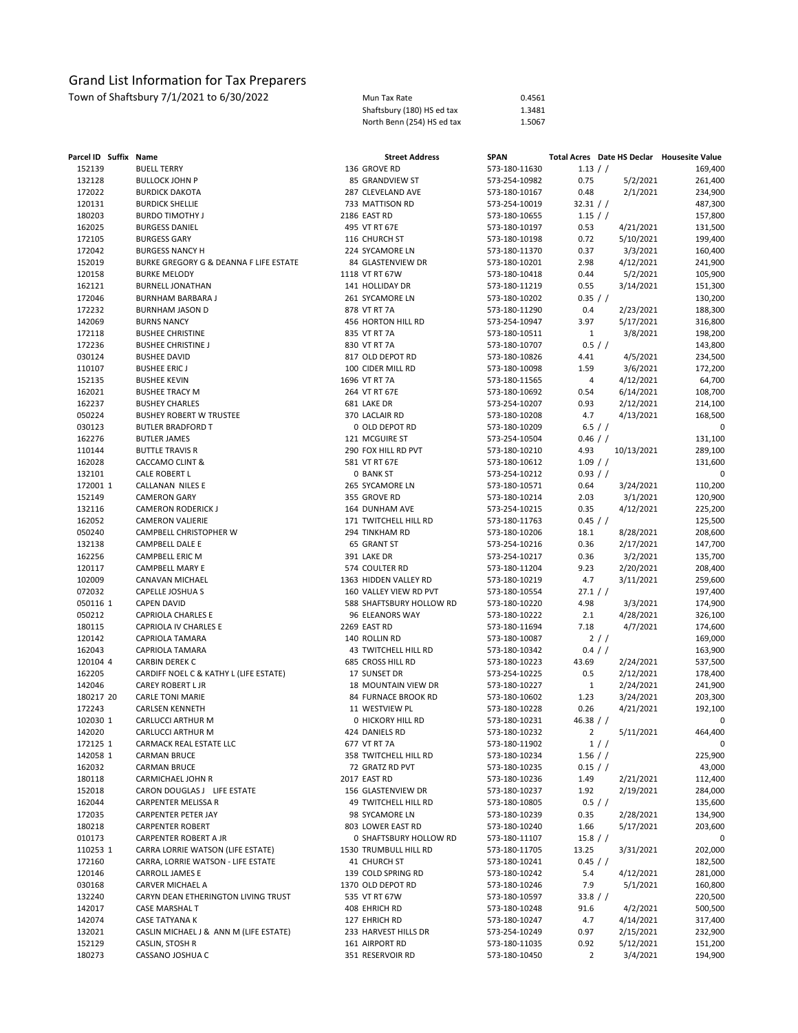# Grand List Information for Tax Preparers

Town of Shaftsbury 7/1/2021 to 6/30/2022

| | |
|---|---|
| Mun Tax Rate | 0.4561 |
| Shaftsbury (180) HS ed tax | 1.3481 |
| North Benn (254) HS ed tax | 1.5067 |

| Parcel ID | Suffix | Name | Street Address | SPAN | Total Acres | Date HS Declar | Housesite Value |
|---|---|---|---|---|---|---|---|
| 152139 | | BUELL TERRY | 136 GROVE RD | 573-180-11630 | 1.13 | / / | 169,400 |
| 132128 | | BULLOCK JOHN P | 85 GRANDVIEW ST | 573-254-10982 | 0.75 | 5/2/2021 | 261,400 |
| 172022 | | BURDICK DAKOTA | 287 CLEVELAND AVE | 573-180-10167 | 0.48 | 2/1/2021 | 234,900 |
| 120131 | | BURDICK SHELLIE | 733 MATTISON RD | 573-254-10019 | 32.31 | / / | 487,300 |
| 180203 | | BURDO TIMOTHY J | 2186 EAST RD | 573-180-10655 | 1.15 | / / | 157,800 |
| 162025 | | BURGESS DANIEL | 495 VT RT 67E | 573-180-10197 | 0.53 | 4/21/2021 | 131,500 |
| 172105 | | BURGESS GARY | 116 CHURCH ST | 573-180-10198 | 0.72 | 5/10/2021 | 199,400 |
| 172042 | | BURGESS NANCY H | 224 SYCAMORE LN | 573-180-11370 | 0.37 | 3/3/2021 | 160,400 |
| 152019 | | BURKE GREGORY G & DEANNA F LIFE ESTATE | 84 GLASTENVIEW DR | 573-180-10201 | 2.98 | 4/12/2021 | 241,900 |
| 120158 | | BURKE MELODY | 1118 VT RT 67W | 573-180-10418 | 0.44 | 5/2/2021 | 105,900 |
| 162121 | | BURNELL JONATHAN | 141 HOLLIDAY DR | 573-180-11219 | 0.55 | 3/14/2021 | 151,300 |
| 172046 | | BURNHAM BARBARA J | 261 SYCAMORE LN | 573-180-10202 | 0.35 | / / | 130,200 |
| 172232 | | BURNHAM JASON D | 878 VT RT 7A | 573-180-11290 | 0.4 | 2/23/2021 | 188,300 |
| 142069 | | BURNS NANCY | 456 HORTON HILL RD | 573-254-10947 | 3.97 | 5/17/2021 | 316,800 |
| 172118 | | BUSHEE CHRISTINE | 835 VT RT 7A | 573-180-10511 | 1 | 3/8/2021 | 198,200 |
| 172236 | | BUSHEE CHRISTINE J | 830 VT RT 7A | 573-180-10707 | 0.5 | / / | 143,800 |
| 030124 | | BUSHEE DAVID | 817 OLD DEPOT RD | 573-180-10826 | 4.41 | 4/5/2021 | 234,500 |
| 110107 | | BUSHEE ERIC J | 100 CIDER MILL RD | 573-180-10098 | 1.59 | 3/6/2021 | 172,200 |
| 152135 | | BUSHEE KEVIN | 1696 VT RT 7A | 573-180-11565 | 4 | 4/12/2021 | 64,700 |
| 162021 | | BUSHEE TRACY M | 264 VT RT 67E | 573-180-10692 | 0.54 | 6/14/2021 | 108,700 |
| 162237 | | BUSHEY CHARLES | 681 LAKE DR | 573-254-10207 | 0.93 | 2/12/2021 | 214,100 |
| 050224 | | BUSHEY ROBERT W TRUSTEE | 370 LACLAIR RD | 573-180-10208 | 4.7 | 4/13/2021 | 168,500 |
| 030123 | | BUTLER BRADFORD T | 0 OLD DEPOT RD | 573-180-10209 | 6.5 | / / | 0 |
| 162276 | | BUTLER JAMES | 121 MCGUIRE ST | 573-254-10504 | 0.46 | / / | 131,100 |
| 110144 | | BUTTLE TRAVIS R | 290 FOX HILL RD PVT | 573-180-10210 | 4.93 | 10/13/2021 | 289,100 |
| 162028 | | CACCAMO CLINT & | 581 VT RT 67E | 573-180-10612 | 1.09 | / / | 131,600 |
| 132101 | | CALE ROBERT L | 0 BANK ST | 573-254-10212 | 0.93 | / / | 0 |
| 172001 | 1 | CALLANAN NILES E | 265 SYCAMORE LN | 573-180-10571 | 0.64 | 3/24/2021 | 110,200 |
| 152149 | | CAMERON GARY | 355 GROVE RD | 573-180-10214 | 2.03 | 3/1/2021 | 120,900 |
| 132116 | | CAMERON RODERICK J | 164 DUNHAM AVE | 573-254-10215 | 0.35 | 4/12/2021 | 225,200 |
| 162052 | | CAMERON VALIERIE | 171 TWITCHELL HILL RD | 573-180-11763 | 0.45 | / / | 125,500 |
| 050240 | | CAMPBELL CHRISTOPHER W | 294 TINKHAM RD | 573-180-10206 | 18.1 | 8/28/2021 | 208,600 |
| 132138 | | CAMPBELL DALE E | 65 GRANT ST | 573-254-10216 | 0.36 | 2/17/2021 | 147,700 |
| 162256 | | CAMPBELL ERIC M | 391 LAKE DR | 573-254-10217 | 0.36 | 3/2/2021 | 135,700 |
| 120117 | | CAMPBELL MARY E | 574 COULTER RD | 573-180-11204 | 9.23 | 2/20/2021 | 208,400 |
| 102009 | | CANAVAN MICHAEL | 1363 HIDDEN VALLEY RD | 573-180-10219 | 4.7 | 3/11/2021 | 259,600 |
| 072032 | | CAPELLE JOSHUA S | 160 VALLEY VIEW RD PVT | 573-180-10554 | 27.1 | / / | 197,400 |
| 050116 | 1 | CAPEN DAVID | 588 SHAFTSBURY HOLLOW RD | 573-180-10220 | 4.98 | 3/3/2021 | 174,900 |
| 050212 | | CAPRIOLA CHARLES E | 96 ELEANORS WAY | 573-180-10222 | 2.1 | 4/28/2021 | 326,100 |
| 180115 | | CAPRIOLA IV CHARLES E | 2269 EAST RD | 573-180-11694 | 7.18 | 4/7/2021 | 174,600 |
| 120142 | | CAPRIOLA TAMARA | 140 ROLLIN RD | 573-180-10087 | 2 | / / | 169,000 |
| 162043 | | CAPRIOLA TAMARA | 43 TWITCHELL HILL RD | 573-180-10342 | 0.4 | / / | 163,900 |
| 120104 | 4 | CARBIN DEREK C | 685 CROSS HILL RD | 573-180-10223 | 43.69 | 2/24/2021 | 537,500 |
| 162205 | | CARDIFF NOEL C & KATHY L (LIFE ESTATE) | 17 SUNSET DR | 573-254-10225 | 0.5 | 2/12/2021 | 178,400 |
| 142046 | | CAREY ROBERT L JR | 18 MOUNTAIN VIEW DR | 573-180-10227 | 1 | 2/24/2021 | 241,900 |
| 180217 | 20 | CARLE TONI MARIE | 84 FURNACE BROOK RD | 573-180-10602 | 1.23 | 3/24/2021 | 203,300 |
| 172243 | | CARLSEN KENNETH | 11 WESTVIEW PL | 573-180-10228 | 0.26 | 4/21/2021 | 192,100 |
| 102030 | 1 | CARLUCCI ARTHUR M | 0 HICKORY HILL RD | 573-180-10231 | 46.38 | / / | 0 |
| 142020 | | CARLUCCI ARTHUR M | 424 DANIELS RD | 573-180-10232 | 2 | 5/11/2021 | 464,400 |
| 172125 | 1 | CARMACK REAL ESTATE LLC | 677 VT RT 7A | 573-180-11902 | 1 | / / | 0 |
| 142058 | 1 | CARMAN BRUCE | 358 TWITCHELL HILL RD | 573-180-10234 | 1.56 | / / | 225,900 |
| 162032 | | CARMAN BRUCE | 72 GRATZ RD PVT | 573-180-10235 | 0.15 | / / | 43,000 |
| 180118 | | CARMICHAEL JOHN R | 2017 EAST RD | 573-180-10236 | 1.49 | 2/21/2021 | 112,400 |
| 152018 | | CARON DOUGLAS J LIFE ESTATE | 156 GLASTENVIEW DR | 573-180-10237 | 1.92 | 2/19/2021 | 284,000 |
| 162044 | | CARPENTER MELISSA R | 49 TWITCHELL HILL RD | 573-180-10805 | 0.5 | / / | 135,600 |
| 172035 | | CARPENTER PETER JAY | 98 SYCAMORE LN | 573-180-10239 | 0.35 | 2/28/2021 | 134,900 |
| 180218 | | CARPENTER ROBERT | 803 LOWER EAST RD | 573-180-10240 | 1.66 | 5/17/2021 | 203,600 |
| 010173 | | CARPENTER ROBERT A JR | 0 SHAFTSBURY HOLLOW RD | 573-180-11107 | 15.8 | / / | 0 |
| 110253 | 1 | CARRA LORRIE WATSON (LIFE ESTATE) | 1530 TRUMBULL HILL RD | 573-180-11705 | 13.25 | 3/31/2021 | 202,000 |
| 172160 | | CARRA, LORRIE WATSON - LIFE ESTATE | 41 CHURCH ST | 573-180-10241 | 0.45 | / / | 182,500 |
| 120146 | | CARROLL JAMES E | 139 COLD SPRING RD | 573-180-10242 | 5.4 | 4/12/2021 | 281,000 |
| 030168 | | CARVER MICHAEL A | 1370 OLD DEPOT RD | 573-180-10246 | 7.9 | 5/1/2021 | 160,800 |
| 132240 | | CARYN DEAN ETHERINGTON LIVING TRUST | 535 VT RT 67W | 573-180-10597 | 33.8 | / / | 220,500 |
| 142017 | | CASE MARSHAL T | 408 EHRICH RD | 573-180-10248 | 91.6 | 4/2/2021 | 500,500 |
| 142074 | | CASE TATYANA K | 127 EHRICH RD | 573-180-10247 | 4.7 | 4/14/2021 | 317,400 |
| 132021 | | CASLIN MICHAEL J & ANN M (LIFE ESTATE) | 233 HARVEST HILLS DR | 573-254-10249 | 0.97 | 2/15/2021 | 232,900 |
| 152129 | | CASLIN, STOSH R | 161 AIRPORT RD | 573-180-11035 | 0.92 | 5/12/2021 | 151,200 |
| 180273 | | CASSANO JOSHUA C | 351 RESERVOIR RD | 573-180-10450 | 2 | 3/4/2021 | 194,900 |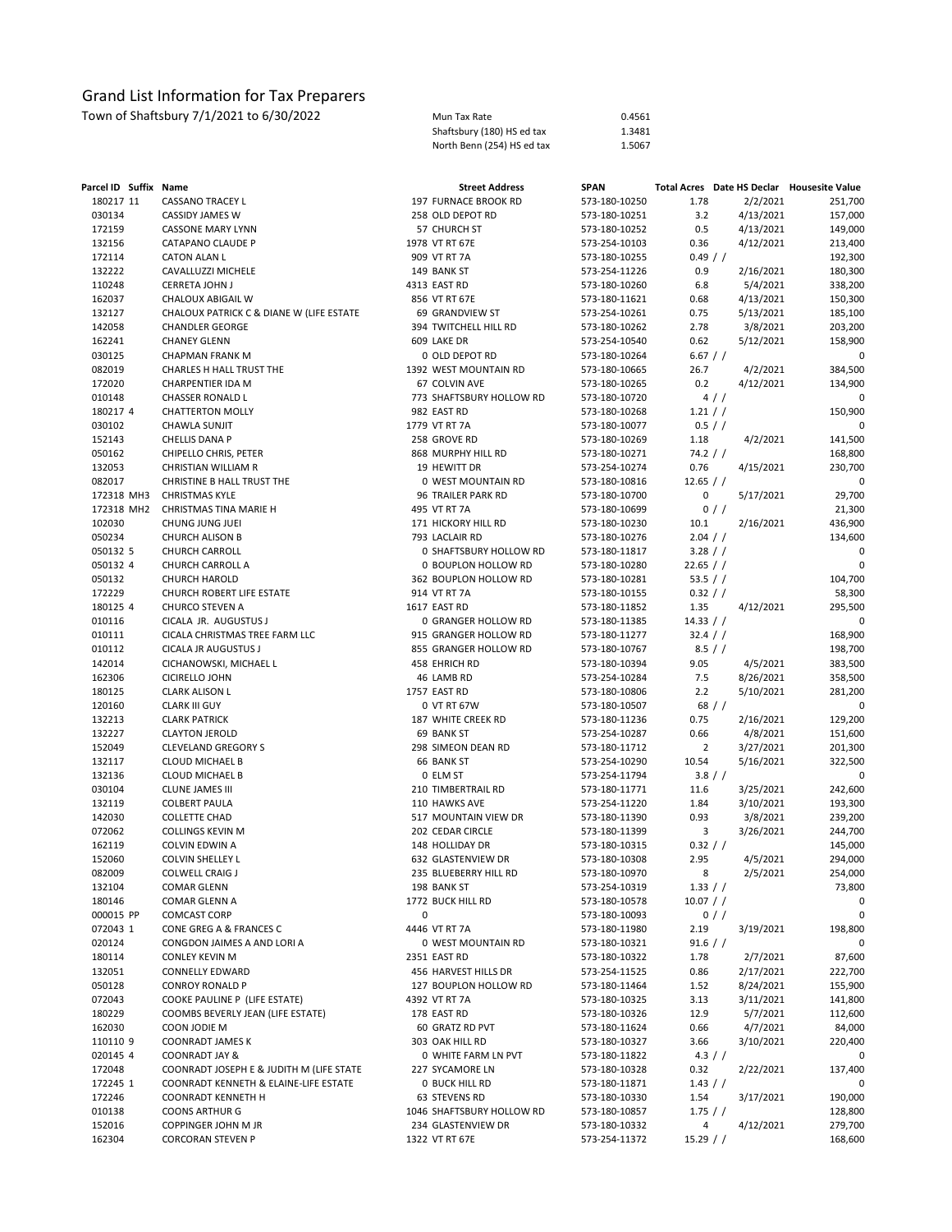# Grand List Information for Tax Preparers

Town of Shaftsbury 7/1/2021 to 6/30/2022

| | |
|---|---|
| Mun Tax Rate | 0.4561 |
| Shaftsbury (180) HS ed tax | 1.3481 |
| North Benn (254) HS ed tax | 1.5067 |

| Parcel ID | Suffix | Name | Street Address | SPAN | Total Acres | Date HS Declar | Housesite Value |
|---|---|---|---|---|---|---|---|
| 180217 | 11 | CASSANO TRACEY L | 197 FURNACE BROOK RD | 573-180-10250 | 1.78 | 2/2/2021 | 251,700 |
| 030134 | | CASSIDY JAMES W | 258 OLD DEPOT RD | 573-180-10251 | 3.2 | 4/13/2021 | 157,000 |
| 172159 | | CASSONE MARY LYNN | 57 CHURCH ST | 573-180-10252 | 0.5 | 4/13/2021 | 149,000 |
| 132156 | | CATAPANO CLAUDE P | 1978 VT RT 67E | 573-254-10103 | 0.36 | 4/12/2021 | 213,400 |
| 172114 | | CATON ALAN L | 909 VT RT 7A | 573-180-10255 | 0.49 | / / | 192,300 |
| 132222 | | CAVALLUZZI MICHELE | 149 BANK ST | 573-254-11226 | 0.9 | 2/16/2021 | 180,300 |
| 110248 | | CERRETA JOHN J | 4313 EAST RD | 573-180-10260 | 6.8 | 5/4/2021 | 338,200 |
| 162037 | | CHALOUX ABIGAIL W | 856 VT RT 67E | 573-180-11621 | 0.68 | 4/13/2021 | 150,300 |
| 132127 | | CHALOUX PATRICK C & DIANE W (LIFE ESTATE | 69 GRANDVIEW ST | 573-254-10261 | 0.75 | 5/13/2021 | 185,100 |
| 142058 | | CHANDLER GEORGE | 394 TWITCHELL HILL RD | 573-180-10262 | 2.78 | 3/8/2021 | 203,200 |
| 162241 | | CHANEY GLENN | 609 LAKE DR | 573-254-10540 | 0.62 | 5/12/2021 | 158,900 |
| 030125 | | CHAPMAN FRANK M | 0 OLD DEPOT RD | 573-180-10264 | 6.67 | / / | 0 |
| 082019 | | CHARLES H HALL TRUST THE | 1392 WEST MOUNTAIN RD | 573-180-10665 | 26.7 | 4/2/2021 | 384,500 |
| 172020 | | CHARPENTIER IDA M | 67 COLVIN AVE | 573-180-10265 | 0.2 | 4/12/2021 | 134,900 |
| 010148 | | CHASSER RONALD L | 773 SHAFTSBURY HOLLOW RD | 573-180-10720 | 4 | / / | 0 |
| 180217 | 4 | CHATTERTON MOLLY | 982 EAST RD | 573-180-10268 | 1.21 | / / | 150,900 |
| 030102 | | CHAWLA SUNJIT | 1779 VT RT 7A | 573-180-10077 | 0.5 | / / | 0 |
| 152143 | | CHELLIS DANA P | 258 GROVE RD | 573-180-10269 | 1.18 | 4/2/2021 | 141,500 |
| 050162 | | CHIPELLO CHRIS, PETER | 868 MURPHY HILL RD | 573-180-10271 | 74.2 | / / | 168,800 |
| 132053 | | CHRISTIAN WILLIAM R | 19 HEWITT DR | 573-254-10274 | 0.76 | 4/15/2021 | 230,700 |
| 082017 | | CHRISTINE B HALL TRUST THE | 0 WEST MOUNTAIN RD | 573-180-10816 | 12.65 | / / | 0 |
| 172318 | MH3 | CHRISTMAS KYLE | 96 TRAILER PARK RD | 573-180-10700 | 0 | 5/17/2021 | 29,700 |
| 172318 | MH2 | CHRISTMAS TINA MARIE H | 495 VT RT 7A | 573-180-10699 | 0 | / / | 21,300 |
| 102030 | | CHUNG JUNG JUEI | 171 HICKORY HILL RD | 573-180-10230 | 10.1 | 2/16/2021 | 436,900 |
| 050234 | | CHURCH ALISON B | 793 LACLAIR RD | 573-180-10276 | 2.04 | / / | 134,600 |
| 050132 | 5 | CHURCH CARROLL | 0 SHAFTSBURY HOLLOW RD | 573-180-11817 | 3.28 | / / | 0 |
| 050132 | 4 | CHURCH CARROLL A | 0 BOUPLON HOLLOW RD | 573-180-10280 | 22.65 | / / | 0 |
| 050132 | | CHURCH HAROLD | 362 BOUPLON HOLLOW RD | 573-180-10281 | 53.5 | / / | 104,700 |
| 172229 | | CHURCH ROBERT LIFE ESTATE | 914 VT RT 7A | 573-180-10155 | 0.32 | / / | 58,300 |
| 180125 | 4 | CHURCO STEVEN A | 1617 EAST RD | 573-180-11852 | 1.35 | 4/12/2021 | 295,500 |
| 010116 | | CICALA JR. AUGUSTUS J | 0 GRANGER HOLLOW RD | 573-180-11385 | 14.33 | / / | 0 |
| 010111 | | CICALA CHRISTMAS TREE FARM LLC | 915 GRANGER HOLLOW RD | 573-180-11277 | 32.4 | / / | 168,900 |
| 010112 | | CICALA JR AUGUSTUS J | 855 GRANGER HOLLOW RD | 573-180-10767 | 8.5 | / / | 198,700 |
| 142014 | | CICHANOWSKI, MICHAEL L | 458 EHRICH RD | 573-180-10394 | 9.05 | 4/5/2021 | 383,500 |
| 162306 | | CICIRELLO JOHN | 46 LAMB RD | 573-254-10284 | 7.5 | 8/26/2021 | 358,500 |
| 180125 | | CLARK ALISON L | 1757 EAST RD | 573-180-10806 | 2.2 | 5/10/2021 | 281,200 |
| 120160 | | CLARK III GUY | 0 VT RT 67W | 573-180-10507 | 68 | / / | 0 |
| 132213 | | CLARK PATRICK | 187 WHITE CREEK RD | 573-180-11236 | 0.75 | 2/16/2021 | 129,200 |
| 132227 | | CLAYTON JEROLD | 69 BANK ST | 573-254-10287 | 0.66 | 4/8/2021 | 151,600 |
| 152049 | | CLEVELAND GREGORY S | 298 SIMEON DEAN RD | 573-180-11712 | 2 | 3/27/2021 | 201,300 |
| 132117 | | CLOUD MICHAEL B | 66 BANK ST | 573-254-10290 | 10.54 | 5/16/2021 | 322,500 |
| 132136 | | CLOUD MICHAEL B | 0 ELM ST | 573-254-11794 | 3.8 | / / | 0 |
| 030104 | | CLUNE JAMES III | 210 TIMBERTRAIL RD | 573-180-11771 | 11.6 | 3/25/2021 | 242,600 |
| 132119 | | COLBERT PAULA | 110 HAWKS AVE | 573-254-11220 | 1.84 | 3/10/2021 | 193,300 |
| 142030 | | COLLETTE CHAD | 517 MOUNTAIN VIEW DR | 573-180-11390 | 0.93 | 3/8/2021 | 239,200 |
| 072062 | | COLLINGS KEVIN M | 202 CEDAR CIRCLE | 573-180-11399 | 3 | 3/26/2021 | 244,700 |
| 162119 | | COLVIN EDWIN A | 148 HOLLIDAY DR | 573-180-10315 | 0.32 | / / | 145,000 |
| 152060 | | COLVIN SHELLEY L | 632 GLASTENVIEW DR | 573-180-10308 | 2.95 | 4/5/2021 | 294,000 |
| 082009 | | COLWELL CRAIG J | 235 BLUEBERRY HILL RD | 573-180-10970 | 8 | 2/5/2021 | 254,000 |
| 132104 | | COMAR GLENN | 198 BANK ST | 573-254-10319 | 1.33 | / / | 73,800 |
| 180146 | | COMAR GLENN A | 1772 BUCK HILL RD | 573-180-10578 | 10.07 | / / | 0 |
| 000015 | PP | COMCAST CORP | 0 | 573-180-10093 | 0 | / / | 0 |
| 072043 | 1 | CONE GREG A & FRANCES C | 4446 VT RT 7A | 573-180-11980 | 2.19 | 3/19/2021 | 198,800 |
| 020124 | | CONGDON JAIMES A AND LORI A | 0 WEST MOUNTAIN RD | 573-180-10321 | 91.6 | / / | 0 |
| 180114 | | CONLEY KEVIN M | 2351 EAST RD | 573-180-10322 | 1.78 | 2/7/2021 | 87,600 |
| 132051 | | CONNELLY EDWARD | 456 HARVEST HILLS DR | 573-254-11525 | 0.86 | 2/17/2021 | 222,700 |
| 050128 | | CONROY RONALD P | 127 BOUPLON HOLLOW RD | 573-180-11464 | 1.52 | 8/24/2021 | 155,900 |
| 072043 | | COOKE PAULINE P (LIFE ESTATE) | 4392 VT RT 7A | 573-180-10325 | 3.13 | 3/11/2021 | 141,800 |
| 180229 | | COOMBS BEVERLY JEAN (LIFE ESTATE) | 178 EAST RD | 573-180-10326 | 12.9 | 5/7/2021 | 112,600 |
| 162030 | | COON JODIE M | 60 GRATZ RD PVT | 573-180-11624 | 0.66 | 4/7/2021 | 84,000 |
| 110110 | 9 | COONRADT JAMES K | 303 OAK HILL RD | 573-180-10327 | 3.66 | 3/10/2021 | 220,400 |
| 020145 | 4 | COONRADT JAY & | 0 WHITE FARM LN PVT | 573-180-11822 | 4.3 | / / | 0 |
| 172048 | | COONRADT JOSEPH E & JUDITH M (LIFE STATE | 227 SYCAMORE LN | 573-180-10328 | 0.32 | 2/22/2021 | 137,400 |
| 172245 | 1 | COONRADT KENNETH & ELAINE-LIFE ESTATE | 0 BUCK HILL RD | 573-180-11871 | 1.43 | / / | 0 |
| 172246 | | COONRADT KENNETH H | 63 STEVENS RD | 573-180-10330 | 1.54 | 3/17/2021 | 190,000 |
| 010138 | | COONS ARTHUR G | 1046 SHAFTSBURY HOLLOW RD | 573-180-10857 | 1.75 | / / | 128,800 |
| 152016 | | COPPINGER JOHN M JR | 234 GLASTENVIEW DR | 573-180-10332 | 4 | 4/12/2021 | 279,700 |
| 162304 | | CORCORAN STEVEN P | 1322 VT RT 67E | 573-254-11372 | 15.29 | / / | 168,600 |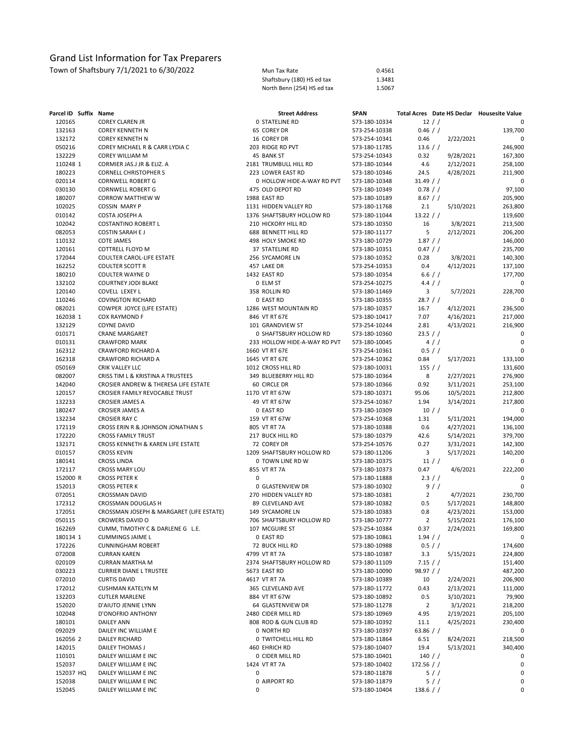# Grand List Information for Tax Preparers

Town of Shaftsbury 7/1/2021 to 6/30/2022

| | |
|---|---|
| Mun Tax Rate | 0.4561 |
| Shaftsbury (180) HS ed tax | 1.3481 |
| North Benn (254) HS ed tax | 1.5067 |

| Parcel ID | Suffix | Name | Street Address | SPAN | Total Acres | Date HS Declar | Housesite Value |
|---|---|---|---|---|---|---|---|
| 120165 | | COREY CLAREN JR | 0 STATELINE RD | 573-180-10334 | 12 | / / | 0 |
| 132163 | | COREY KENNETH N | 65 COREY DR | 573-254-10338 | 0.46 | / / | 139,700 |
| 132172 | | COREY KENNETH N | 16 COREY DR | 573-254-10341 | 0.46 | 2/22/2021 | 0 |
| 050216 | | COREY MICHAEL R & CARR LYDIA C | 203 RIDGE RD PVT | 573-180-11785 | 13.6 | / / | 246,900 |
| 132229 | | COREY WILLIAM M | 45 BANK ST | 573-254-10343 | 0.32 | 9/28/2021 | 167,300 |
| 110248 | 1 | CORMIER JAS.J JR & ELIZ. A | 2181 TRUMBULL HILL RD | 573-180-10344 | 4.6 | 2/12/2021 | 258,100 |
| 180223 | | CORNELL CHRISTOPHER S | 223 LOWER EAST RD | 573-180-10346 | 24.5 | 4/28/2021 | 211,900 |
| 020114 | | CORNWELL ROBERT G | 0 HOLLOW HIDE-A-WAY RD PVT | 573-180-10348 | 31.49 | / / | 0 |
| 030130 | | CORNWELL ROBERT G | 475 OLD DEPOT RD | 573-180-10349 | 0.78 | / / | 97,100 |
| 180207 | | CORROW MATTHEW W | 1988 EAST RD | 573-180-10189 | 8.67 | / / | 205,900 |
| 102025 | | COSSIN MARY P | 1131 HIDDEN VALLEY RD | 573-180-11768 | 2.1 | 5/10/2021 | 263,800 |
| 010142 | | COSTA JOSEPH A | 1376 SHAFTSBURY HOLLOW RD | 573-180-11044 | 13.22 | / / | 119,600 |
| 102042 | | COSTANTINO ROBERT L | 210 HICKORY HILL RD | 573-180-10350 | 16 | 3/8/2021 | 213,500 |
| 082053 | | COSTIN SARAH E J | 688 BENNETT HILL RD | 573-180-11177 | 5 | 2/12/2021 | 206,200 |
| 110132 | | COTE JAMES | 498 HOLY SMOKE RD | 573-180-10729 | 1.87 | / / | 146,000 |
| 120161 | | COTTRELL FLOYD M | 37 STATELINE RD | 573-180-10351 | 0.47 | / / | 235,700 |
| 172044 | | COULTER CAROL-LIFE ESTATE | 256 SYCAMORE LN | 573-180-10352 | 0.28 | 3/8/2021 | 140,300 |
| 162252 | | COULTER SCOTT R | 457 LAKE DR | 573-254-10353 | 0.4 | 4/12/2021 | 137,100 |
| 180210 | | COULTER WAYNE D | 1432 EAST RD | 573-180-10354 | 6.6 | / / | 177,700 |
| 132102 | | COURTNEY JODI BLAKE | 0 ELM ST | 573-254-10275 | 4.4 | / / | 0 |
| 120140 | | COVELL LEXEY L | 358 ROLLIN RD | 573-180-11469 | 3 | 5/7/2021 | 228,700 |
| 110246 | | COVINGTON RICHARD | 0 EAST RD | 573-180-10355 | 28.7 | / / | 0 |
| 082021 | | COWPER JOYCE (LIFE ESTATE) | 1286 WEST MOUNTAIN RD | 573-180-10357 | 16.7 | 4/12/2021 | 236,500 |
| 162038 | 1 | COX RAYMOND F | 846 VT RT 67E | 573-180-10417 | 7.07 | 4/16/2021 | 217,000 |
| 132129 | | COYNE DAVID | 101 GRANDVIEW ST | 573-254-10244 | 2.81 | 4/13/2021 | 216,900 |
| 010171 | | CRANE MARGARET | 0 SHAFTSBURY HOLLOW RD | 573-180-10360 | 23.5 | / / | 0 |
| 010131 | | CRAWFORD MARK | 233 HOLLOW HIDE-A-WAY RD PVT | 573-180-10045 | 4 | / / | 0 |
| 162312 | | CRAWFORD RICHARD A | 1660 VT RT 67E | 573-254-10361 | 0.5 | / / | 0 |
| 162318 | | CRAWFORD RICHARD A | 1645 VT RT 67E | 573-254-10362 | 0.84 | 5/17/2021 | 133,100 |
| 050169 | | CRIK VALLEY LLC | 1012 CROSS HILL RD | 573-180-10031 | 155 | / / | 131,600 |
| 082007 | | CRISS TIM L & KRISTINA A TRUSTEES | 349 BLUEBERRY HILL RD | 573-180-10364 | 8 | 2/27/2021 | 276,900 |
| 142040 | | CROSIER ANDREW & THERESA LIFE ESTATE | 60 CIRCLE DR | 573-180-10366 | 0.92 | 3/11/2021 | 253,100 |
| 120157 | | CROSIER FAMILY REVOCABLE TRUST | 1170 VT RT 67W | 573-180-10371 | 95.06 | 10/5/2021 | 212,800 |
| 132233 | | CROSIER JAMES A | 49 VT RT 67W | 573-254-10367 | 1.94 | 3/14/2021 | 217,800 |
| 180247 | | CROSIER JAMES A | 0 EAST RD | 573-180-10309 | 10 | / / | 0 |
| 132234 | | CROSIER RAY C | 159 VT RT 67W | 573-254-10368 | 1.31 | 5/11/2021 | 194,000 |
| 172119 | | CROSS ERIN R & JOHNSON JONATHAN S | 805 VT RT 7A | 573-180-10388 | 0.6 | 4/27/2021 | 136,100 |
| 172220 | | CROSS FAMILY TRUST | 217 BUCK HILL RD | 573-180-10379 | 42.6 | 5/14/2021 | 379,700 |
| 132171 | | CROSS KENNETH & KAREN LIFE ESTATE | 72 COREY DR | 573-254-10576 | 0.27 | 3/31/2021 | 142,300 |
| 010157 | | CROSS KEVIN | 1209 SHAFTSBURY HOLLOW RD | 573-180-11206 | 3 | 5/17/2021 | 140,200 |
| 180141 | | CROSS LINDA | 0 TOWN LINE RD W | 573-180-10375 | 11 | / / | 0 |
| 172117 | | CROSS MARY LOU | 855 VT RT 7A | 573-180-10373 | 0.47 | 4/6/2021 | 222,200 |
| 152000 | R | CROSS PETER K | 0 | 573-180-11888 | 2.3 | / / | 0 |
| 152013 | | CROSS PETER K | 0 GLASTENVIEW DR | 573-180-10302 | 9 | / / | 0 |
| 072051 | | CROSSMAN DAVID | 270 HIDDEN VALLEY RD | 573-180-10381 | 2 | 4/7/2021 | 230,700 |
| 172312 | | CROSSMAN DOUGLAS H | 89 CLEVELAND AVE | 573-180-10382 | 0.5 | 5/17/2021 | 148,800 |
| 172051 | | CROSSMAN JOSEPH & MARGARET (LIFE ESTATE) | 149 SYCAMORE LN | 573-180-10383 | 0.8 | 4/23/2021 | 153,000 |
| 050115 | | CROWERS DAVID O | 706 SHAFTSBURY HOLLOW RD | 573-180-10777 | 2 | 5/15/2021 | 176,100 |
| 162269 | | CUMM, TIMOTHY C & DARLENE G L.E. | 107 MCGUIRE ST | 573-254-10384 | 0.37 | 2/24/2021 | 169,800 |
| 180134 | 1 | CUMMINGS JAIME L | 0 EAST RD | 573-180-10861 | 1.94 | / / | 0 |
| 172226 | | CUNNINGHAM ROBERT | 72 BUCK HILL RD | 573-180-10988 | 0.5 | / / | 174,600 |
| 072008 | | CURRAN KAREN | 4799 VT RT 7A | 573-180-10387 | 3.3 | 5/15/2021 | 224,800 |
| 020109 | | CURRAN MARTHA M | 2374 SHAFTSBURY HOLLOW RD | 573-180-11109 | 7.15 | / / | 151,400 |
| 030223 | | CURRIER DIANE L TRUSTEE | 5673 EAST RD | 573-180-10090 | 98.97 | / / | 487,200 |
| 072010 | | CURTIS DAVID | 4617 VT RT 7A | 573-180-10389 | 10 | 2/24/2021 | 206,900 |
| 172012 | | CUSHMAN KATELYN M | 365 CLEVELAND AVE | 573-180-11772 | 0.43 | 2/13/2021 | 111,000 |
| 132203 | | CUTLER MARLENE | 884 VT RT 67W | 573-180-10892 | 0.5 | 3/10/2021 | 79,900 |
| 152020 | | D'AIUTO JENNIE LYNN | 64 GLASTENVIEW DR | 573-180-11278 | 2 | 3/1/2021 | 218,200 |
| 102048 | | D'ONOFRIO ANTHONY | 2480 CIDER MILL RD | 573-180-10969 | 4.95 | 2/19/2021 | 205,100 |
| 180101 | | DAILEY ANN | 808 ROD & GUN CLUB RD | 573-180-10392 | 11.1 | 4/25/2021 | 230,400 |
| 092029 | | DAILEY INC WILLIAM E | 0 NORTH RD | 573-180-10397 | 63.86 | / / | 0 |
| 162056 | 2 | DAILEY RICHARD | 0 TWITCHELL HILL RD | 573-180-11864 | 6.51 | 8/24/2021 | 218,500 |
| 142015 | | DAILEY THOMAS J | 460 EHRICH RD | 573-180-10407 | 19.4 | 5/13/2021 | 340,400 |
| 110101 | | DAILEY WILLIAM E INC | 0 CIDER MILL RD | 573-180-10401 | 140 | / / | 0 |
| 152037 | | DAILEY WILLIAM E INC | 1424 VT RT 7A | 573-180-10402 | 172.56 | / / | 0 |
| 152037 | HQ | DAILEY WILLIAM E INC | 0 | 573-180-11878 | 5 | / / | 0 |
| 152038 | | DAILEY WILLIAM E INC | 0 AIRPORT RD | 573-180-11879 | 5 | / / | 0 |
| 152045 | | DAILEY WILLIAM E INC | 0 | 573-180-10404 | 138.6 | / / | 0 |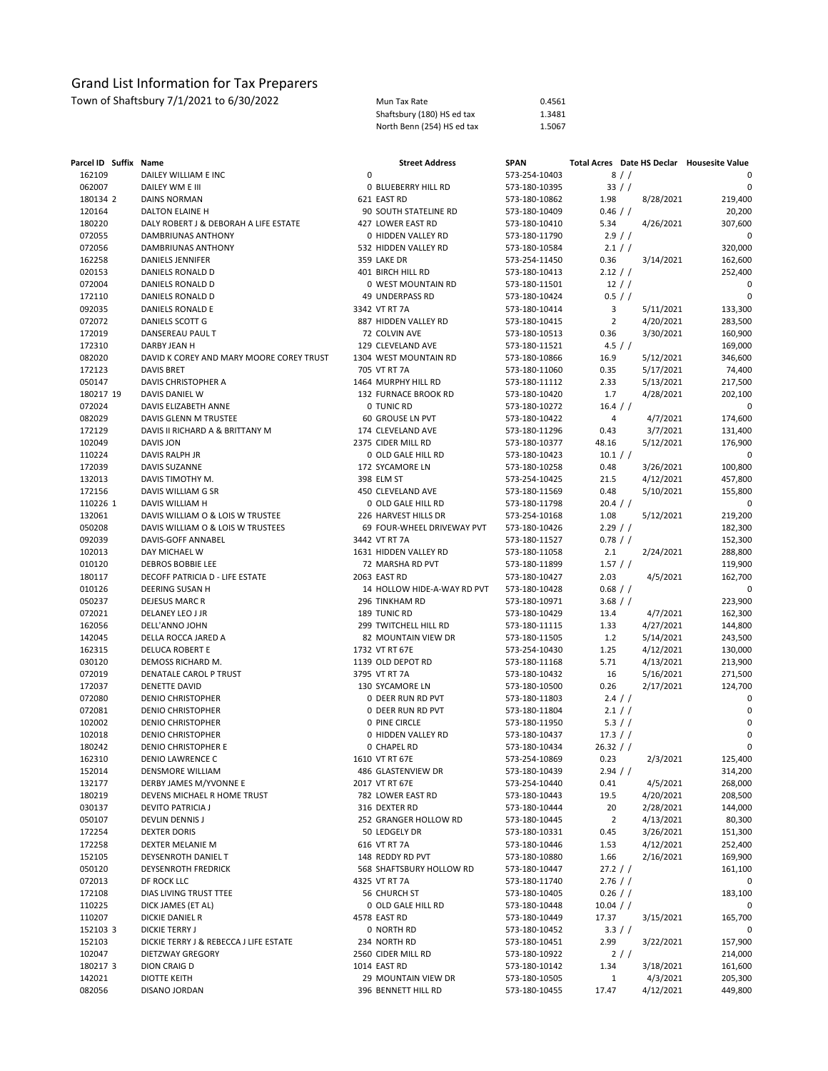# Grand List Information for Tax Preparers

Town of Shaftsbury 7/1/2021 to 6/30/2022

| | |
|---|---|
| Mun Tax Rate | 0.4561 |
| Shaftsbury (180) HS ed tax | 1.3481 |
| North Benn (254) HS ed tax | 1.5067 |

| Parcel ID | Suffix | Name | Street Address | SPAN | Total Acres | Date HS Declar | Housesite Value |
|---|---|---|---|---|---|---|---|
| 162109 | | DAILEY WILLIAM E INC | 0 | 573-254-10403 | 8 | / / | 0 |
| 062007 | | DAILEY WM E III | 0 BLUEBERRY HILL RD | 573-180-10395 | 33 | / / | 0 |
| 180134 | 2 | DAINS NORMAN | 621 EAST RD | 573-180-10862 | 1.98 | 8/28/2021 | 219,400 |
| 120164 | | DALTON ELAINE H | 90 SOUTH STATELINE RD | 573-180-10409 | 0.46 | / / | 20,200 |
| 180220 | | DALY ROBERT J & DEBORAH A LIFE ESTATE | 427 LOWER EAST RD | 573-180-10410 | 5.34 | 4/26/2021 | 307,600 |
| 072055 | | DAMBRIUNAS ANTHONY | 0 HIDDEN VALLEY RD | 573-180-11790 | 2.9 | / / | 0 |
| 072056 | | DAMBRIUNAS ANTHONY | 532 HIDDEN VALLEY RD | 573-180-10584 | 2.1 | / / | 320,000 |
| 162258 | | DANIELS JENNIFER | 359 LAKE DR | 573-254-11450 | 0.36 | 3/14/2021 | 162,600 |
| 020153 | | DANIELS RONALD D | 401 BIRCH HILL RD | 573-180-10413 | 2.12 | / / | 252,400 |
| 072004 | | DANIELS RONALD D | 0 WEST MOUNTAIN RD | 573-180-11501 | 12 | / / | 0 |
| 172110 | | DANIELS RONALD D | 49 UNDERPASS RD | 573-180-10424 | 0.5 | / / | 0 |
| 092035 | | DANIELS RONALD E | 3342 VT RT 7A | 573-180-10414 | 3 | 5/11/2021 | 133,300 |
| 072072 | | DANIELS SCOTT G | 887 HIDDEN VALLEY RD | 573-180-10415 | 2 | 4/20/2021 | 283,500 |
| 172019 | | DANSEREAU PAUL T | 72 COLVIN AVE | 573-180-10513 | 0.36 | 3/30/2021 | 160,900 |
| 172310 | | DARBY JEAN H | 129 CLEVELAND AVE | 573-180-11521 | 4.5 | / / | 169,000 |
| 082020 | | DAVID K COREY AND MARY MOORE COREY TRUST | 1304 WEST MOUNTAIN RD | 573-180-10866 | 16.9 | 5/12/2021 | 346,600 |
| 172123 | | DAVIS BRET | 705 VT RT 7A | 573-180-11060 | 0.35 | 5/17/2021 | 74,400 |
| 050147 | | DAVIS CHRISTOPHER A | 1464 MURPHY HILL RD | 573-180-11112 | 2.33 | 5/13/2021 | 217,500 |
| 180217 | 19 | DAVIS DANIEL W | 132 FURNACE BROOK RD | 573-180-10420 | 1.7 | 4/28/2021 | 202,100 |
| 072024 | | DAVIS ELIZABETH ANNE | 0 TUNIC RD | 573-180-10272 | 16.4 | / / | 0 |
| 082029 | | DAVIS GLENN M TRUSTEE | 60 GROUSE LN PVT | 573-180-10422 | 4 | 4/7/2021 | 174,600 |
| 172129 | | DAVIS II RICHARD A & BRITTANY M | 174 CLEVELAND AVE | 573-180-11296 | 0.43 | 3/7/2021 | 131,400 |
| 102049 | | DAVIS JON | 2375 CIDER MILL RD | 573-180-10377 | 48.16 | 5/12/2021 | 176,900 |
| 110224 | | DAVIS RALPH JR | 0 OLD GALE HILL RD | 573-180-10423 | 10.1 | / / | 0 |
| 172039 | | DAVIS SUZANNE | 172 SYCAMORE LN | 573-180-10258 | 0.48 | 3/26/2021 | 100,800 |
| 132013 | | DAVIS TIMOTHY M. | 398 ELM ST | 573-254-10425 | 21.5 | 4/12/2021 | 457,800 |
| 172156 | | DAVIS WILLIAM G SR | 450 CLEVELAND AVE | 573-180-11569 | 0.48 | 5/10/2021 | 155,800 |
| 110226 | 1 | DAVIS WILLIAM H | 0 OLD GALE HILL RD | 573-180-11798 | 20.4 | / / | 0 |
| 132061 | | DAVIS WILLIAM O & LOIS W TRUSTEE | 226 HARVEST HILLS DR | 573-254-10168 | 1.08 | 5/12/2021 | 219,200 |
| 050208 | | DAVIS WILLIAM O & LOIS W TRUSTEES | 69 FOUR-WHEEL DRIVEWAY PVT | 573-180-10426 | 2.29 | / / | 182,300 |
| 092039 | | DAVIS-GOFF ANNABEL | 3442 VT RT 7A | 573-180-11527 | 0.78 | / / | 152,300 |
| 102013 | | DAY MICHAEL W | 1631 HIDDEN VALLEY RD | 573-180-11058 | 2.1 | 2/24/2021 | 288,800 |
| 010120 | | DEBROS BOBBIE LEE | 72 MARSHA RD PVT | 573-180-11899 | 1.57 | / / | 119,900 |
| 180117 | | DECOFF PATRICIA D - LIFE ESTATE | 2063 EAST RD | 573-180-10427 | 2.03 | 4/5/2021 | 162,700 |
| 010126 | | DEERING SUSAN H | 14 HOLLOW HIDE-A-WAY RD PVT | 573-180-10428 | 0.68 | / / | 0 |
| 050237 | | DEJESUS MARC R | 296 TINKHAM RD | 573-180-10971 | 3.68 | / / | 223,900 |
| 072021 | | DELANEY LEO J JR | 189 TUNIC RD | 573-180-10429 | 13.4 | 4/7/2021 | 162,300 |
| 162056 | | DELL'ANNO JOHN | 299 TWITCHELL HILL RD | 573-180-11115 | 1.33 | 4/27/2021 | 144,800 |
| 142045 | | DELLA ROCCA JARED A | 82 MOUNTAIN VIEW DR | 573-180-11505 | 1.2 | 5/14/2021 | 243,500 |
| 162315 | | DELUCA ROBERT E | 1732 VT RT 67E | 573-254-10430 | 1.25 | 4/12/2021 | 130,000 |
| 030120 | | DEMOSS RICHARD M. | 1139 OLD DEPOT RD | 573-180-11168 | 5.71 | 4/13/2021 | 213,900 |
| 072019 | | DENATALE CAROL P TRUST | 3795 VT RT 7A | 573-180-10432 | 16 | 5/16/2021 | 271,500 |
| 172037 | | DENETTE DAVID | 130 SYCAMORE LN | 573-180-10500 | 0.26 | 2/17/2021 | 124,700 |
| 072080 | | DENIO CHRISTOPHER | 0 DEER RUN RD PVT | 573-180-11803 | 2.4 | / / | 0 |
| 072081 | | DENIO CHRISTOPHER | 0 DEER RUN RD PVT | 573-180-11804 | 2.1 | / / | 0 |
| 102002 | | DENIO CHRISTOPHER | 0 PINE CIRCLE | 573-180-11950 | 5.3 | / / | 0 |
| 102018 | | DENIO CHRISTOPHER | 0 HIDDEN VALLEY RD | 573-180-10437 | 17.3 | / / | 0 |
| 180242 | | DENIO CHRISTOPHER E | 0 CHAPEL RD | 573-180-10434 | 26.32 | / / | 0 |
| 162310 | | DENIO LAWRENCE C | 1610 VT RT 67E | 573-254-10869 | 0.23 | 2/3/2021 | 125,400 |
| 152014 | | DENSMORE WILLIAM | 486 GLASTENVIEW DR | 573-180-10439 | 2.94 | / / | 314,200 |
| 132177 | | DERBY JAMES M/YVONNE E | 2017 VT RT 67E | 573-254-10440 | 0.41 | 4/5/2021 | 268,000 |
| 180219 | | DEVENS MICHAEL R HOME TRUST | 782 LOWER EAST RD | 573-180-10443 | 19.5 | 4/20/2021 | 208,500 |
| 030137 | | DEVITO PATRICIA J | 316 DEXTER RD | 573-180-10444 | 20 | 2/28/2021 | 144,000 |
| 050107 | | DEVLIN DENNIS J | 252 GRANGER HOLLOW RD | 573-180-10445 | 2 | 4/13/2021 | 80,300 |
| 172254 | | DEXTER DORIS | 50 LEDGELY DR | 573-180-10331 | 0.45 | 3/26/2021 | 151,300 |
| 172258 | | DEXTER MELANIE M | 616 VT RT 7A | 573-180-10446 | 1.53 | 4/12/2021 | 252,400 |
| 152105 | | DEYSENROTH DANIEL T | 148 REDDY RD PVT | 573-180-10880 | 1.66 | 2/16/2021 | 169,900 |
| 050120 | | DEYSENROTH FREDRICK | 568 SHAFTSBURY HOLLOW RD | 573-180-10447 | 27.2 | / / | 161,100 |
| 072013 | | DF ROCK LLC | 4325 VT RT 7A | 573-180-11740 | 2.76 | / / | 0 |
| 172108 | | DIAS LIVING TRUST TTEE | 56 CHURCH ST | 573-180-10405 | 0.26 | / / | 183,100 |
| 110225 | | DICK JAMES (ET AL) | 0 OLD GALE HILL RD | 573-180-10448 | 10.04 | / / | 0 |
| 110207 | | DICKIE DANIEL R | 4578 EAST RD | 573-180-10449 | 17.37 | 3/15/2021 | 165,700 |
| 152103 | 3 | DICKIE TERRY J | 0 NORTH RD | 573-180-10452 | 3.3 | / / | 0 |
| 152103 | | DICKIE TERRY J & REBECCA J LIFE ESTATE | 234 NORTH RD | 573-180-10451 | 2.99 | 3/22/2021 | 157,900 |
| 102047 | | DIETZWAY GREGORY | 2560 CIDER MILL RD | 573-180-10922 | 2 | / / | 214,000 |
| 180217 | 3 | DION CRAIG D | 1014 EAST RD | 573-180-10142 | 1.34 | 3/18/2021 | 161,600 |
| 142021 | | DIOTTE KEITH | 29 MOUNTAIN VIEW DR | 573-180-10505 | 1 | 4/3/2021 | 205,300 |
| 082056 | | DISANO JORDAN | 396 BENNETT HILL RD | 573-180-10455 | 17.47 | 4/12/2021 | 449,800 |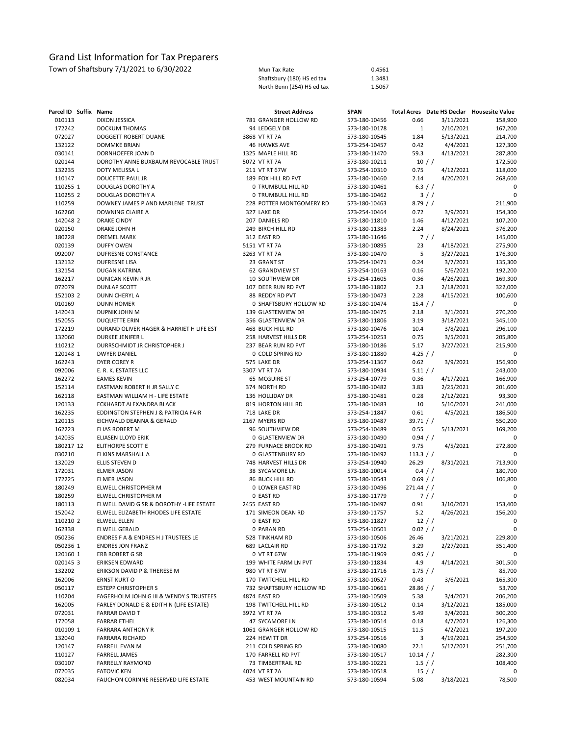# Grand List Information for Tax Preparers

Town of Shaftsbury 7/1/2021 to 6/30/2022

| | |
|---|---|
| Mun Tax Rate | 0.4561 |
| Shaftsbury (180) HS ed tax | 1.3481 |
| North Benn (254) HS ed tax | 1.5067 |

| Parcel ID | Suffix | Name | Street Address | SPAN | Total Acres | Date HS Declar | Housesite Value |
|---|---|---|---|---|---|---|---|
| 010113 | | DIXON JESSICA | 781 GRANGER HOLLOW RD | 573-180-10456 | 0.66 | 3/11/2021 | 158,900 |
| 172242 | | DOCKUM THOMAS | 94 LEDGELY DR | 573-180-10178 | 1 | 2/10/2021 | 167,200 |
| 072027 | | DOGGETT ROBERT DUANE | 3868 VT RT 7A | 573-180-10545 | 1.84 | 5/13/2021 | 214,700 |
| 132122 | | DOMMKE BRIAN | 46 HAWKS AVE | 573-254-10457 | 0.42 | 4/4/2021 | 127,300 |
| 030141 | | DORNHOEFER JOAN D | 1325 MAPLE HILL RD | 573-180-11470 | 59.3 | 4/13/2021 | 287,800 |
| 020144 | | DOROTHY ANNE BUXBAUM REVOCABLE TRUST | 5072 VT RT 7A | 573-180-10211 | 10 | / / | 172,500 |
| 132235 | | DOTY MELISSA L | 211 VT RT 67W | 573-254-10310 | 0.75 | 4/12/2021 | 118,000 |
| 110147 | | DOUCETTE PAUL JR | 189 FOX HILL RD PVT | 573-180-10460 | 2.14 | 4/20/2021 | 268,600 |
| 110255 | 1 | DOUGLAS DOROTHY A | 0 TRUMBULL HILL RD | 573-180-10461 | 6.3 | / / | 0 |
| 110255 | 2 | DOUGLAS DOROTHY A | 0 TRUMBULL HILL RD | 573-180-10462 | 3 | / / | 0 |
| 110259 | | DOWNEY JAMES P AND MARLENE TRUST | 228 POTTER MONTGOMERY RD | 573-180-10463 | 8.79 | / / | 211,900 |
| 162260 | | DOWNING CLAIRE A | 327 LAKE DR | 573-254-10464 | 0.72 | 3/9/2021 | 154,300 |
| 142048 | 2 | DRAKE CINDY | 207 DANIELS RD | 573-180-11810 | 1.46 | 4/12/2021 | 107,200 |
| 020150 | | DRAKE JOHN H | 249 BIRCH HILL RD | 573-180-11383 | 2.24 | 8/24/2021 | 376,200 |
| 180228 | | DREMEL MARK | 312 EAST RD | 573-180-11646 | 7 | / / | 145,000 |
| 020139 | | DUFFY OWEN | 5151 VT RT 7A | 573-180-10895 | 23 | 4/18/2021 | 275,900 |
| 092007 | | DUFRESNE CONSTANCE | 3263 VT RT 7A | 573-180-10470 | 5 | 3/27/2021 | 176,300 |
| 132132 | | DUFRESNE LISA | 23 GRANT ST | 573-254-10471 | 0.24 | 3/7/2021 | 135,300 |
| 132154 | | DUGAN KATRINA | 62 GRANDVIEW ST | 573-254-10163 | 0.16 | 5/6/2021 | 192,200 |
| 162217 | | DUNICAN KEVIN R JR | 10 SOUTHVIEW DR | 573-254-11605 | 0.36 | 4/26/2021 | 169,300 |
| 072079 | | DUNLAP SCOTT | 107 DEER RUN RD PVT | 573-180-11802 | 2.3 | 2/18/2021 | 322,000 |
| 152103 | 2 | DUNN CHERYL A | 88 REDDY RD PVT | 573-180-10473 | 2.28 | 4/15/2021 | 100,600 |
| 010169 | | DUNN HOMER | 0 SHAFTSBURY HOLLOW RD | 573-180-10474 | 15.4 | / / | 0 |
| 142043 | | DUPNIK JOHN M | 139 GLASTENVIEW DR | 573-180-10475 | 2.18 | 3/1/2021 | 270,200 |
| 152055 | | DUQUETTE ERIN | 356 GLASTENVIEW DR | 573-180-11806 | 3.19 | 3/18/2021 | 345,100 |
| 172219 | | DURAND OLIVER HAGER & HARRIET H LIFE EST | 468 BUCK HILL RD | 573-180-10476 | 10.4 | 3/8/2021 | 296,100 |
| 132060 | | DURKEE JENIFER L | 258 HARVEST HILLS DR | 573-254-10253 | 0.75 | 3/5/2021 | 205,800 |
| 110212 | | DURRSCHMIDT JR CHRISTOPHER J | 237 BEAR RUN RD PVT | 573-180-10186 | 5.17 | 3/27/2021 | 215,900 |
| 120148 | 1 | DWYER DANIEL | 0 COLD SPRING RD | 573-180-11880 | 4.25 | / / | 0 |
| 162243 | | DYER COREY R | 575 LAKE DR | 573-254-11367 | 0.62 | 3/9/2021 | 156,900 |
| 092006 | | E. R. K. ESTATES LLC | 3307 VT RT 7A | 573-180-10934 | 5.11 | / / | 243,000 |
| 162272 | | EAMES KEVIN | 65 MCGUIRE ST | 573-254-10779 | 0.36 | 4/17/2021 | 166,900 |
| 152114 | | EASTMAN ROBERT H JR SALLY C | 374 NORTH RD | 573-180-10482 | 3.83 | 2/25/2021 | 201,600 |
| 162118 | | EASTMAN WILLIAM H - LIFE ESTATE | 136 HOLLIDAY DR | 573-180-10481 | 0.28 | 2/12/2021 | 93,300 |
| 120133 | | ECKHARDT ALEXANDRA BLACK | 819 HORTON HILL RD | 573-180-10483 | 10 | 5/10/2021 | 241,000 |
| 162235 | | EDDINGTON STEPHEN J & PATRICIA FAIR | 718 LAKE DR | 573-254-11847 | 0.61 | 4/5/2021 | 186,500 |
| 120115 | | EICHWALD DEANNA & GERALD | 2167 MYERS RD | 573-180-10487 | 39.71 | / / | 550,200 |
| 162223 | | ELIAS ROBERT M | 96 SOUTHVIEW DR | 573-254-10489 | 0.55 | 5/13/2021 | 169,200 |
| 142035 | | ELIASEN LLOYD ERIK | 0 GLASTENVIEW DR | 573-180-10490 | 0.94 | / / | 0 |
| 180217 | 12 | ELITHORPE SCOTT E | 279 FURNACE BROOK RD | 573-180-10491 | 9.75 | 4/5/2021 | 272,800 |
| 030210 | | ELKINS MARSHALL A | 0 GLASTENBURY RD | 573-180-10492 | 113.3 | / / | 0 |
| 132029 | | ELLIS STEVEN D | 748 HARVEST HILLS DR | 573-254-10940 | 26.29 | 8/31/2021 | 713,900 |
| 172031 | | ELMER JASON | 38 SYCAMORE LN | 573-180-10014 | 0.4 | / / | 180,700 |
| 172225 | | ELMER JASON | 86 BUCK HILL RD | 573-180-10543 | 0.69 | / / | 106,800 |
| 180249 | | ELWELL CHRISTOPHER M | 0 LOWER EAST RD | 573-180-10496 | 271.44 | / / | 0 |
| 180259 | | ELWELL CHRISTOPHER M | 0 EAST RD | 573-180-11779 | 7 | / / | 0 |
| 180113 | | ELWELL DAVID G SR & DOROTHY -LIFE ESTATE | 2455 EAST RD | 573-180-10497 | 0.91 | 3/10/2021 | 153,400 |
| 152042 | | ELWELL ELIZABETH RHODES LIFE ESTATE | 171 SIMEON DEAN RD | 573-180-11757 | 5.2 | 4/26/2021 | 156,200 |
| 110210 | 2 | ELWELL ELLEN | 0 EAST RD | 573-180-11827 | 12 | / / | 0 |
| 162338 | | ELWELL GERALD | 0 PARAN RD | 573-254-10501 | 0.02 | / / | 0 |
| 050236 | | ENDRES F A & ENDRES H J TRUSTEES LE | 528 TINKHAM RD | 573-180-10506 | 26.46 | 3/21/2021 | 229,800 |
| 050236 | 1 | ENDRES JON FRANZ | 689 LACLAIR RD | 573-180-11792 | 3.29 | 2/27/2021 | 351,400 |
| 120160 | 1 | ERB ROBERT G SR | 0 VT RT 67W | 573-180-11969 | 0.95 | / / | 0 |
| 020145 | 3 | ERIKSEN EDWARD | 199 WHITE FARM LN PVT | 573-180-11834 | 4.9 | 4/14/2021 | 301,500 |
| 132202 | | ERIKSON DAVID P & THERESE M | 980 VT RT 67W | 573-180-11716 | 1.75 | / / | 85,700 |
| 162006 | | ERNST KURT O | 170 TWITCHELL HILL RD | 573-180-10527 | 0.43 | 3/6/2021 | 165,300 |
| 050117 | | ESTEPP CHRISTOPHER S | 732 SHAFTSBURY HOLLOW RD | 573-180-10661 | 28.86 | / / | 53,700 |
| 110204 | | FAGERHOLM JOHN G III & WENDY S TRUSTEES | 4874 EAST RD | 573-180-10509 | 5.38 | 3/4/2021 | 206,200 |
| 162005 | | FARLEY DONALD E & EDITH N (LIFE ESTATE) | 198 TWITCHELL HILL RD | 573-180-10512 | 0.14 | 3/12/2021 | 185,000 |
| 072031 | | FARRAR DAVID T | 3972 VT RT 7A | 573-180-10312 | 5.49 | 3/4/2021 | 300,200 |
| 172058 | | FARRAR ETHEL | 47 SYCAMORE LN | 573-180-10514 | 0.18 | 4/7/2021 | 126,300 |
| 010109 | 1 | FARRARA ANTHONY R | 1061 GRANGER HOLLOW RD | 573-180-10515 | 11.5 | 4/2/2021 | 197,200 |
| 132040 | | FARRARA RICHARD | 224 HEWITT DR | 573-254-10516 | 3 | 4/19/2021 | 254,500 |
| 120147 | | FARRELL EVAN M | 211 COLD SPRING RD | 573-180-10080 | 22.1 | 5/17/2021 | 251,700 |
| 110127 | | FARRELL JAMES | 170 FARRELL RD PVT | 573-180-10517 | 10.14 | / / | 282,300 |
| 030107 | | FARRELLY RAYMOND | 73 TIMBERTRAIL RD | 573-180-10221 | 1.5 | / / | 108,400 |
| 072035 | | FATOVIC KEN | 4074 VT RT 7A | 573-180-10518 | 15 | / / | 0 |
| 082034 | | FAUCHON CORINNE RESERVED LIFE ESTATE | 453 WEST MOUNTAIN RD | 573-180-10594 | 5.08 | 3/18/2021 | 78,500 |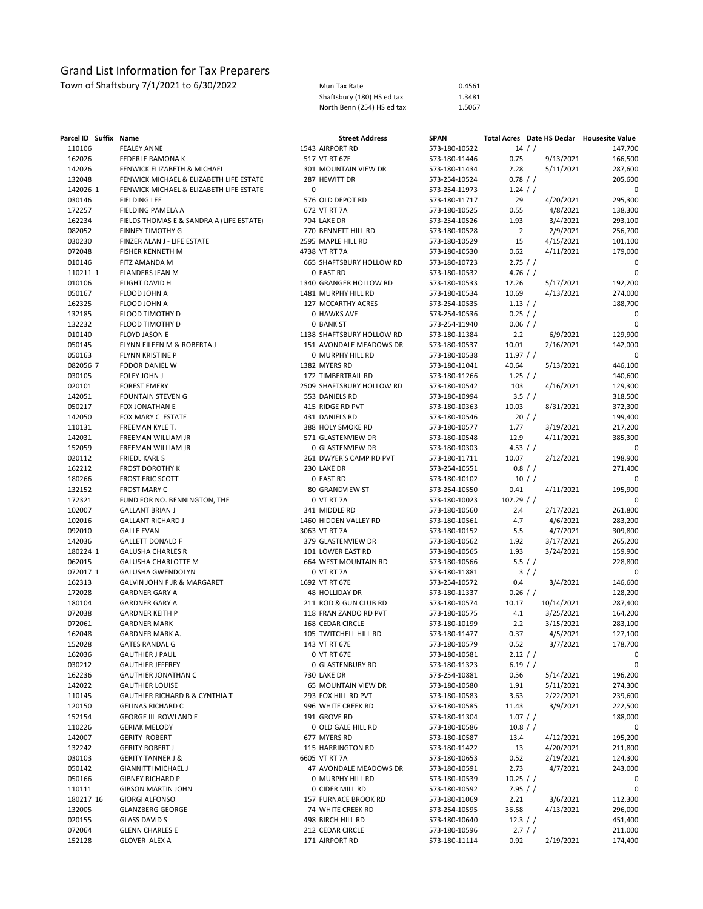# Grand List Information for Tax Preparers

Town of Shaftsbury 7/1/2021 to 6/30/2022

| | |
|---|---|
| Mun Tax Rate | 0.4561 |
| Shaftsbury (180) HS ed tax | 1.3481 |
| North Benn (254) HS ed tax | 1.5067 |

| Parcel ID | Suffix | Name | Street Address | SPAN | Total Acres | Date HS Declar | Housesite Value |
|---|---|---|---|---|---|---|---|
| 110106 | | FEALEY ANNE | 1543 AIRPORT RD | 573-180-10522 | 14 | / / | 147,700 |
| 162026 | | FEDERLE RAMONA K | 517 VT RT 67E | 573-180-11446 | 0.75 | 9/13/2021 | 166,500 |
| 142026 | | FENWICK ELIZABETH & MICHAEL | 301 MOUNTAIN VIEW DR | 573-180-11434 | 2.28 | 5/11/2021 | 287,600 |
| 132048 | | FENWICK MICHAEL & ELIZABETH LIFE ESTATE | 287 HEWITT DR | 573-254-10524 | 0.78 | / / | 205,600 |
| 142026 | 1 | FENWICK MICHAEL & ELIZABETH LIFE ESTATE | 0 | 573-254-11973 | 1.24 | / / | 0 |
| 030146 | | FIELDING LEE | 576 OLD DEPOT RD | 573-180-11717 | 29 | 4/20/2021 | 295,300 |
| 172257 | | FIELDING PAMELA A | 672 VT RT 7A | 573-180-10525 | 0.55 | 4/8/2021 | 138,300 |
| 162234 | | FIELDS THOMAS E & SANDRA A (LIFE ESTATE) | 704 LAKE DR | 573-254-10526 | 1.93 | 3/4/2021 | 293,100 |
| 082052 | | FINNEY TIMOTHY G | 770 BENNETT HILL RD | 573-180-10528 | 2 | 2/9/2021 | 256,700 |
| 030230 | | FINZER ALAN J - LIFE ESTATE | 2595 MAPLE HILL RD | 573-180-10529 | 15 | 4/15/2021 | 101,100 |
| 072048 | | FISHER KENNETH M | 4738 VT RT 7A | 573-180-10530 | 0.62 | 4/11/2021 | 179,000 |
| 010146 | | FITZ AMANDA M | 665 SHAFTSBURY HOLLOW RD | 573-180-10723 | 2.75 | / / | 0 |
| 110211 | 1 | FLANDERS JEAN M | 0 EAST RD | 573-180-10532 | 4.76 | / / | 0 |
| 010106 | | FLIGHT DAVID H | 1340 GRANGER HOLLOW RD | 573-180-10533 | 12.26 | 5/17/2021 | 192,200 |
| 050167 | | FLOOD JOHN A | 1481 MURPHY HILL RD | 573-180-10534 | 10.69 | 4/13/2021 | 274,000 |
| 162325 | | FLOOD JOHN A | 127 MCCARTHY ACRES | 573-254-10535 | 1.13 | / / | 188,700 |
| 132185 | | FLOOD TIMOTHY D | 0 HAWKS AVE | 573-254-10536 | 0.25 | / / | 0 |
| 132232 | | FLOOD TIMOTHY D | 0 BANK ST | 573-254-11940 | 0.06 | / / | 0 |
| 010140 | | FLOYD JASON E | 1138 SHAFTSBURY HOLLOW RD | 573-180-11384 | 2.2 | 6/9/2021 | 129,900 |
| 050145 | | FLYNN EILEEN M & ROBERTA J | 151 AVONDALE MEADOWS DR | 573-180-10537 | 10.01 | 2/16/2021 | 142,000 |
| 050163 | | FLYNN KRISTINE P | 0 MURPHY HILL RD | 573-180-10538 | 11.97 | / / | 0 |
| 082056 | 7 | FODOR DANIEL W | 1382 MYERS RD | 573-180-11041 | 40.64 | 5/13/2021 | 446,100 |
| 030105 | | FOLEY JOHN J | 172 TIMBERTRAIL RD | 573-180-11266 | 1.25 | / / | 140,600 |
| 020101 | | FOREST EMERY | 2509 SHAFTSBURY HOLLOW RD | 573-180-10542 | 103 | 4/16/2021 | 129,300 |
| 142051 | | FOUNTAIN STEVEN G | 553 DANIELS RD | 573-180-10994 | 3.5 | / / | 318,500 |
| 050217 | | FOX JONATHAN E | 415 RIDGE RD PVT | 573-180-10363 | 10.03 | 8/31/2021 | 372,300 |
| 142050 | | FOX MARY C ESTATE | 431 DANIELS RD | 573-180-10546 | 20 | / / | 199,400 |
| 110131 | | FREEMAN KYLE T. | 388 HOLY SMOKE RD | 573-180-10577 | 1.77 | 3/19/2021 | 217,200 |
| 142031 | | FREEMAN WILLIAM JR | 571 GLASTENVIEW DR | 573-180-10548 | 12.9 | 4/11/2021 | 385,300 |
| 152059 | | FREEMAN WILLIAM JR | 0 GLASTENVIEW DR | 573-180-10303 | 4.53 | / / | 0 |
| 020112 | | FRIEDL KARL S | 261 DWYER'S CAMP RD PVT | 573-180-11711 | 10.07 | 2/12/2021 | 198,900 |
| 162212 | | FROST DOROTHY K | 230 LAKE DR | 573-254-10551 | 0.8 | / / | 271,400 |
| 180266 | | FROST ERIC SCOTT | 0 EAST RD | 573-180-10102 | 10 | / / | 0 |
| 132152 | | FROST MARY C | 80 GRANDVIEW ST | 573-254-10550 | 0.41 | 4/11/2021 | 195,900 |
| 172321 | | FUND FOR NO. BENNINGTON, THE | 0 VT RT 7A | 573-180-10023 | 102.29 | / / | 0 |
| 102007 | | GALLANT BRIAN J | 341 MIDDLE RD | 573-180-10560 | 2.4 | 2/17/2021 | 261,800 |
| 102016 | | GALLANT RICHARD J | 1460 HIDDEN VALLEY RD | 573-180-10561 | 4.7 | 4/6/2021 | 283,200 |
| 092010 | | GALLE EVAN | 3063 VT RT 7A | 573-180-10152 | 5.5 | 4/7/2021 | 309,800 |
| 142036 | | GALLETT DONALD F | 379 GLASTENVIEW DR | 573-180-10562 | 1.92 | 3/17/2021 | 265,200 |
| 180224 | 1 | GALUSHA CHARLES R | 101 LOWER EAST RD | 573-180-10565 | 1.93 | 3/24/2021 | 159,900 |
| 062015 | | GALUSHA CHARLOTTE M | 664 WEST MOUNTAIN RD | 573-180-10566 | 5.5 | / / | 228,800 |
| 072017 | 1 | GALUSHA GWENDOLYN | 0 VT RT 7A | 573-180-11881 | 3 | / / | 0 |
| 162313 | | GALVIN JOHN F JR & MARGARET | 1692 VT RT 67E | 573-254-10572 | 0.4 | 3/4/2021 | 146,600 |
| 172028 | | GARDNER GARY A | 48 HOLLIDAY DR | 573-180-11337 | 0.26 | / / | 128,200 |
| 180104 | | GARDNER GARY A | 211 ROD & GUN CLUB RD | 573-180-10574 | 10.17 | 10/14/2021 | 287,400 |
| 072038 | | GARDNER KEITH P | 118 FRAN ZANDO RD PVT | 573-180-10575 | 4.1 | 3/25/2021 | 164,200 |
| 072061 | | GARDNER MARK | 168 CEDAR CIRCLE | 573-180-10199 | 2.2 | 3/15/2021 | 283,100 |
| 162048 | | GARDNER MARK A. | 105 TWITCHELL HILL RD | 573-180-11477 | 0.37 | 4/5/2021 | 127,100 |
| 152028 | | GATES RANDAL G | 143 VT RT 67E | 573-180-10579 | 0.52 | 3/7/2021 | 178,700 |
| 162036 | | GAUTHIER J PAUL | 0 VT RT 67E | 573-180-10581 | 2.12 | / / | 0 |
| 030212 | | GAUTHIER JEFFREY | 0 GLASTENBURY RD | 573-180-11323 | 6.19 | / / | 0 |
| 162236 | | GAUTHIER JONATHAN C | 730 LAKE DR | 573-254-10881 | 0.56 | 5/14/2021 | 196,200 |
| 142022 | | GAUTHIER LOUISE | 65 MOUNTAIN VIEW DR | 573-180-10580 | 1.91 | 5/11/2021 | 274,300 |
| 110145 | | GAUTHIER RICHARD B & CYNTHIA T | 293 FOX HILL RD PVT | 573-180-10583 | 3.63 | 2/22/2021 | 239,600 |
| 120150 | | GELINAS RICHARD C | 996 WHITE CREEK RD | 573-180-10585 | 11.43 | 3/9/2021 | 222,500 |
| 152154 | | GEORGE III ROWLAND E | 191 GROVE RD | 573-180-11304 | 1.07 | / / | 188,000 |
| 110226 | | GERIAK MELODY | 0 OLD GALE HILL RD | 573-180-10586 | 10.8 | / / | 0 |
| 142007 | | GERITY ROBERT | 677 MYERS RD | 573-180-10587 | 13.4 | 4/12/2021 | 195,200 |
| 132242 | | GERITY ROBERT J | 115 HARRINGTON RD | 573-180-11422 | 13 | 4/20/2021 | 211,800 |
| 030103 | | GERITY TANNER J & | 6605 VT RT 7A | 573-180-10653 | 0.52 | 2/19/2021 | 124,300 |
| 050142 | | GIANNITTI MICHAEL J | 47 AVONDALE MEADOWS DR | 573-180-10591 | 2.73 | 4/7/2021 | 243,000 |
| 050166 | | GIBNEY RICHARD P | 0 MURPHY HILL RD | 573-180-10539 | 10.25 | / / | 0 |
| 110111 | | GIBSON MARTIN JOHN | 0 CIDER MILL RD | 573-180-10592 | 7.95 | / / | 0 |
| 180217 | 16 | GIORGI ALFONSO | 157 FURNACE BROOK RD | 573-180-11069 | 2.21 | 3/6/2021 | 112,300 |
| 132005 | | GLANZBERG GEORGE | 74 WHITE CREEK RD | 573-254-10595 | 36.58 | 4/13/2021 | 296,000 |
| 020155 | | GLASS DAVID S | 498 BIRCH HILL RD | 573-180-10640 | 12.3 | / / | 451,400 |
| 072064 | | GLENN CHARLES E | 212 CEDAR CIRCLE | 573-180-10596 | 2.7 | / / | 211,000 |
| 152128 | | GLOVER ALEX A | 171 AIRPORT RD | 573-180-11114 | 0.92 | 2/19/2021 | 174,400 |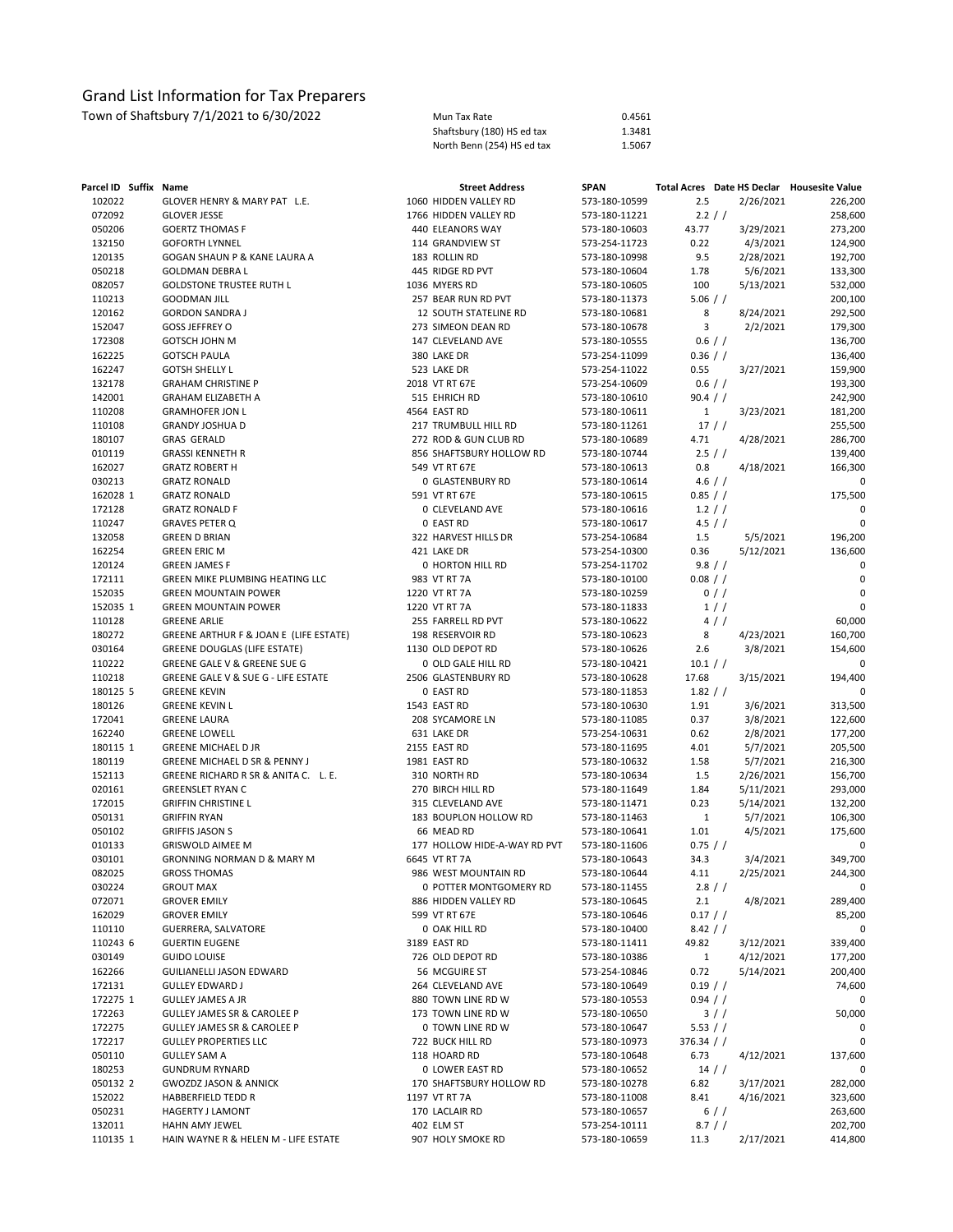# Grand List Information for Tax Preparers

Town of Shaftsbury 7/1/2021 to 6/30/2022

| | |
|---|---|
| Mun Tax Rate | 0.4561 |
| Shaftsbury (180) HS ed tax | 1.3481 |
| North Benn (254) HS ed tax | 1.5067 |

| Parcel ID | Suffix | Name | Street Address | SPAN | Total Acres | Date HS Declar | Housesite Value |
|---|---|---|---|---|---|---|---|
| 102022 | | GLOVER HENRY & MARY PAT L.E. | 1060 HIDDEN VALLEY RD | 573-180-10599 | 2.5 | 2/26/2021 | 226,200 |
| 072092 | | GLOVER JESSE | 1766 HIDDEN VALLEY RD | 573-180-11221 | 2.2 | / / | 258,600 |
| 050206 | | GOERTZ THOMAS F | 440 ELEANORS WAY | 573-180-10603 | 43.77 | 3/29/2021 | 273,200 |
| 132150 | | GOFORTH LYNNEL | 114 GRANDVIEW ST | 573-254-11723 | 0.22 | 4/3/2021 | 124,900 |
| 120135 | | GOGAN SHAUN P & KANE LAURA A | 183 ROLLIN RD | 573-180-10998 | 9.5 | 2/28/2021 | 192,700 |
| 050218 | | GOLDMAN DEBRA L | 445 RIDGE RD PVT | 573-180-10604 | 1.78 | 5/6/2021 | 133,300 |
| 082057 | | GOLDSTONE TRUSTEE RUTH L | 1036 MYERS RD | 573-180-10605 | 100 | 5/13/2021 | 532,000 |
| 110213 | | GOODMAN JILL | 257 BEAR RUN RD PVT | 573-180-11373 | 5.06 | / / | 200,100 |
| 120162 | | GORDON SANDRA J | 12 SOUTH STATELINE RD | 573-180-10681 | 8 | 8/24/2021 | 292,500 |
| 152047 | | GOSS JEFFREY O | 273 SIMEON DEAN RD | 573-180-10678 | 3 | 2/2/2021 | 179,300 |
| 172308 | | GOTSCH JOHN M | 147 CLEVELAND AVE | 573-180-10555 | 0.6 | / / | 136,700 |
| 162225 | | GOTSCH PAULA | 380 LAKE DR | 573-254-11099 | 0.36 | / / | 136,400 |
| 162247 | | GOTSH SHELLY L | 523 LAKE DR | 573-254-11022 | 0.55 | 3/27/2021 | 159,900 |
| 132178 | | GRAHAM CHRISTINE P | 2018 VT RT 67E | 573-254-10609 | 0.6 | / / | 193,300 |
| 142001 | | GRAHAM ELIZABETH A | 515 EHRICH RD | 573-180-10610 | 90.4 | / / | 242,900 |
| 110208 | | GRAMHOFER JON L | 4564 EAST RD | 573-180-10611 | 1 | 3/23/2021 | 181,200 |
| 110108 | | GRANDY JOSHUA D | 217 TRUMBULL HILL RD | 573-180-11261 | 17 | / / | 255,500 |
| 180107 | | GRAS GERALD | 272 ROD & GUN CLUB RD | 573-180-10689 | 4.71 | 4/28/2021 | 286,700 |
| 010119 | | GRASSI KENNETH R | 856 SHAFTSBURY HOLLOW RD | 573-180-10744 | 2.5 | / / | 139,400 |
| 162027 | | GRATZ ROBERT H | 549 VT RT 67E | 573-180-10613 | 0.8 | 4/18/2021 | 166,300 |
| 030213 | | GRATZ RONALD | 0 GLASTENBURY RD | 573-180-10614 | 4.6 | / / | 0 |
| 162028 | 1 | GRATZ RONALD | 591 VT RT 67E | 573-180-10615 | 0.85 | / / | 175,500 |
| 172128 | | GRATZ RONALD F | 0 CLEVELAND AVE | 573-180-10616 | 1.2 | / / | 0 |
| 110247 | | GRAVES PETER Q | 0 EAST RD | 573-180-10617 | 4.5 | / / | 0 |
| 132058 | | GREEN D BRIAN | 322 HARVEST HILLS DR | 573-254-10684 | 1.5 | 5/5/2021 | 196,200 |
| 162254 | | GREEN ERIC M | 421 LAKE DR | 573-254-10300 | 0.36 | 5/12/2021 | 136,600 |
| 120124 | | GREEN JAMES F | 0 HORTON HILL RD | 573-254-11702 | 9.8 | / / | 0 |
| 172111 | | GREEN MIKE PLUMBING HEATING LLC | 983 VT RT 7A | 573-180-10100 | 0.08 | / / | 0 |
| 152035 | | GREEN MOUNTAIN POWER | 1220 VT RT 7A | 573-180-10259 | 0 | / / | 0 |
| 152035 | 1 | GREEN MOUNTAIN POWER | 1220 VT RT 7A | 573-180-11833 | 1 | / / | 0 |
| 110128 | | GREENE ARLIE | 255 FARRELL RD PVT | 573-180-10622 | 4 | / / | 60,000 |
| 180272 | | GREENE ARTHUR F & JOAN E (LIFE ESTATE) | 198 RESERVOIR RD | 573-180-10623 | 8 | 4/23/2021 | 160,700 |
| 030164 | | GREENE DOUGLAS (LIFE ESTATE) | 1130 OLD DEPOT RD | 573-180-10626 | 2.6 | 3/8/2021 | 154,600 |
| 110222 | | GREENE GALE V & GREENE SUE G | 0 OLD GALE HILL RD | 573-180-10421 | 10.1 | / / | 0 |
| 110218 | | GREENE GALE V & SUE G - LIFE ESTATE | 2506 GLASTENBURY RD | 573-180-10628 | 17.68 | 3/15/2021 | 194,400 |
| 180125 | 5 | GREENE KEVIN | 0 EAST RD | 573-180-11853 | 1.82 | / / | 0 |
| 180126 | | GREENE KEVIN L | 1543 EAST RD | 573-180-10630 | 1.91 | 3/6/2021 | 313,500 |
| 172041 | | GREENE LAURA | 208 SYCAMORE LN | 573-180-11085 | 0.37 | 3/8/2021 | 122,600 |
| 162240 | | GREENE LOWELL | 631 LAKE DR | 573-254-10631 | 0.62 | 2/8/2021 | 177,200 |
| 180115 | 1 | GREENE MICHAEL D JR | 2155 EAST RD | 573-180-11695 | 4.01 | 5/7/2021 | 205,500 |
| 180119 | | GREENE MICHAEL D SR & PENNY J | 1981 EAST RD | 573-180-10632 | 1.58 | 5/7/2021 | 216,300 |
| 152113 | | GREENE RICHARD R SR & ANITA C. L. E. | 310 NORTH RD | 573-180-10634 | 1.5 | 2/26/2021 | 156,700 |
| 020161 | | GREENSLET RYAN C | 270 BIRCH HILL RD | 573-180-11649 | 1.84 | 5/11/2021 | 293,000 |
| 172015 | | GRIFFIN CHRISTINE L | 315 CLEVELAND AVE | 573-180-11471 | 0.23 | 5/14/2021 | 132,200 |
| 050131 | | GRIFFIN RYAN | 183 BOUPLON HOLLOW RD | 573-180-11463 | 1 | 5/7/2021 | 106,300 |
| 050102 | | GRIFFIS JASON S | 66 MEAD RD | 573-180-10641 | 1.01 | 4/5/2021 | 175,600 |
| 010133 | | GRISWOLD AIMEE M | 177 HOLLOW HIDE-A-WAY RD PVT | 573-180-11606 | 0.75 | / / | 0 |
| 030101 | | GRONNING NORMAN D & MARY M | 6645 VT RT 7A | 573-180-10643 | 34.3 | 3/4/2021 | 349,700 |
| 082025 | | GROSS THOMAS | 986 WEST MOUNTAIN RD | 573-180-10644 | 4.11 | 2/25/2021 | 244,300 |
| 030224 | | GROUT MAX | 0 POTTER MONTGOMERY RD | 573-180-11455 | 2.8 | / / | 0 |
| 072071 | | GROVER EMILY | 886 HIDDEN VALLEY RD | 573-180-10645 | 2.1 | 4/8/2021 | 289,400 |
| 162029 | | GROVER EMILY | 599 VT RT 67E | 573-180-10646 | 0.17 | / / | 85,200 |
| 110110 | | GUERRERA, SALVATORE | 0 OAK HILL RD | 573-180-10400 | 8.42 | / / | 0 |
| 110243 | 6 | GUERTIN EUGENE | 3189 EAST RD | 573-180-11411 | 49.82 | 3/12/2021 | 339,400 |
| 030149 | | GUIDO LOUISE | 726 OLD DEPOT RD | 573-180-10386 | 1 | 4/12/2021 | 177,200 |
| 162266 | | GUILIANELLI JASON EDWARD | 56 MCGUIRE ST | 573-254-10846 | 0.72 | 5/14/2021 | 200,400 |
| 172131 | | GULLEY EDWARD J | 264 CLEVELAND AVE | 573-180-10649 | 0.19 | / / | 74,600 |
| 172275 | 1 | GULLEY JAMES A JR | 880 TOWN LINE RD W | 573-180-10553 | 0.94 | / / | 0 |
| 172263 | | GULLEY JAMES SR & CAROLEE P | 173 TOWN LINE RD W | 573-180-10650 | 3 | / / | 50,000 |
| 172275 | | GULLEY JAMES SR & CAROLEE P | 0 TOWN LINE RD W | 573-180-10647 | 5.53 | / / | 0 |
| 172217 | | GULLEY PROPERTIES LLC | 722 BUCK HILL RD | 573-180-10973 | 376.34 | / / | 0 |
| 050110 | | GULLEY SAM A | 118 HOARD RD | 573-180-10648 | 6.73 | 4/12/2021 | 137,600 |
| 180253 | | GUNDRUM RYNARD | 0 LOWER EAST RD | 573-180-10652 | 14 | / / | 0 |
| 050132 | 2 | GWOZDZ JASON & ANNICK | 170 SHAFTSBURY HOLLOW RD | 573-180-10278 | 6.82 | 3/17/2021 | 282,000 |
| 152022 | | HABBERFIELD TEDD R | 1197 VT RT 7A | 573-180-11008 | 8.41 | 4/16/2021 | 323,600 |
| 050231 | | HAGERTY J LAMONT | 170 LACLAIR RD | 573-180-10657 | 6 | / / | 263,600 |
| 132011 | | HAHN AMY JEWEL | 402 ELM ST | 573-254-10111 | 8.7 | / / | 202,700 |
| 110135 | 1 | HAIN WAYNE R & HELEN M - LIFE ESTATE | 907 HOLY SMOKE RD | 573-180-10659 | 11.3 | 2/17/2021 | 414,800 |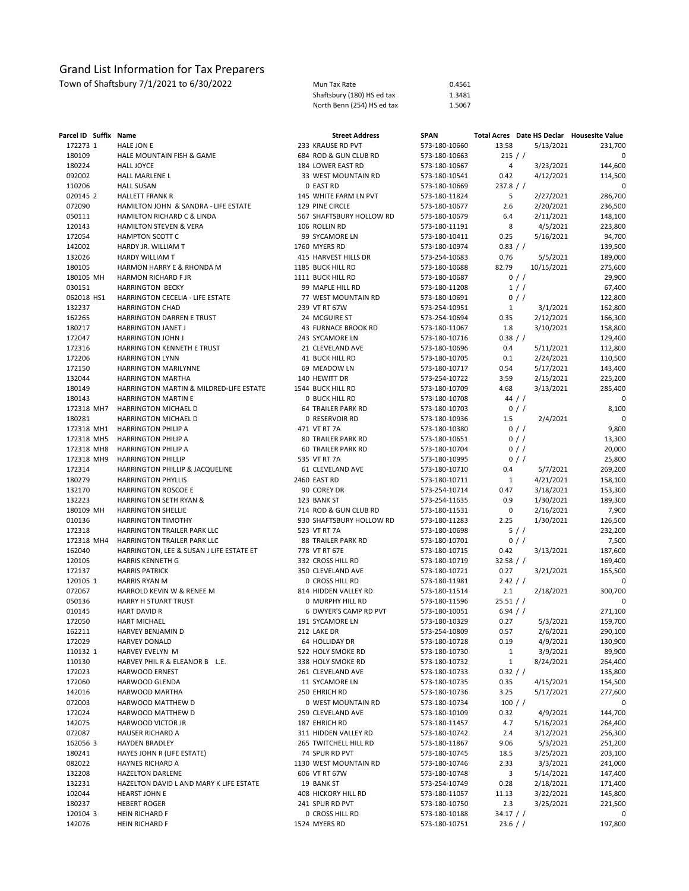# Grand List Information for Tax Preparers

Town of Shaftsbury 7/1/2021 to 6/30/2022

| | |
|---|---|
| Mun Tax Rate | 0.4561 |
| Shaftsbury (180) HS ed tax | 1.3481 |
| North Benn (254) HS ed tax | 1.5067 |

| Parcel ID | Suffix | Name | Street Address | SPAN | Total Acres | Date HS Declar | Housesite Value |
|---|---|---|---|---|---|---|---|
| 172273 | 1 | HALE JON E | 233 KRAUSE RD PVT | 573-180-10660 | 13.58 | 5/13/2021 | 231,700 |
| 180109 | | HALE MOUNTAIN FISH & GAME | 684 ROD & GUN CLUB RD | 573-180-10663 | 215 | / / | 0 |
| 180224 | | HALL JOYCE | 184 LOWER EAST RD | 573-180-10667 | 4 | 3/23/2021 | 144,600 |
| 092002 | | HALL MARLENE L | 33 WEST MOUNTAIN RD | 573-180-10541 | 0.42 | 4/12/2021 | 114,500 |
| 110206 | | HALL SUSAN | 0 EAST RD | 573-180-10669 | 237.8 | / / | 0 |
| 020145 | 2 | HALLETT FRANK R | 145 WHITE FARM LN PVT | 573-180-11824 | 5 | 2/27/2021 | 286,700 |
| 072090 | | HAMILTON JOHN & SANDRA - LIFE ESTATE | 129 PINE CIRCLE | 573-180-10677 | 2.6 | 2/20/2021 | 236,500 |
| 050111 | | HAMILTON RICHARD C & LINDA | 567 SHAFTSBURY HOLLOW RD | 573-180-10679 | 6.4 | 2/11/2021 | 148,100 |
| 120143 | | HAMILTON STEVEN & VERA | 106 ROLLIN RD | 573-180-11191 | 8 | 4/5/2021 | 223,800 |
| 172054 | | HAMPTON SCOTT C | 99 SYCAMORE LN | 573-180-10411 | 0.25 | 5/16/2021 | 94,700 |
| 142002 | | HARDY JR. WILLIAM T | 1760 MYERS RD | 573-180-10974 | 0.83 | / / | 139,500 |
| 132026 | | HARDY WILLIAM T | 415 HARVEST HILLS DR | 573-254-10683 | 0.76 | 5/5/2021 | 189,000 |
| 180105 | | HARMON HARRY E & RHONDA M | 1185 BUCK HILL RD | 573-180-10688 | 82.79 | 10/15/2021 | 275,600 |
| 180105 | MH | HARMON RICHARD F JR | 1111 BUCK HILL RD | 573-180-10687 | 0 | / / | 29,900 |
| 030151 | | HARRINGTON BECKY | 99 MAPLE HILL RD | 573-180-11208 | 1 | / / | 67,400 |
| 062018 | HS1 | HARRINGTON CECELIA - LIFE ESTATE | 77 WEST MOUNTAIN RD | 573-180-10691 | 0 | / / | 122,800 |
| 132237 | | HARRINGTON CHAD | 239 VT RT 67W | 573-254-10951 | 1 | 3/1/2021 | 162,800 |
| 162265 | | HARRINGTON DARREN E TRUST | 24 MCGUIRE ST | 573-254-10694 | 0.35 | 2/12/2021 | 166,300 |
| 180217 | | HARRINGTON JANET J | 43 FURNACE BROOK RD | 573-180-11067 | 1.8 | 3/10/2021 | 158,800 |
| 172047 | | HARRINGTON JOHN J | 243 SYCAMORE LN | 573-180-10716 | 0.38 | / / | 129,400 |
| 172316 | | HARRINGTON KENNETH E TRUST | 21 CLEVELAND AVE | 573-180-10696 | 0.4 | 5/11/2021 | 112,800 |
| 172206 | | HARRINGTON LYNN | 41 BUCK HILL RD | 573-180-10705 | 0.1 | 2/24/2021 | 110,500 |
| 172150 | | HARRINGTON MARILYNNE | 69 MEADOW LN | 573-180-10717 | 0.54 | 5/17/2021 | 143,400 |
| 132044 | | HARRINGTON MARTHA | 140 HEWITT DR | 573-254-10722 | 3.59 | 2/15/2021 | 225,200 |
| 180149 | | HARRINGTON MARTIN & MILDRED-LIFE ESTATE | 1544 BUCK HILL RD | 573-180-10709 | 4.68 | 3/13/2021 | 285,400 |
| 180143 | | HARRINGTON MARTIN E | 0 BUCK HILL RD | 573-180-10708 | 44 | / / | 0 |
| 172318 | MH7 | HARRINGTON MICHAEL D | 64 TRAILER PARK RD | 573-180-10703 | 0 | / / | 8,100 |
| 180281 | | HARRINGTON MICHAEL D | 0 RESERVOIR RD | 573-180-10936 | 1.5 | 2/4/2021 | 0 |
| 172318 | MH1 | HARRINGTON PHILIP A | 471 VT RT 7A | 573-180-10380 | 0 | / / | 9,800 |
| 172318 | MH5 | HARRINGTON PHILIP A | 80 TRAILER PARK RD | 573-180-10651 | 0 | / / | 13,300 |
| 172318 | MH8 | HARRINGTON PHILIP A | 60 TRAILER PARK RD | 573-180-10704 | 0 | / / | 20,000 |
| 172318 | MH9 | HARRINGTON PHILLIP | 535 VT RT 7A | 573-180-10995 | 0 | / / | 25,800 |
| 172314 | | HARRINGTON PHILLIP & JACQUELINE | 61 CLEVELAND AVE | 573-180-10710 | 0.4 | 5/7/2021 | 269,200 |
| 180279 | | HARRINGTON PHYLLIS | 2460 EAST RD | 573-180-10711 | 1 | 4/21/2021 | 158,100 |
| 132170 | | HARRINGTON ROSCOE E | 90 COREY DR | 573-254-10714 | 0.47 | 3/18/2021 | 153,300 |
| 132223 | | HARRINGTON SETH RYAN & | 123 BANK ST | 573-254-11635 | 0.9 | 1/30/2021 | 189,300 |
| 180109 | MH | HARRINGTON SHELLIE | 714 ROD & GUN CLUB RD | 573-180-11531 | 0 | 2/16/2021 | 7,900 |
| 010136 | | HARRINGTON TIMOTHY | 930 SHAFTSBURY HOLLOW RD | 573-180-11283 | 2.25 | 1/30/2021 | 126,500 |
| 172318 | | HARRINGTON TRAILER PARK LLC | 523 VT RT 7A | 573-180-10698 | 5 | / / | 232,200 |
| 172318 | MH4 | HARRINGTON TRAILER PARK LLC | 88 TRAILER PARK RD | 573-180-10701 | 0 | / / | 7,500 |
| 162040 | | HARRINGTON, LEE & SUSAN J LIFE ESTATE ET | 778 VT RT 67E | 573-180-10715 | 0.42 | 3/13/2021 | 187,600 |
| 120105 | | HARRIS KENNETH G | 332 CROSS HILL RD | 573-180-10719 | 32.58 | / / | 169,400 |
| 172137 | | HARRIS PATRICK | 350 CLEVELAND AVE | 573-180-10721 | 0.27 | 3/21/2021 | 165,500 |
| 120105 | 1 | HARRIS RYAN M | 0 CROSS HILL RD | 573-180-11981 | 2.42 | / / | 0 |
| 072067 | | HARROLD KEVIN W & RENEE M | 814 HIDDEN VALLEY RD | 573-180-11514 | 2.1 | 2/18/2021 | 300,700 |
| 050136 | | HARRY H STUART TRUST | 0 MURPHY HILL RD | 573-180-11596 | 25.51 | / / | 0 |
| 010145 | | HART DAVID R | 6 DWYER'S CAMP RD PVT | 573-180-10051 | 6.94 | / / | 271,100 |
| 172050 | | HART MICHAEL | 191 SYCAMORE LN | 573-180-10329 | 0.27 | 5/3/2021 | 159,700 |
| 162211 | | HARVEY BENJAMIN D | 212 LAKE DR | 573-254-10809 | 0.57 | 2/6/2021 | 290,100 |
| 172029 | | HARVEY DONALD | 64 HOLLIDAY DR | 573-180-10728 | 0.19 | 4/9/2021 | 130,900 |
| 110132 | 1 | HARVEY EVELYN M | 522 HOLY SMOKE RD | 573-180-10730 | 1 | 3/9/2021 | 89,900 |
| 110130 | | HARVEY PHIL R & ELEANOR B L.E. | 338 HOLY SMOKE RD | 573-180-10732 | 1 | 8/24/2021 | 264,400 |
| 172023 | | HARWOOD ERNEST | 261 CLEVELAND AVE | 573-180-10733 | 0.32 | / / | 135,800 |
| 172060 | | HARWOOD GLENDA | 11 SYCAMORE LN | 573-180-10735 | 0.35 | 4/15/2021 | 154,500 |
| 142016 | | HARWOOD MARTHA | 250 EHRICH RD | 573-180-10736 | 3.25 | 5/17/2021 | 277,600 |
| 072003 | | HARWOOD MATTHEW D | 0 WEST MOUNTAIN RD | 573-180-10734 | 100 | / / | 0 |
| 172024 | | HARWOOD MATTHEW D | 259 CLEVELAND AVE | 573-180-10109 | 0.32 | 4/9/2021 | 144,700 |
| 142075 | | HARWOOD VICTOR JR | 187 EHRICH RD | 573-180-11457 | 4.7 | 5/16/2021 | 264,400 |
| 072087 | | HAUSER RICHARD A | 311 HIDDEN VALLEY RD | 573-180-10742 | 2.4 | 3/12/2021 | 256,300 |
| 162056 | 3 | HAYDEN BRADLEY | 265 TWITCHELL HILL RD | 573-180-11867 | 9.06 | 5/3/2021 | 251,200 |
| 180241 | | HAYES JOHN R (LIFE ESTATE) | 74 SPUR RD PVT | 573-180-10745 | 18.5 | 3/25/2021 | 203,100 |
| 082022 | | HAYNES RICHARD A | 1130 WEST MOUNTAIN RD | 573-180-10746 | 2.33 | 3/3/2021 | 241,000 |
| 132208 | | HAZELTON DARLENE | 606 VT RT 67W | 573-180-10748 | 3 | 5/14/2021 | 147,400 |
| 132231 | | HAZELTON DAVID L AND MARY K LIFE ESTATE | 19 BANK ST | 573-254-10749 | 0.28 | 2/18/2021 | 171,400 |
| 102044 | | HEARST JOHN E | 408 HICKORY HILL RD | 573-180-11057 | 11.13 | 3/22/2021 | 145,800 |
| 180237 | | HEBERT ROGER | 241 SPUR RD PVT | 573-180-10750 | 2.3 | 3/25/2021 | 221,500 |
| 120104 | 3 | HEIN RICHARD F | 0 CROSS HILL RD | 573-180-10188 | 34.17 | / / | 0 |
| 142076 | | HEIN RICHARD F | 1524 MYERS RD | 573-180-10751 | 23.6 | / / | 197,800 |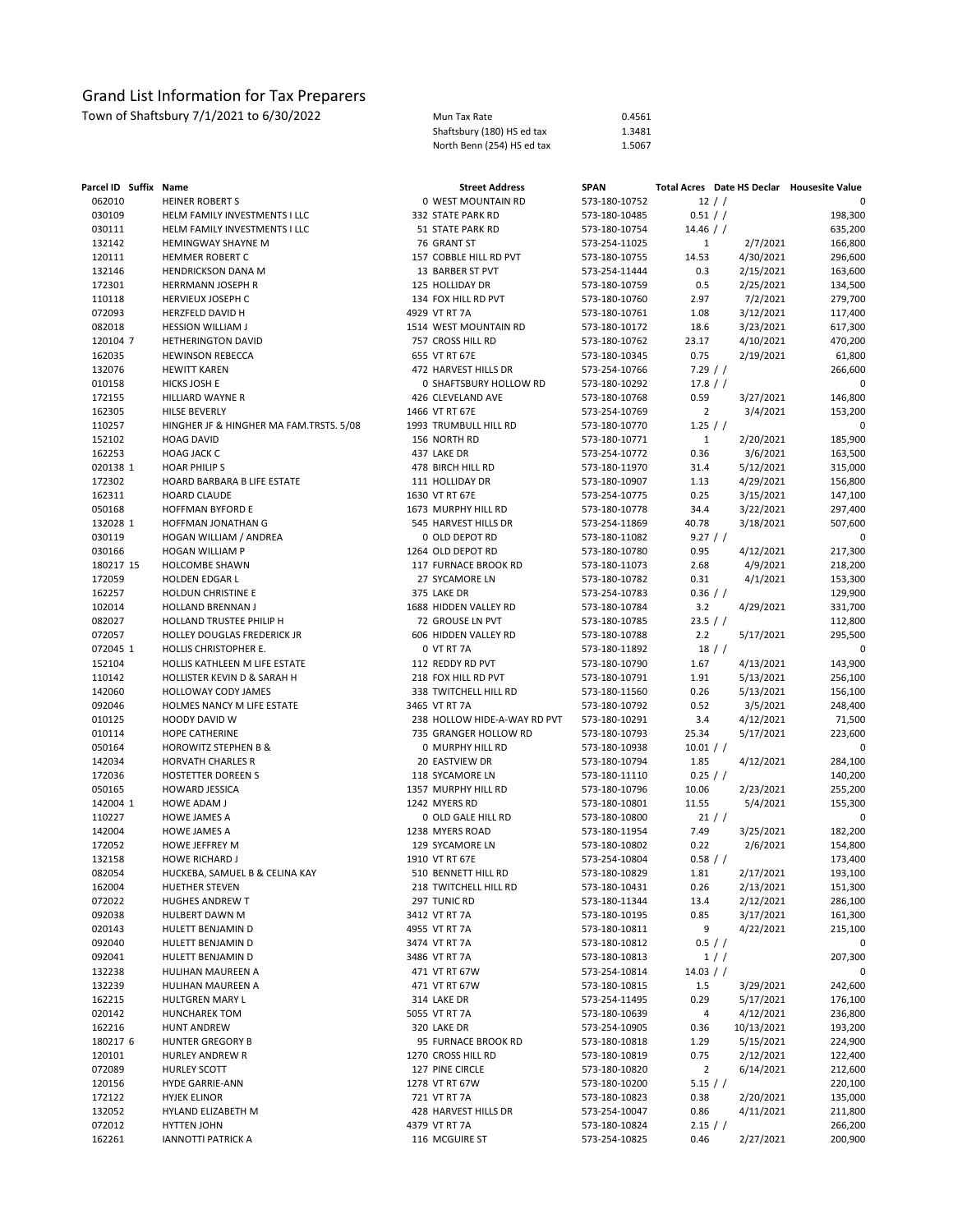# Grand List Information for Tax Preparers

Town of Shaftsbury 7/1/2021 to 6/30/2022

| | |
|---|---|
| Mun Tax Rate | 0.4561 |
| Shaftsbury (180) HS ed tax | 1.3481 |
| North Benn (254) HS ed tax | 1.5067 |

| Parcel ID | Suffix | Name | Street Address | SPAN | Total Acres | Date HS Declar | Housesite Value |
|---|---|---|---|---|---|---|---|
| 062010 | | HEINER ROBERT S | 0 WEST MOUNTAIN RD | 573-180-10752 | 12 | / / | 0 |
| 030109 | | HELM FAMILY INVESTMENTS I LLC | 332 STATE PARK RD | 573-180-10485 | 0.51 | / / | 198,300 |
| 030111 | | HELM FAMILY INVESTMENTS I LLC | 51 STATE PARK RD | 573-180-10754 | 14.46 | / / | 635,200 |
| 132142 | | HEMINGWAY SHAYNE M | 76 GRANT ST | 573-254-11025 | 1 | 2/7/2021 | 166,800 |
| 120111 | | HEMMER ROBERT C | 157 COBBLE HILL RD PVT | 573-180-10755 | 14.53 | 4/30/2021 | 296,600 |
| 132146 | | HENDRICKSON DANA M | 13 BARBER ST PVT | 573-254-11444 | 0.3 | 2/15/2021 | 163,600 |
| 172301 | | HERRMANN JOSEPH R | 125 HOLLIDAY DR | 573-180-10759 | 0.5 | 2/25/2021 | 134,500 |
| 110118 | | HERVIEUX JOSEPH C | 134 FOX HILL RD PVT | 573-180-10760 | 2.97 | 7/2/2021 | 279,700 |
| 072093 | | HERZFELD DAVID H | 4929 VT RT 7A | 573-180-10761 | 1.08 | 3/12/2021 | 117,400 |
| 082018 | | HESSION WILLIAM J | 1514 WEST MOUNTAIN RD | 573-180-10172 | 18.6 | 3/23/2021 | 617,300 |
| 120104 | 7 | HETHERINGTON DAVID | 757 CROSS HILL RD | 573-180-10762 | 23.17 | 4/10/2021 | 470,200 |
| 162035 | | HEWINSON REBECCA | 655 VT RT 67E | 573-180-10345 | 0.75 | 2/19/2021 | 61,800 |
| 132076 | | HEWITT KAREN | 472 HARVEST HILLS DR | 573-254-10766 | 7.29 | / / | 266,600 |
| 010158 | | HICKS JOSH E | 0 SHAFTSBURY HOLLOW RD | 573-180-10292 | 17.8 | / / | 0 |
| 172155 | | HILLIARD WAYNE R | 426 CLEVELAND AVE | 573-180-10768 | 0.59 | 3/27/2021 | 146,800 |
| 162305 | | HILSE BEVERLY | 1466 VT RT 67E | 573-254-10769 | 2 | 3/4/2021 | 153,200 |
| 110257 | | HINGHER JF & HINGHER MA FAM.TRSTS. 5/08 | 1993 TRUMBULL HILL RD | 573-180-10770 | 1.25 | / / | 0 |
| 152102 | | HOAG DAVID | 156 NORTH RD | 573-180-10771 | 1 | 2/20/2021 | 185,900 |
| 162253 | | HOAG JACK C | 437 LAKE DR | 573-254-10772 | 0.36 | 3/6/2021 | 163,500 |
| 020138 | 1 | HOAR PHILIP S | 478 BIRCH HILL RD | 573-180-11970 | 31.4 | 5/12/2021 | 315,000 |
| 172302 | | HOARD BARBARA B LIFE ESTATE | 111 HOLLIDAY DR | 573-180-10907 | 1.13 | 4/29/2021 | 156,800 |
| 162311 | | HOARD CLAUDE | 1630 VT RT 67E | 573-254-10775 | 0.25 | 3/15/2021 | 147,100 |
| 050168 | | HOFFMAN BYFORD E | 1673 MURPHY HILL RD | 573-180-10778 | 34.4 | 3/22/2021 | 297,400 |
| 132028 | 1 | HOFFMAN JONATHAN G | 545 HARVEST HILLS DR | 573-254-11869 | 40.78 | 3/18/2021 | 507,600 |
| 030119 | | HOGAN WILLIAM / ANDREA | 0 OLD DEPOT RD | 573-180-11082 | 9.27 | / / | 0 |
| 030166 | | HOGAN WILLIAM P | 1264 OLD DEPOT RD | 573-180-10780 | 0.95 | 4/12/2021 | 217,300 |
| 180217 | 15 | HOLCOMBE SHAWN | 117 FURNACE BROOK RD | 573-180-11073 | 2.68 | 4/9/2021 | 218,200 |
| 172059 | | HOLDEN EDGAR L | 27 SYCAMORE LN | 573-180-10782 | 0.31 | 4/1/2021 | 153,300 |
| 162257 | | HOLDUN CHRISTINE E | 375 LAKE DR | 573-254-10783 | 0.36 | / / | 129,900 |
| 102014 | | HOLLAND BRENNAN J | 1688 HIDDEN VALLEY RD | 573-180-10784 | 3.2 | 4/29/2021 | 331,700 |
| 082027 | | HOLLAND TRUSTEE PHILIP H | 72 GROUSE LN PVT | 573-180-10785 | 23.5 | / / | 112,800 |
| 072057 | | HOLLEY DOUGLAS FREDERICK JR | 606 HIDDEN VALLEY RD | 573-180-10788 | 2.2 | 5/17/2021 | 295,500 |
| 072045 | 1 | HOLLIS CHRISTOPHER E. | 0 VT RT 7A | 573-180-11892 | 18 | / / | 0 |
| 152104 | | HOLLIS KATHLEEN M LIFE ESTATE | 112 REDDY RD PVT | 573-180-10790 | 1.67 | 4/13/2021 | 143,900 |
| 110142 | | HOLLISTER KEVIN D & SARAH H | 218 FOX HILL RD PVT | 573-180-10791 | 1.91 | 5/13/2021 | 256,100 |
| 142060 | | HOLLOWAY CODY JAMES | 338 TWITCHELL HILL RD | 573-180-11560 | 0.26 | 5/13/2021 | 156,100 |
| 092046 | | HOLMES NANCY M LIFE ESTATE | 3465 VT RT 7A | 573-180-10792 | 0.52 | 3/5/2021 | 248,400 |
| 010125 | | HOODY DAVID W | 238 HOLLOW HIDE-A-WAY RD PVT | 573-180-10291 | 3.4 | 4/12/2021 | 71,500 |
| 010114 | | HOPE CATHERINE | 735 GRANGER HOLLOW RD | 573-180-10793 | 25.34 | 5/17/2021 | 223,600 |
| 050164 | | HOROWITZ STEPHEN B & | 0 MURPHY HILL RD | 573-180-10938 | 10.01 | / / | 0 |
| 142034 | | HORVATH CHARLES R | 20 EASTVIEW DR | 573-180-10794 | 1.85 | 4/12/2021 | 284,100 |
| 172036 | | HOSTETTER DOREEN S | 118 SYCAMORE LN | 573-180-11110 | 0.25 | / / | 140,200 |
| 050165 | | HOWARD JESSICA | 1357 MURPHY HILL RD | 573-180-10796 | 10.06 | 2/23/2021 | 255,200 |
| 142004 | 1 | HOWE ADAM J | 1242 MYERS RD | 573-180-10801 | 11.55 | 5/4/2021 | 155,300 |
| 110227 | | HOWE JAMES A | 0 OLD GALE HILL RD | 573-180-10800 | 21 | / / | 0 |
| 142004 | | HOWE JAMES A | 1238 MYERS ROAD | 573-180-11954 | 7.49 | 3/25/2021 | 182,200 |
| 172052 | | HOWE JEFFREY M | 129 SYCAMORE LN | 573-180-10802 | 0.22 | 2/6/2021 | 154,800 |
| 132158 | | HOWE RICHARD J | 1910 VT RT 67E | 573-254-10804 | 0.58 | / / | 173,400 |
| 082054 | | HUCKEBA, SAMUEL B & CELINA KAY | 510 BENNETT HILL RD | 573-180-10829 | 1.81 | 2/17/2021 | 193,100 |
| 162004 | | HUETHER STEVEN | 218 TWITCHELL HILL RD | 573-180-10431 | 0.26 | 2/13/2021 | 151,300 |
| 072022 | | HUGHES ANDREW T | 297 TUNIC RD | 573-180-11344 | 13.4 | 2/12/2021 | 286,100 |
| 092038 | | HULBERT DAWN M | 3412 VT RT 7A | 573-180-10195 | 0.85 | 3/17/2021 | 161,300 |
| 020143 | | HULETT BENJAMIN D | 4955 VT RT 7A | 573-180-10811 | 9 | 4/22/2021 | 215,100 |
| 092040 | | HULETT BENJAMIN D | 3474 VT RT 7A | 573-180-10812 | 0.5 | / / | 0 |
| 092041 | | HULETT BENJAMIN D | 3486 VT RT 7A | 573-180-10813 | 1 | / / | 207,300 |
| 132238 | | HULIHAN MAUREEN A | 471 VT RT 67W | 573-254-10814 | 14.03 | / / | 0 |
| 132239 | | HULIHAN MAUREEN A | 471 VT RT 67W | 573-180-10815 | 1.5 | 3/29/2021 | 242,600 |
| 162215 | | HULTGREN MARY L | 314 LAKE DR | 573-254-11495 | 0.29 | 5/17/2021 | 176,100 |
| 020142 | | HUNCHAREK TOM | 5055 VT RT 7A | 573-180-10639 | 4 | 4/12/2021 | 236,800 |
| 162216 | | HUNT ANDREW | 320 LAKE DR | 573-254-10905 | 0.36 | 10/13/2021 | 193,200 |
| 180217 | 6 | HUNTER GREGORY B | 95 FURNACE BROOK RD | 573-180-10818 | 1.29 | 5/15/2021 | 224,900 |
| 120101 | | HURLEY ANDREW R | 1270 CROSS HILL RD | 573-180-10819 | 0.75 | 2/12/2021 | 122,400 |
| 072089 | | HURLEY SCOTT | 127 PINE CIRCLE | 573-180-10820 | 2 | 6/14/2021 | 212,600 |
| 120156 | | HYDE GARRIE-ANN | 1278 VT RT 67W | 573-180-10200 | 5.15 | / / | 220,100 |
| 172122 | | HYJEK ELINOR | 721 VT RT 7A | 573-180-10823 | 0.38 | 2/20/2021 | 135,000 |
| 132052 | | HYLAND ELIZABETH M | 428 HARVEST HILLS DR | 573-254-10047 | 0.86 | 4/11/2021 | 211,800 |
| 072012 | | HYTTEN JOHN | 4379 VT RT 7A | 573-180-10824 | 2.15 | / / | 266,200 |
| 162261 | | IANNOTTI PATRICK A | 116 MCGUIRE ST | 573-254-10825 | 0.46 | 2/27/2021 | 200,900 |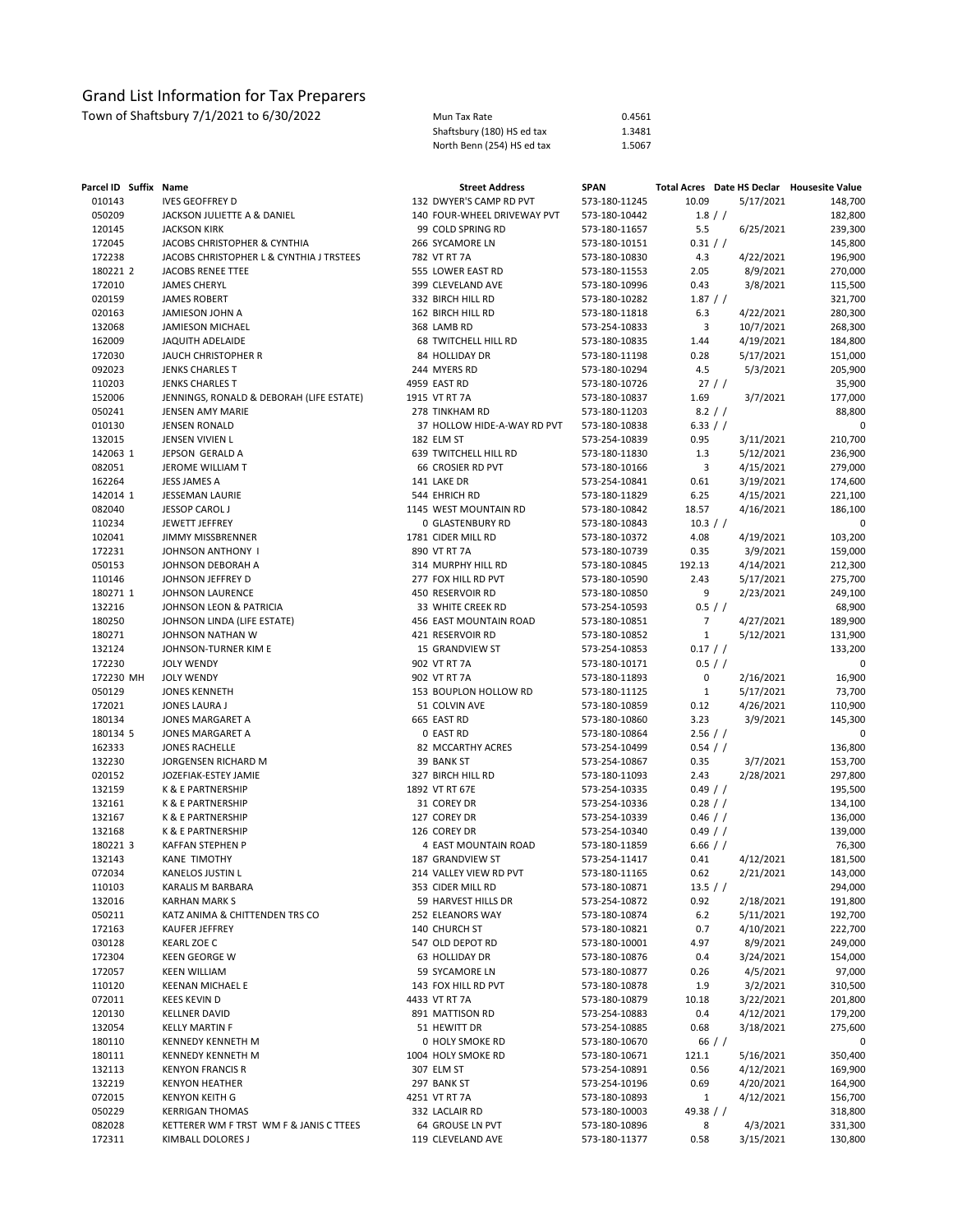# Grand List Information for Tax Preparers

Town of Shaftsbury 7/1/2021 to 6/30/2022

| | |
|---|---|
| Mun Tax Rate | 0.4561 |
| Shaftsbury (180) HS ed tax | 1.3481 |
| North Benn (254) HS ed tax | 1.5067 |

| Parcel ID | Suffix | Name | Street Address | SPAN | Total Acres | Date HS Declar | Housesite Value |
|---|---|---|---|---|---|---|---|
| 010143 | | IVES GEOFFREY D | 132 DWYER'S CAMP RD PVT | 573-180-11245 | 10.09 | 5/17/2021 | 148,700 |
| 050209 | | JACKSON JULIETTE A & DANIEL | 140 FOUR-WHEEL DRIVEWAY PVT | 573-180-10442 | 1.8 | / / | 182,800 |
| 120145 | | JACKSON KIRK | 99 COLD SPRING RD | 573-180-11657 | 5.5 | 6/25/2021 | 239,300 |
| 172045 | | JACOBS CHRISTOPHER & CYNTHIA | 266 SYCAMORE LN | 573-180-10151 | 0.31 | / / | 145,800 |
| 172238 | | JACOBS CHRISTOPHER L & CYNTHIA J TRSTEES | 782 VT RT 7A | 573-180-10830 | 4.3 | 4/22/2021 | 196,900 |
| 180221 | 2 | JACOBS RENEE TTEE | 555 LOWER EAST RD | 573-180-11553 | 2.05 | 8/9/2021 | 270,000 |
| 172010 | | JAMES CHERYL | 399 CLEVELAND AVE | 573-180-10996 | 0.43 | 3/8/2021 | 115,500 |
| 020159 | | JAMES ROBERT | 332 BIRCH HILL RD | 573-180-10282 | 1.87 | / / | 321,700 |
| 020163 | | JAMIESON JOHN A | 162 BIRCH HILL RD | 573-180-11818 | 6.3 | 4/22/2021 | 280,300 |
| 132068 | | JAMIESON MICHAEL | 368 LAMB RD | 573-254-10833 | 3 | 10/7/2021 | 268,300 |
| 162009 | | JAQUITH ADELAIDE | 68 TWITCHELL HILL RD | 573-180-10835 | 1.44 | 4/19/2021 | 184,800 |
| 172030 | | JAUCH CHRISTOPHER R | 84 HOLLIDAY DR | 573-180-11198 | 0.28 | 5/17/2021 | 151,000 |
| 092023 | | JENKS CHARLES T | 244 MYERS RD | 573-180-10294 | 4.5 | 5/3/2021 | 205,900 |
| 110203 | | JENKS CHARLES T | 4959 EAST RD | 573-180-10726 | 27 | / / | 35,900 |
| 152006 | | JENNINGS, RONALD & DEBORAH (LIFE ESTATE) | 1915 VT RT 7A | 573-180-10837 | 1.69 | 3/7/2021 | 177,000 |
| 050241 | | JENSEN AMY MARIE | 278 TINKHAM RD | 573-180-11203 | 8.2 | / / | 88,800 |
| 010130 | | JENSEN RONALD | 37 HOLLOW HIDE-A-WAY RD PVT | 573-180-10838 | 6.33 | / / | 0 |
| 132015 | | JENSEN VIVIEN L | 182 ELM ST | 573-254-10839 | 0.95 | 3/11/2021 | 210,700 |
| 142063 | 1 | JEPSON GERALD A | 639 TWITCHELL HILL RD | 573-180-11830 | 1.3 | 5/12/2021 | 236,900 |
| 082051 | | JEROME WILLIAM T | 66 CROSIER RD PVT | 573-180-10166 | 3 | 4/15/2021 | 279,000 |
| 162264 | | JESS JAMES A | 141 LAKE DR | 573-254-10841 | 0.61 | 3/19/2021 | 174,600 |
| 142014 | 1 | JESSEMAN LAURIE | 544 EHRICH RD | 573-180-11829 | 6.25 | 4/15/2021 | 221,100 |
| 082040 | | JESSOP CAROL J | 1145 WEST MOUNTAIN RD | 573-180-10842 | 18.57 | 4/16/2021 | 186,100 |
| 110234 | | JEWETT JEFFREY | 0 GLASTENBURY RD | 573-180-10843 | 10.3 | / / | 0 |
| 102041 | | JIMMY MISSBRENNER | 1781 CIDER MILL RD | 573-180-10372 | 4.08 | 4/19/2021 | 103,200 |
| 172231 | | JOHNSON ANTHONY I | 890 VT RT 7A | 573-180-10739 | 0.35 | 3/9/2021 | 159,000 |
| 050153 | | JOHNSON DEBORAH A | 314 MURPHY HILL RD | 573-180-10845 | 192.13 | 4/14/2021 | 212,300 |
| 110146 | | JOHNSON JEFFREY D | 277 FOX HILL RD PVT | 573-180-10590 | 2.43 | 5/17/2021 | 275,700 |
| 180271 | 1 | JOHNSON LAURENCE | 450 RESERVOIR RD | 573-180-10850 | 9 | 2/23/2021 | 249,100 |
| 132216 | | JOHNSON LEON & PATRICIA | 33 WHITE CREEK RD | 573-254-10593 | 0.5 | / / | 68,900 |
| 180250 | | JOHNSON LINDA (LIFE ESTATE) | 456 EAST MOUNTAIN ROAD | 573-180-10851 | 7 | 4/27/2021 | 189,900 |
| 180271 | | JOHNSON NATHAN W | 421 RESERVOIR RD | 573-180-10852 | 1 | 5/12/2021 | 131,900 |
| 132124 | | JOHNSON-TURNER KIM E | 15 GRANDVIEW ST | 573-254-10853 | 0.17 | / / | 133,200 |
| 172230 | | JOLY WENDY | 902 VT RT 7A | 573-180-10171 | 0.5 | / / | 0 |
| 172230 | MH | JOLY WENDY | 902 VT RT 7A | 573-180-11893 | 0 | 2/16/2021 | 16,900 |
| 050129 | | JONES KENNETH | 153 BOUPLON HOLLOW RD | 573-180-11125 | 1 | 5/17/2021 | 73,700 |
| 172021 | | JONES LAURA J | 51 COLVIN AVE | 573-180-10859 | 0.12 | 4/26/2021 | 110,900 |
| 180134 | | JONES MARGARET A | 665 EAST RD | 573-180-10860 | 3.23 | 3/9/2021 | 145,300 |
| 180134 | 5 | JONES MARGARET A | 0 EAST RD | 573-180-10864 | 2.56 | / / | 0 |
| 162333 | | JONES RACHELLE | 82 MCCARTHY ACRES | 573-254-10499 | 0.54 | / / | 136,800 |
| 132230 | | JORGENSEN RICHARD M | 39 BANK ST | 573-254-10867 | 0.35 | 3/7/2021 | 153,700 |
| 020152 | | JOZEFIAK-ESTEY JAMIE | 327 BIRCH HILL RD | 573-180-11093 | 2.43 | 2/28/2021 | 297,800 |
| 132159 | | K & E PARTNERSHIP | 1892 VT RT 67E | 573-254-10335 | 0.49 | / / | 195,500 |
| 132161 | | K & E PARTNERSHIP | 31 COREY DR | 573-254-10336 | 0.28 | / / | 134,100 |
| 132167 | | K & E PARTNERSHIP | 127 COREY DR | 573-254-10339 | 0.46 | / / | 136,000 |
| 132168 | | K & E PARTNERSHIP | 126 COREY DR | 573-254-10340 | 0.49 | / / | 139,000 |
| 180221 | 3 | KAFFAN STEPHEN P | 4 EAST MOUNTAIN ROAD | 573-180-11859 | 6.66 | / / | 76,300 |
| 132143 | | KANE TIMOTHY | 187 GRANDVIEW ST | 573-254-11417 | 0.41 | 4/12/2021 | 181,500 |
| 072034 | | KANELOS JUSTIN L | 214 VALLEY VIEW RD PVT | 573-180-11165 | 0.62 | 2/21/2021 | 143,000 |
| 110103 | | KARALIS M BARBARA | 353 CIDER MILL RD | 573-180-10871 | 13.5 | / / | 294,000 |
| 132016 | | KARHAN MARK S | 59 HARVEST HILLS DR | 573-254-10872 | 0.92 | 2/18/2021 | 191,800 |
| 050211 | | KATZ ANIMA & CHITTENDEN TRS CO | 252 ELEANORS WAY | 573-180-10874 | 6.2 | 5/11/2021 | 192,700 |
| 172163 | | KAUFER JEFFREY | 140 CHURCH ST | 573-180-10821 | 0.7 | 4/10/2021 | 222,700 |
| 030128 | | KEARL ZOE C | 547 OLD DEPOT RD | 573-180-10001 | 4.97 | 8/9/2021 | 249,000 |
| 172304 | | KEEN GEORGE W | 63 HOLLIDAY DR | 573-180-10876 | 0.4 | 3/24/2021 | 154,000 |
| 172057 | | KEEN WILLIAM | 59 SYCAMORE LN | 573-180-10877 | 0.26 | 4/5/2021 | 97,000 |
| 110120 | | KEENAN MICHAEL E | 143 FOX HILL RD PVT | 573-180-10878 | 1.9 | 3/2/2021 | 310,500 |
| 072011 | | KEES KEVIN D | 4433 VT RT 7A | 573-180-10879 | 10.18 | 3/22/2021 | 201,800 |
| 120130 | | KELLNER DAVID | 891 MATTISON RD | 573-254-10883 | 0.4 | 4/12/2021 | 179,200 |
| 132054 | | KELLY MARTIN F | 51 HEWITT DR | 573-254-10885 | 0.68 | 3/18/2021 | 275,600 |
| 180110 | | KENNEDY KENNETH M | 0 HOLY SMOKE RD | 573-180-10670 | 66 | / / | 0 |
| 180111 | | KENNEDY KENNETH M | 1004 HOLY SMOKE RD | 573-180-10671 | 121.1 | 5/16/2021 | 350,400 |
| 132113 | | KENYON FRANCIS R | 307 ELM ST | 573-254-10891 | 0.56 | 4/12/2021 | 169,900 |
| 132219 | | KENYON HEATHER | 297 BANK ST | 573-254-10196 | 0.69 | 4/20/2021 | 164,900 |
| 072015 | | KENYON KEITH G | 4251 VT RT 7A | 573-180-10893 | 1 | 4/12/2021 | 156,700 |
| 050229 | | KERRIGAN THOMAS | 332 LACLAIR RD | 573-180-10003 | 49.38 | / / | 318,800 |
| 082028 | | KETTERER WM F TRST WM F & JANIS C TTEES | 64 GROUSE LN PVT | 573-180-10896 | 8 | 4/3/2021 | 331,300 |
| 172311 | | KIMBALL DOLORES J | 119 CLEVELAND AVE | 573-180-11377 | 0.58 | 3/15/2021 | 130,800 |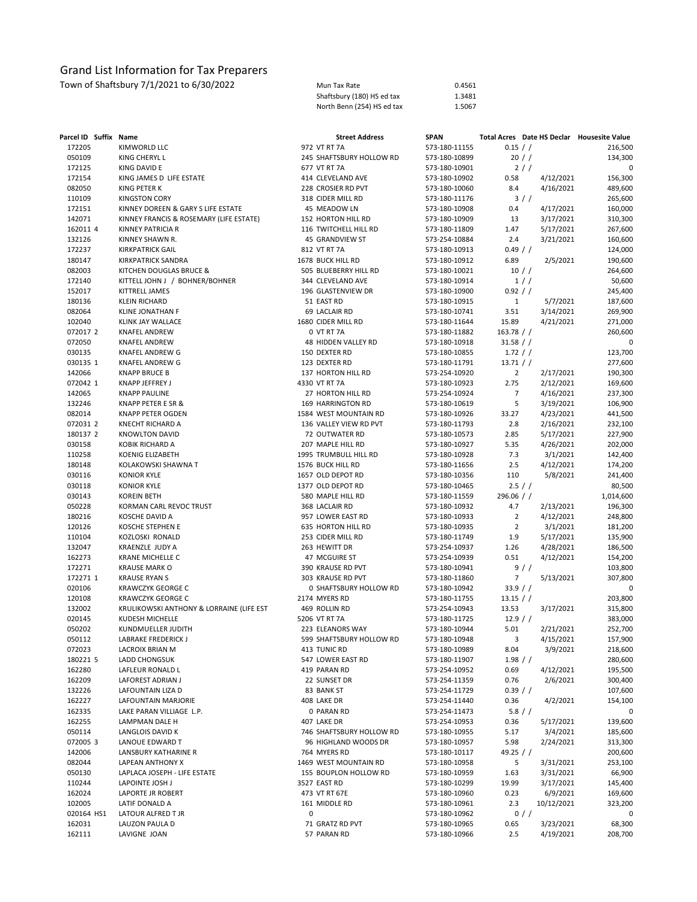# Grand List Information for Tax Preparers

Town of Shaftsbury 7/1/2021 to 6/30/2022

| | |
|---|---|
| Mun Tax Rate | 0.4561 |
| Shaftsbury (180) HS ed tax | 1.3481 |
| North Benn (254) HS ed tax | 1.5067 |

| Parcel ID | Suffix | Name | Street Address | SPAN | Total Acres | Date HS Declar | Housesite Value |
|---|---|---|---|---|---|---|---|
| 172205 | | KIMWORLD LLC | 972 VT RT 7A | 573-180-11155 | 0.15 | / / | 216,500 |
| 050109 | | KING CHERYL L | 245 SHAFTSBURY HOLLOW RD | 573-180-10899 | 20 | / / | 134,300 |
| 172125 | | KING DAVID E | 677 VT RT 7A | 573-180-10901 | 2 | / / | 0 |
| 172154 | | KING JAMES D LIFE ESTATE | 414 CLEVELAND AVE | 573-180-10902 | 0.58 | 4/12/2021 | 156,300 |
| 082050 | | KING PETER K | 228 CROSIER RD PVT | 573-180-10060 | 8.4 | 4/16/2021 | 489,600 |
| 110109 | | KINGSTON CORY | 318 CIDER MILL RD | 573-180-11176 | 3 | / / | 265,600 |
| 172151 | | KINNEY DOREEN & GARY S LIFE ESTATE | 45 MEADOW LN | 573-180-10908 | 0.4 | 4/17/2021 | 160,000 |
| 142071 | | KINNEY FRANCIS & ROSEMARY (LIFE ESTATE) | 152 HORTON HILL RD | 573-180-10909 | 13 | 3/17/2021 | 310,300 |
| 162011 | 4 | KINNEY PATRICIA R | 116 TWITCHELL HILL RD | 573-180-11809 | 1.47 | 5/17/2021 | 267,600 |
| 132126 | | KINNEY SHAWN R. | 45 GRANDVIEW ST | 573-254-10884 | 2.4 | 3/21/2021 | 160,600 |
| 172237 | | KIRKPATRICK GAIL | 812 VT RT 7A | 573-180-10913 | 0.49 | / / | 124,000 |
| 180147 | | KIRKPATRICK SANDRA | 1678 BUCK HILL RD | 573-180-10912 | 6.89 | 2/5/2021 | 190,600 |
| 082003 | | KITCHEN DOUGLAS BRUCE & | 505 BLUEBERRY HILL RD | 573-180-10021 | 10 | / / | 264,600 |
| 172140 | | KITTELL JOHN J / BOHNER/BOHNER | 344 CLEVELAND AVE | 573-180-10914 | 1 | / / | 50,600 |
| 152017 | | KITTRELL JAMES | 196 GLASTENVIEW DR | 573-180-10900 | 0.92 | / / | 245,400 |
| 180136 | | KLEIN RICHARD | 51 EAST RD | 573-180-10915 | 1 | 5/7/2021 | 187,600 |
| 082064 | | KLINE JONATHAN F | 69 LACLAIR RD | 573-180-10741 | 3.51 | 3/14/2021 | 269,900 |
| 102040 | | KLINK JAY WALLACE | 1680 CIDER MILL RD | 573-180-11644 | 15.89 | 4/21/2021 | 271,000 |
| 072017 | 2 | KNAFEL ANDREW | 0 VT RT 7A | 573-180-11882 | 163.78 | / / | 260,600 |
| 072050 | | KNAFEL ANDREW | 48 HIDDEN VALLEY RD | 573-180-10918 | 31.58 | / / | 0 |
| 030135 | | KNAFEL ANDREW G | 150 DEXTER RD | 573-180-10855 | 1.72 | / / | 123,700 |
| 030135 | 1 | KNAFEL ANDREW G | 123 DEXTER RD | 573-180-11791 | 13.71 | / / | 277,600 |
| 142066 | | KNAPP BRUCE B | 137 HORTON HILL RD | 573-254-10920 | 2 | 2/17/2021 | 190,300 |
| 072042 | 1 | KNAPP JEFFREY J | 4330 VT RT 7A | 573-180-10923 | 2.75 | 2/12/2021 | 169,600 |
| 142065 | | KNAPP PAULINE | 27 HORTON HILL RD | 573-254-10924 | 7 | 4/16/2021 | 237,300 |
| 132246 | | KNAPP PETER E SR & | 169 HARRINGTON RD | 573-180-10619 | 5 | 3/19/2021 | 106,900 |
| 082014 | | KNAPP PETER OGDEN | 1584 WEST MOUNTAIN RD | 573-180-10926 | 33.27 | 4/23/2021 | 441,500 |
| 072031 | 2 | KNECHT RICHARD A | 136 VALLEY VIEW RD PVT | 573-180-11793 | 2.8 | 2/16/2021 | 232,100 |
| 180137 | 2 | KNOWLTON DAVID | 72 OUTWATER RD | 573-180-10573 | 2.85 | 5/17/2021 | 227,900 |
| 030158 | | KOBIK RICHARD A | 207 MAPLE HILL RD | 573-180-10927 | 5.35 | 4/26/2021 | 202,000 |
| 110258 | | KOENIG ELIZABETH | 1995 TRUMBULL HILL RD | 573-180-10928 | 7.3 | 3/1/2021 | 142,400 |
| 180148 | | KOLAKOWSKI SHAWNA T | 1576 BUCK HILL RD | 573-180-11656 | 2.5 | 4/12/2021 | 174,200 |
| 030116 | | KONIOR KYLE | 1657 OLD DEPOT RD | 573-180-10356 | 110 | 5/8/2021 | 241,400 |
| 030118 | | KONIOR KYLE | 1377 OLD DEPOT RD | 573-180-10465 | 2.5 | / / | 80,500 |
| 030143 | | KOREIN BETH | 580 MAPLE HILL RD | 573-180-11559 | 296.06 | / / | 1,014,600 |
| 050228 | | KORMAN CARL REVOC TRUST | 368 LACLAIR RD | 573-180-10932 | 4.7 | 2/13/2021 | 196,300 |
| 180216 | | KOSCHE DAVID A | 957 LOWER EAST RD | 573-180-10933 | 2 | 4/12/2021 | 248,800 |
| 120126 | | KOSCHE STEPHEN E | 635 HORTON HILL RD | 573-180-10935 | 2 | 3/1/2021 | 181,200 |
| 110104 | | KOZLOSKI RONALD | 253 CIDER MILL RD | 573-180-11749 | 1.9 | 5/17/2021 | 135,900 |
| 132047 | | KRAENZLE JUDY A | 263 HEWITT DR | 573-254-10937 | 1.26 | 4/28/2021 | 186,500 |
| 162273 | | KRANE MICHELLE C | 47 MCGUIRE ST | 573-254-10939 | 0.51 | 4/12/2021 | 154,200 |
| 172271 | | KRAUSE MARK O | 390 KRAUSE RD PVT | 573-180-10941 | 9 | / / | 103,800 |
| 172271 | 1 | KRAUSE RYAN S | 303 KRAUSE RD PVT | 573-180-11860 | 7 | 5/13/2021 | 307,800 |
| 020106 | | KRAWCZYK GEORGE C | 0 SHAFTSBURY HOLLOW RD | 573-180-10942 | 33.9 | / / | 0 |
| 120108 | | KRAWCZYK GEORGE C | 2174 MYERS RD | 573-180-11755 | 13.15 | / / | 203,800 |
| 132002 | | KRULIKOWSKI ANTHONY & LORRAINE (LIFE EST | 469 ROLLIN RD | 573-254-10943 | 13.53 | 3/17/2021 | 315,800 |
| 020145 | | KUDESH MICHELLE | 5206 VT RT 7A | 573-180-11725 | 12.9 | / / | 383,000 |
| 050202 | | KUNDMUELLER JUDITH | 223 ELEANORS WAY | 573-180-10944 | 5.01 | 2/21/2021 | 252,700 |
| 050112 | | LABRAKE FREDERICK J | 599 SHAFTSBURY HOLLOW RD | 573-180-10948 | 3 | 4/15/2021 | 157,900 |
| 072023 | | LACROIX BRIAN M | 413 TUNIC RD | 573-180-10989 | 8.04 | 3/9/2021 | 218,600 |
| 180221 | 5 | LADD CHONGSUK | 547 LOWER EAST RD | 573-180-11907 | 1.98 | / / | 280,600 |
| 162280 | | LAFLEUR RONALD L | 419 PARAN RD | 573-254-10952 | 0.69 | 4/12/2021 | 195,500 |
| 162209 | | LAFOREST ADRIAN J | 22 SUNSET DR | 573-254-11359 | 0.76 | 2/6/2021 | 300,400 |
| 132226 | | LAFOUNTAIN LIZA D | 83 BANK ST | 573-254-11729 | 0.39 | / / | 107,600 |
| 162227 | | LAFOUNTAIN MARJORIE | 408 LAKE DR | 573-254-11440 | 0.36 | 4/2/2021 | 154,100 |
| 162335 | | LAKE PARAN VILLIAGE L.P. | 0 PARAN RD | 573-254-11473 | 5.8 | / / | 0 |
| 162255 | | LAMPMAN DALE H | 407 LAKE DR | 573-254-10953 | 0.36 | 5/17/2021 | 139,600 |
| 050114 | | LANGLOIS DAVID K | 746 SHAFTSBURY HOLLOW RD | 573-180-10955 | 5.17 | 3/4/2021 | 185,600 |
| 072005 | 3 | LANOUE EDWARD T | 96 HIGHLAND WOODS DR | 573-180-10957 | 5.98 | 2/24/2021 | 313,300 |
| 142006 | | LANSBURY KATHARINE R | 764 MYERS RD | 573-180-10117 | 49.25 | / / | 200,600 |
| 082044 | | LAPEAN ANTHONY X | 1469 WEST MOUNTAIN RD | 573-180-10958 | 5 | 3/31/2021 | 253,100 |
| 050130 | | LAPLACA JOSEPH - LIFE ESTATE | 155 BOUPLON HOLLOW RD | 573-180-10959 | 1.63 | 3/31/2021 | 66,900 |
| 110244 | | LAPOINTE JOSH J | 3527 EAST RD | 573-180-10299 | 19.99 | 3/17/2021 | 145,400 |
| 162024 | | LAPORTE JR ROBERT | 473 VT RT 67E | 573-180-10960 | 0.23 | 6/9/2021 | 169,600 |
| 102005 | | LATIF DONALD A | 161 MIDDLE RD | 573-180-10961 | 2.3 | 10/12/2021 | 323,200 |
| 020164 | HS1 | LATOUR ALFRED T JR | 0 | 573-180-10962 | 0 | / / | 0 |
| 162031 | | LAUZON PAULA D | 71 GRATZ RD PVT | 573-180-10965 | 0.65 | 3/23/2021 | 68,300 |
| 162111 | | LAVIGNE JOAN | 57 PARAN RD | 573-180-10966 | 2.5 | 4/19/2021 | 208,700 |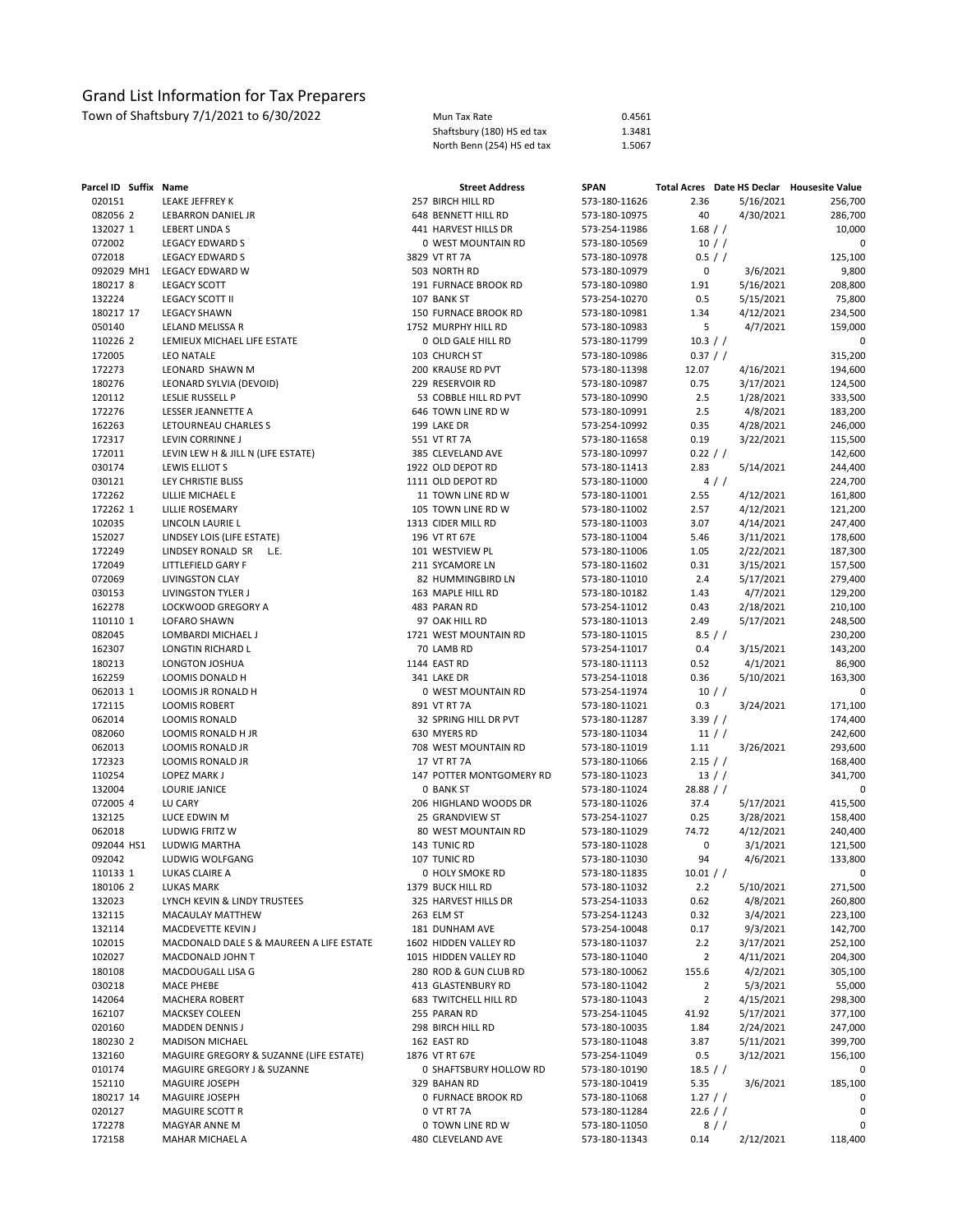# Grand List Information for Tax Preparers

Town of Shaftsbury 7/1/2021 to 6/30/2022

| | |
|---|---|
| Mun Tax Rate | 0.4561 |
| Shaftsbury (180) HS ed tax | 1.3481 |
| North Benn (254) HS ed tax | 1.5067 |

| Parcel ID | Suffix | Name | Street Address | SPAN | Total Acres | Date HS Declar | Housesite Value |
|---|---|---|---|---|---|---|---|
| 020151 | | LEAKE JEFFREY K | 257 BIRCH HILL RD | 573-180-11626 | 2.36 | 5/16/2021 | 256,700 |
| 082056 | 2 | LEBARRON DANIEL JR | 648 BENNETT HILL RD | 573-180-10975 | 40 | 4/30/2021 | 286,700 |
| 132027 | 1 | LEBERT LINDA S | 441 HARVEST HILLS DR | 573-254-11986 | 1.68 | / / | 10,000 |
| 072002 | | LEGACY EDWARD S | 0 WEST MOUNTAIN RD | 573-180-10569 | 10 | / / | 0 |
| 072018 | | LEGACY EDWARD S | 3829 VT RT 7A | 573-180-10978 | 0.5 | / / | 125,100 |
| 092029 | MH1 | LEGACY EDWARD W | 503 NORTH RD | 573-180-10979 | 0 | 3/6/2021 | 9,800 |
| 180217 | 8 | LEGACY SCOTT | 191 FURNACE BROOK RD | 573-180-10980 | 1.91 | 5/16/2021 | 208,800 |
| 132224 | | LEGACY SCOTT II | 107 BANK ST | 573-254-10270 | 0.5 | 5/15/2021 | 75,800 |
| 180217 | 17 | LEGACY SHAWN | 150 FURNACE BROOK RD | 573-180-10981 | 1.34 | 4/12/2021 | 234,500 |
| 050140 | | LELAND MELISSA R | 1752 MURPHY HILL RD | 573-180-10983 | 5 | 4/7/2021 | 159,000 |
| 110226 | 2 | LEMIEUX MICHAEL LIFE ESTATE | 0 OLD GALE HILL RD | 573-180-11799 | 10.3 | / / | 0 |
| 172005 | | LEO NATALE | 103 CHURCH ST | 573-180-10986 | 0.37 | / / | 315,200 |
| 172273 | | LEONARD SHAWN M | 200 KRAUSE RD PVT | 573-180-11398 | 12.07 | 4/16/2021 | 194,600 |
| 180276 | | LEONARD SYLVIA (DEVOID) | 229 RESERVOIR RD | 573-180-10987 | 0.75 | 3/17/2021 | 124,500 |
| 120112 | | LESLIE RUSSELL P | 53 COBBLE HILL RD PVT | 573-180-10990 | 2.5 | 1/28/2021 | 333,500 |
| 172276 | | LESSER JEANNETTE A | 646 TOWN LINE RD W | 573-180-10991 | 2.5 | 4/8/2021 | 183,200 |
| 162263 | | LETOURNEAU CHARLES S | 199 LAKE DR | 573-254-10992 | 0.35 | 4/28/2021 | 246,000 |
| 172317 | | LEVIN CORRINNE J | 551 VT RT 7A | 573-180-11658 | 0.19 | 3/22/2021 | 115,500 |
| 172011 | | LEVIN LEW H & JILL N (LIFE ESTATE) | 385 CLEVELAND AVE | 573-180-10997 | 0.22 | / / | 142,600 |
| 030174 | | LEWIS ELLIOT S | 1922 OLD DEPOT RD | 573-180-11413 | 2.83 | 5/14/2021 | 244,400 |
| 030121 | | LEY CHRISTIE BLISS | 1111 OLD DEPOT RD | 573-180-11000 | 4 | / / | 224,700 |
| 172262 | | LILLIE MICHAEL E | 11 TOWN LINE RD W | 573-180-11001 | 2.55 | 4/12/2021 | 161,800 |
| 172262 | 1 | LILLIE ROSEMARY | 105 TOWN LINE RD W | 573-180-11002 | 2.57 | 4/12/2021 | 121,200 |
| 102035 | | LINCOLN LAURIE L | 1313 CIDER MILL RD | 573-180-11003 | 3.07 | 4/14/2021 | 247,400 |
| 152027 | | LINDSEY LOIS (LIFE ESTATE) | 196 VT RT 67E | 573-180-11004 | 5.46 | 3/11/2021 | 178,600 |
| 172249 | | LINDSEY RONALD SR L.E. | 101 WESTVIEW PL | 573-180-11006 | 1.05 | 2/22/2021 | 187,300 |
| 172049 | | LITTLEFIELD GARY F | 211 SYCAMORE LN | 573-180-11602 | 0.31 | 3/15/2021 | 157,500 |
| 072069 | | LIVINGSTON CLAY | 82 HUMMINGBIRD LN | 573-180-11010 | 2.4 | 5/17/2021 | 279,400 |
| 030153 | | LIVINGSTON TYLER J | 163 MAPLE HILL RD | 573-180-10182 | 1.43 | 4/7/2021 | 129,200 |
| 162278 | | LOCKWOOD GREGORY A | 483 PARAN RD | 573-254-11012 | 0.43 | 2/18/2021 | 210,100 |
| 110110 | 1 | LOFARO SHAWN | 97 OAK HILL RD | 573-180-11013 | 2.49 | 5/17/2021 | 248,500 |
| 082045 | | LOMBARDI MICHAEL J | 1721 WEST MOUNTAIN RD | 573-180-11015 | 8.5 | / / | 230,200 |
| 162307 | | LONGTIN RICHARD L | 70 LAMB RD | 573-254-11017 | 0.4 | 3/15/2021 | 143,200 |
| 180213 | | LONGTON JOSHUA | 1144 EAST RD | 573-180-11113 | 0.52 | 4/1/2021 | 86,900 |
| 162259 | | LOOMIS DONALD H | 341 LAKE DR | 573-254-11018 | 0.36 | 5/10/2021 | 163,300 |
| 062013 | 1 | LOOMIS JR RONALD H | 0 WEST MOUNTAIN RD | 573-254-11974 | 10 | / / | 0 |
| 172115 | | LOOMIS ROBERT | 891 VT RT 7A | 573-180-11021 | 0.3 | 3/24/2021 | 171,100 |
| 062014 | | LOOMIS RONALD | 32 SPRING HILL DR PVT | 573-180-11287 | 3.39 | / / | 174,400 |
| 082060 | | LOOMIS RONALD H JR | 630 MYERS RD | 573-180-11034 | 11 | / / | 242,600 |
| 062013 | | LOOMIS RONALD JR | 708 WEST MOUNTAIN RD | 573-180-11019 | 1.11 | 3/26/2021 | 293,600 |
| 172323 | | LOOMIS RONALD JR | 17 VT RT 7A | 573-180-11066 | 2.15 | / / | 168,400 |
| 110254 | | LOPEZ MARK J | 147 POTTER MONTGOMERY RD | 573-180-11023 | 13 | / / | 341,700 |
| 132004 | | LOURIE JANICE | 0 BANK ST | 573-180-11024 | 28.88 | / / | 0 |
| 072005 | 4 | LU CARY | 206 HIGHLAND WOODS DR | 573-180-11026 | 37.4 | 5/17/2021 | 415,500 |
| 132125 | | LUCE EDWIN M | 25 GRANDVIEW ST | 573-254-11027 | 0.25 | 3/28/2021 | 158,400 |
| 062018 | | LUDWIG FRITZ W | 80 WEST MOUNTAIN RD | 573-180-11029 | 74.72 | 4/12/2021 | 240,400 |
| 092044 | HS1 | LUDWIG MARTHA | 143 TUNIC RD | 573-180-11028 | 0 | 3/1/2021 | 121,500 |
| 092042 | | LUDWIG WOLFGANG | 107 TUNIC RD | 573-180-11030 | 94 | 4/6/2021 | 133,800 |
| 110133 | 1 | LUKAS CLAIRE A | 0 HOLY SMOKE RD | 573-180-11835 | 10.01 | / / | 0 |
| 180106 | 2 | LUKAS MARK | 1379 BUCK HILL RD | 573-180-11032 | 2.2 | 5/10/2021 | 271,500 |
| 132023 | | LYNCH KEVIN & LINDY TRUSTEES | 325 HARVEST HILLS DR | 573-254-11033 | 0.62 | 4/8/2021 | 260,800 |
| 132115 | | MACAULAY MATTHEW | 263 ELM ST | 573-254-11243 | 0.32 | 3/4/2021 | 223,100 |
| 132114 | | MACDEVETTE KEVIN J | 181 DUNHAM AVE | 573-254-10048 | 0.17 | 9/3/2021 | 142,700 |
| 102015 | | MACDONALD DALE S & MAUREEN A LIFE ESTATE | 1602 HIDDEN VALLEY RD | 573-180-11037 | 2.2 | 3/17/2021 | 252,100 |
| 102027 | | MACDONALD JOHN T | 1015 HIDDEN VALLEY RD | 573-180-11040 | 2 | 4/11/2021 | 204,300 |
| 180108 | | MACDOUGALL LISA G | 280 ROD & GUN CLUB RD | 573-180-10062 | 155.6 | 4/2/2021 | 305,100 |
| 030218 | | MACE PHEBE | 413 GLASTENBURY RD | 573-180-11042 | 2 | 5/3/2021 | 55,000 |
| 142064 | | MACHERA ROBERT | 683 TWITCHELL HILL RD | 573-180-11043 | 2 | 4/15/2021 | 298,300 |
| 162107 | | MACKSEY COLEEN | 255 PARAN RD | 573-254-11045 | 41.92 | 5/17/2021 | 377,100 |
| 020160 | | MADDEN DENNIS J | 298 BIRCH HILL RD | 573-180-10035 | 1.84 | 2/24/2021 | 247,000 |
| 180230 | 2 | MADISON MICHAEL | 162 EAST RD | 573-180-11048 | 3.87 | 5/11/2021 | 399,700 |
| 132160 | | MAGUIRE GREGORY & SUZANNE (LIFE ESTATE) | 1876 VT RT 67E | 573-254-11049 | 0.5 | 3/12/2021 | 156,100 |
| 010174 | | MAGUIRE GREGORY J & SUZANNE | 0 SHAFTSBURY HOLLOW RD | 573-180-10190 | 18.5 | / / | 0 |
| 152110 | | MAGUIRE JOSEPH | 329 BAHAN RD | 573-180-10419 | 5.35 | 3/6/2021 | 185,100 |
| 180217 | 14 | MAGUIRE JOSEPH | 0 FURNACE BROOK RD | 573-180-11068 | 1.27 | / / | 0 |
| 020127 | | MAGUIRE SCOTT R | 0 VT RT 7A | 573-180-11284 | 22.6 | / / | 0 |
| 172278 | | MAGYAR ANNE M | 0 TOWN LINE RD W | 573-180-11050 | 8 | / / | 0 |
| 172158 | | MAHAR MICHAEL A | 480 CLEVELAND AVE | 573-180-11343 | 0.14 | 2/12/2021 | 118,400 |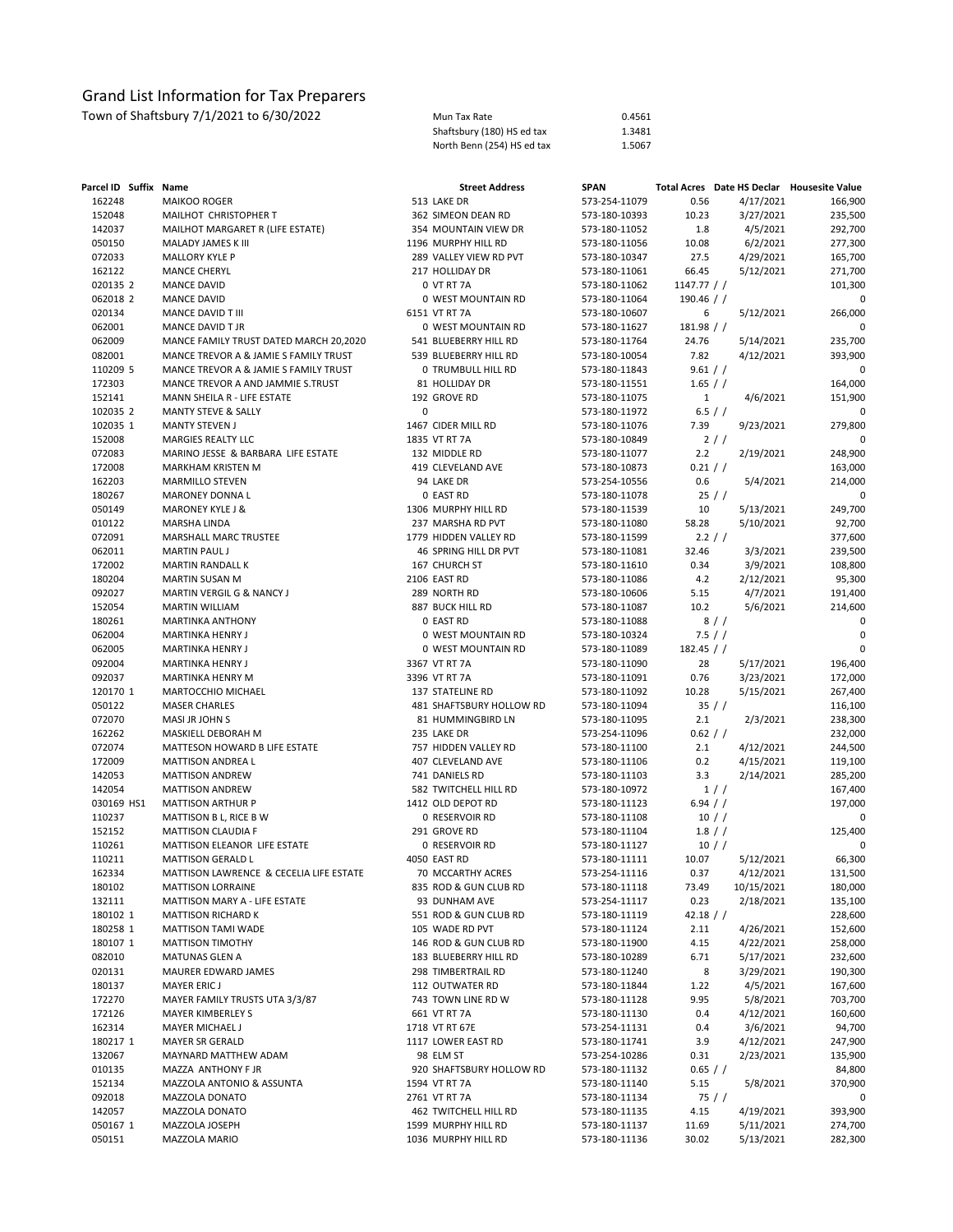# Grand List Information for Tax Preparers

Town of Shaftsbury 7/1/2021 to 6/30/2022

| | |
|---|---|
| Mun Tax Rate | 0.4561 |
| Shaftsbury (180) HS ed tax | 1.3481 |
| North Benn (254) HS ed tax | 1.5067 |

| Parcel ID | Suffix | Name | Street Address | SPAN | Total Acres | Date HS Declar | Housesite Value |
|---|---|---|---|---|---|---|---|
| 162248 | | MAIKOO ROGER | 513 LAKE DR | 573-254-11079 | 0.56 | 4/17/2021 | 166,900 |
| 152048 | | MAILHOT CHRISTOPHER T | 362 SIMEON DEAN RD | 573-180-10393 | 10.23 | 3/27/2021 | 235,500 |
| 142037 | | MAILHOT MARGARET R (LIFE ESTATE) | 354 MOUNTAIN VIEW DR | 573-180-11052 | 1.8 | 4/5/2021 | 292,700 |
| 050150 | | MALADY JAMES K III | 1196 MURPHY HILL RD | 573-180-11056 | 10.08 | 6/2/2021 | 277,300 |
| 072033 | | MALLORY KYLE P | 289 VALLEY VIEW RD PVT | 573-180-10347 | 27.5 | 4/29/2021 | 165,700 |
| 162122 | | MANCE CHERYL | 217 HOLLIDAY DR | 573-180-11061 | 66.45 | 5/12/2021 | 271,700 |
| 020135 | 2 | MANCE DAVID | 0 VT RT 7A | 573-180-11062 | 1147.77 | / / | 101,300 |
| 062018 | 2 | MANCE DAVID | 0 WEST MOUNTAIN RD | 573-180-11064 | 190.46 | / / | 0 |
| 020134 | | MANCE DAVID T III | 6151 VT RT 7A | 573-180-10607 | 6 | 5/12/2021 | 266,000 |
| 062001 | | MANCE DAVID T JR | 0 WEST MOUNTAIN RD | 573-180-11627 | 181.98 | / / | 0 |
| 062009 | | MANCE FAMILY TRUST DATED MARCH 20,2020 | 541 BLUEBERRY HILL RD | 573-180-11764 | 24.76 | 5/14/2021 | 235,700 |
| 082001 | | MANCE TREVOR A & JAMIE S FAMILY TRUST | 539 BLUEBERRY HILL RD | 573-180-10054 | 7.82 | 4/12/2021 | 393,900 |
| 110209 | 5 | MANCE TREVOR A & JAMIE S FAMILY TRUST | 0 TRUMBULL HILL RD | 573-180-11843 | 9.61 | / / | 0 |
| 172303 | | MANCE TREVOR A AND JAMMIE S.TRUST | 81 HOLLIDAY DR | 573-180-11551 | 1.65 | / / | 164,000 |
| 152141 | | MANN SHEILA R - LIFE ESTATE | 192 GROVE RD | 573-180-11075 | 1 | 4/6/2021 | 151,900 |
| 102035 | 2 | MANTY STEVE & SALLY | 0 | 573-180-11972 | 6.5 | / / | 0 |
| 102035 | 1 | MANTY STEVEN J | 1467 CIDER MILL RD | 573-180-11076 | 7.39 | 9/23/2021 | 279,800 |
| 152008 | | MARGIES REALTY LLC | 1835 VT RT 7A | 573-180-10849 | 2 | / / | 0 |
| 072083 | | MARINO JESSE & BARBARA LIFE ESTATE | 132 MIDDLE RD | 573-180-11077 | 2.2 | 2/19/2021 | 248,900 |
| 172008 | | MARKHAM KRISTEN M | 419 CLEVELAND AVE | 573-180-10873 | 0.21 | / / | 163,000 |
| 162203 | | MARMILLO STEVEN | 94 LAKE DR | 573-254-10556 | 0.6 | 5/4/2021 | 214,000 |
| 180267 | | MARONEY DONNA L | 0 EAST RD | 573-180-11078 | 25 | / / | 0 |
| 050149 | | MARONEY KYLE J & | 1306 MURPHY HILL RD | 573-180-11539 | 10 | 5/13/2021 | 249,700 |
| 010122 | | MARSHA LINDA | 237 MARSHA RD PVT | 573-180-11080 | 58.28 | 5/10/2021 | 92,700 |
| 072091 | | MARSHALL MARC TRUSTEE | 1779 HIDDEN VALLEY RD | 573-180-11599 | 2.2 | / / | 377,600 |
| 062011 | | MARTIN PAUL J | 46 SPRING HILL DR PVT | 573-180-11081 | 32.46 | 3/3/2021 | 239,500 |
| 172002 | | MARTIN RANDALL K | 167 CHURCH ST | 573-180-11610 | 0.34 | 3/9/2021 | 108,800 |
| 180204 | | MARTIN SUSAN M | 2106 EAST RD | 573-180-11086 | 4.2 | 2/12/2021 | 95,300 |
| 092027 | | MARTIN VERGIL G & NANCY J | 289 NORTH RD | 573-180-10606 | 5.15 | 4/7/2021 | 191,400 |
| 152054 | | MARTIN WILLIAM | 887 BUCK HILL RD | 573-180-11087 | 10.2 | 5/6/2021 | 214,600 |
| 180261 | | MARTINKA ANTHONY | 0 EAST RD | 573-180-11088 | 8 | / / | 0 |
| 062004 | | MARTINKA HENRY J | 0 WEST MOUNTAIN RD | 573-180-10324 | 7.5 | / / | 0 |
| 062005 | | MARTINKA HENRY J | 0 WEST MOUNTAIN RD | 573-180-11089 | 182.45 | / / | 0 |
| 092004 | | MARTINKA HENRY J | 3367 VT RT 7A | 573-180-11090 | 28 | 5/17/2021 | 196,400 |
| 092037 | | MARTINKA HENRY M | 3396 VT RT 7A | 573-180-11091 | 0.76 | 3/23/2021 | 172,000 |
| 120170 | 1 | MARTOCCHIO MICHAEL | 137 STATELINE RD | 573-180-11092 | 10.28 | 5/15/2021 | 267,400 |
| 050122 | | MASER CHARLES | 481 SHAFTSBURY HOLLOW RD | 573-180-11094 | 35 | / / | 116,100 |
| 072070 | | MASI JR JOHN S | 81 HUMMINGBIRD LN | 573-180-11095 | 2.1 | 2/3/2021 | 238,300 |
| 162262 | | MASKIELL DEBORAH M | 235 LAKE DR | 573-254-11096 | 0.62 | / / | 232,000 |
| 072074 | | MATTESON HOWARD B LIFE ESTATE | 757 HIDDEN VALLEY RD | 573-180-11100 | 2.1 | 4/12/2021 | 244,500 |
| 172009 | | MATTISON ANDREA L | 407 CLEVELAND AVE | 573-180-11106 | 0.2 | 4/15/2021 | 119,100 |
| 142053 | | MATTISON ANDREW | 741 DANIELS RD | 573-180-11103 | 3.3 | 2/14/2021 | 285,200 |
| 142054 | | MATTISON ANDREW | 582 TWITCHELL HILL RD | 573-180-10972 | 1 | / / | 167,400 |
| 030169 | HS1 | MATTISON ARTHUR P | 1412 OLD DEPOT RD | 573-180-11123 | 6.94 | / / | 197,000 |
| 110237 | | MATTISON B L, RICE B W | 0 RESERVOIR RD | 573-180-11108 | 10 | / / | 0 |
| 152152 | | MATTISON CLAUDIA F | 291 GROVE RD | 573-180-11104 | 1.8 | / / | 125,400 |
| 110261 | | MATTISON ELEANOR LIFE ESTATE | 0 RESERVOIR RD | 573-180-11127 | 10 | / / | 0 |
| 110211 | | MATTISON GERALD L | 4050 EAST RD | 573-180-11111 | 10.07 | 5/12/2021 | 66,300 |
| 162334 | | MATTISON LAWRENCE & CECELIA LIFE ESTATE | 70 MCCARTHY ACRES | 573-254-11116 | 0.37 | 4/12/2021 | 131,500 |
| 180102 | | MATTISON LORRAINE | 835 ROD & GUN CLUB RD | 573-180-11118 | 73.49 | 10/15/2021 | 180,000 |
| 132111 | | MATTISON MARY A - LIFE ESTATE | 93 DUNHAM AVE | 573-254-11117 | 0.23 | 2/18/2021 | 135,100 |
| 180102 | 1 | MATTISON RICHARD K | 551 ROD & GUN CLUB RD | 573-180-11119 | 42.18 | / / | 228,600 |
| 180258 | 1 | MATTISON TAMI WADE | 105 WADE RD PVT | 573-180-11124 | 2.11 | 4/26/2021 | 152,600 |
| 180107 | 1 | MATTISON TIMOTHY | 146 ROD & GUN CLUB RD | 573-180-11900 | 4.15 | 4/22/2021 | 258,000 |
| 082010 | | MATUNAS GLEN A | 183 BLUEBERRY HILL RD | 573-180-10289 | 6.71 | 5/17/2021 | 232,600 |
| 020131 | | MAURER EDWARD JAMES | 298 TIMBERTRAIL RD | 573-180-11240 | 8 | 3/29/2021 | 190,300 |
| 180137 | | MAYER ERIC J | 112 OUTWATER RD | 573-180-11844 | 1.22 | 4/5/2021 | 167,600 |
| 172270 | | MAYER FAMILY TRUSTS UTA 3/3/87 | 743 TOWN LINE RD W | 573-180-11128 | 9.95 | 5/8/2021 | 703,700 |
| 172126 | | MAYER KIMBERLEY S | 661 VT RT 7A | 573-180-11130 | 0.4 | 4/12/2021 | 160,600 |
| 162314 | | MAYER MICHAEL J | 1718 VT RT 67E | 573-254-11131 | 0.4 | 3/6/2021 | 94,700 |
| 180217 | 1 | MAYER SR GERALD | 1117 LOWER EAST RD | 573-180-11741 | 3.9 | 4/12/2021 | 247,900 |
| 132067 | | MAYNARD MATTHEW ADAM | 98 ELM ST | 573-254-10286 | 0.31 | 2/23/2021 | 135,900 |
| 010135 | | MAZZA ANTHONY F JR | 920 SHAFTSBURY HOLLOW RD | 573-180-11132 | 0.65 | / / | 84,800 |
| 152134 | | MAZZOLA ANTONIO & ASSUNTA | 1594 VT RT 7A | 573-180-11140 | 5.15 | 5/8/2021 | 370,900 |
| 092018 | | MAZZOLA DONATO | 2761 VT RT 7A | 573-180-11134 | 75 | / / | 0 |
| 142057 | | MAZZOLA DONATO | 462 TWITCHELL HILL RD | 573-180-11135 | 4.15 | 4/19/2021 | 393,900 |
| 050167 | 1 | MAZZOLA JOSEPH | 1599 MURPHY HILL RD | 573-180-11137 | 11.69 | 5/11/2021 | 274,700 |
| 050151 | | MAZZOLA MARIO | 1036 MURPHY HILL RD | 573-180-11136 | 30.02 | 5/13/2021 | 282,300 |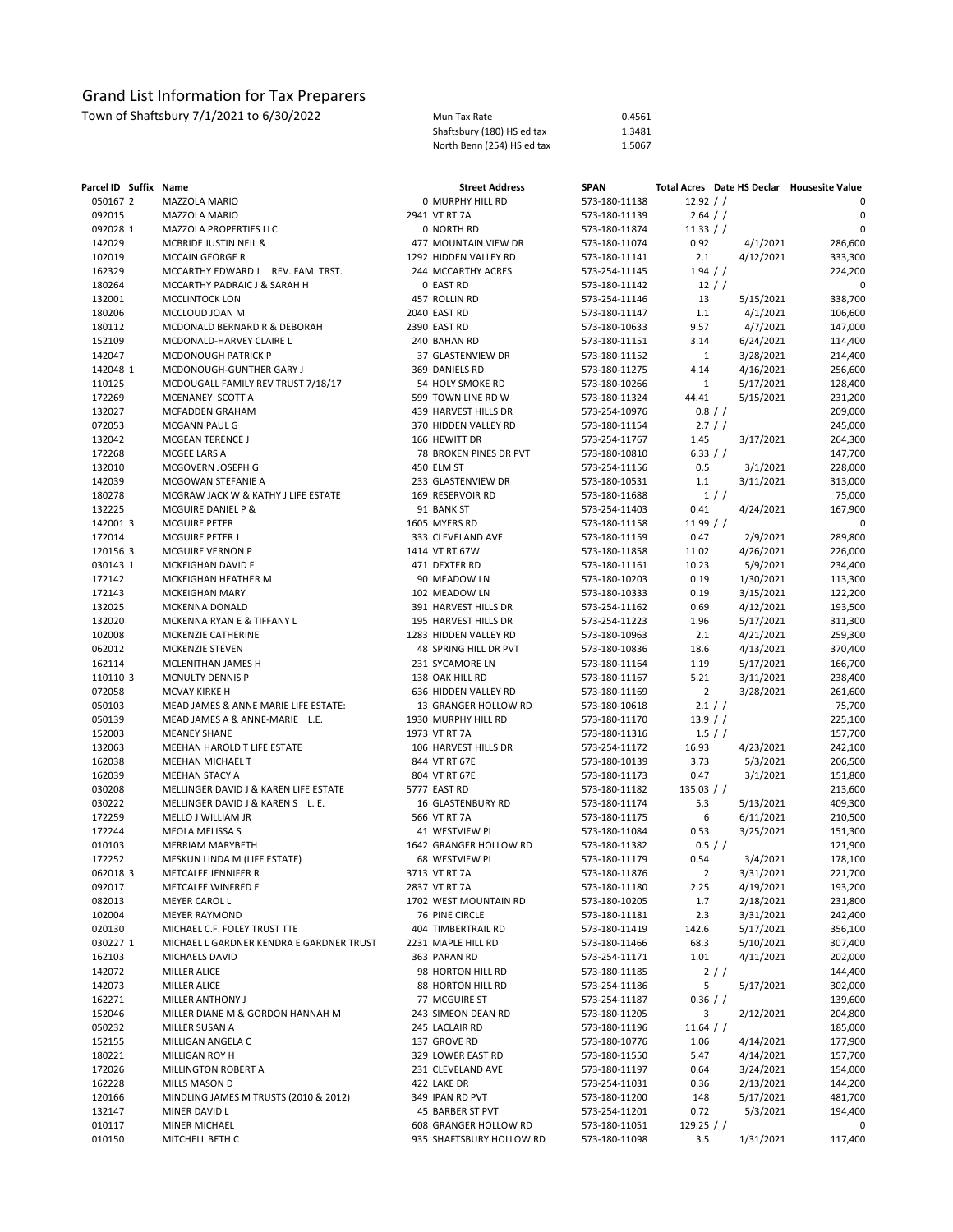# Grand List Information for Tax Preparers

Town of Shaftsbury 7/1/2021 to 6/30/2022

| | |
|---|---|
| Mun Tax Rate | 0.4561 |
| Shaftsbury (180) HS ed tax | 1.3481 |
| North Benn (254) HS ed tax | 1.5067 |

| Parcel ID | Suffix | Name | Street Address | SPAN | Total Acres | Date HS Declar | Housesite Value |
|---|---|---|---|---|---|---|---|
| 050167 | 2 | MAZZOLA MARIO | 0 MURPHY HILL RD | 573-180-11138 | 12.92 | / / | 0 |
| 092015 | | MAZZOLA MARIO | 2941 VT RT 7A | 573-180-11139 | 2.64 | / / | 0 |
| 092028 | 1 | MAZZOLA PROPERTIES LLC | 0 NORTH RD | 573-180-11874 | 11.33 | / / | 0 |
| 142029 | | MCBRIDE JUSTIN NEIL & | 477 MOUNTAIN VIEW DR | 573-180-11074 | 0.92 | 4/1/2021 | 286,600 |
| 102019 | | MCCAIN GEORGE R | 1292 HIDDEN VALLEY RD | 573-180-11141 | 2.1 | 4/12/2021 | 333,300 |
| 162329 | | MCCARTHY EDWARD J REV. FAM. TRST. | 244 MCCARTHY ACRES | 573-254-11145 | 1.94 | / / | 224,200 |
| 180264 | | MCCARTHY PADRAIC J & SARAH H | 0 EAST RD | 573-180-11142 | 12 | / / | 0 |
| 132001 | | MCCLINTOCK LON | 457 ROLLIN RD | 573-254-11146 | 13 | 5/15/2021 | 338,700 |
| 180206 | | MCCLOUD JOAN M | 2040 EAST RD | 573-180-11147 | 1.1 | 4/1/2021 | 106,600 |
| 180112 | | MCDONALD BERNARD R & DEBORAH | 2390 EAST RD | 573-180-10633 | 9.57 | 4/7/2021 | 147,000 |
| 152109 | | MCDONALD-HARVEY CLAIRE L | 240 BAHAN RD | 573-180-11151 | 3.14 | 6/24/2021 | 114,400 |
| 142047 | | MCDONOUGH PATRICK P | 37 GLASTENVIEW DR | 573-180-11152 | 1 | 3/28/2021 | 214,400 |
| 142048 | 1 | MCDONOUGH-GUNTHER GARY J | 369 DANIELS RD | 573-180-11275 | 4.14 | 4/16/2021 | 256,600 |
| 110125 | | MCDOUGALL FAMILY REV TRUST 7/18/17 | 54 HOLY SMOKE RD | 573-180-10266 | 1 | 5/17/2021 | 128,400 |
| 172269 | | MCENANEY SCOTT A | 599 TOWN LINE RD W | 573-180-11324 | 44.41 | 5/15/2021 | 231,200 |
| 132027 | | MCFADDEN GRAHAM | 439 HARVEST HILLS DR | 573-254-10976 | 0.8 | / / | 209,000 |
| 072053 | | MCGANN PAUL G | 370 HIDDEN VALLEY RD | 573-180-11154 | 2.7 | / / | 245,000 |
| 132042 | | MCGEAN TERENCE J | 166 HEWITT DR | 573-254-11767 | 1.45 | 3/17/2021 | 264,300 |
| 172268 | | MCGEE LARS A | 78 BROKEN PINES DR PVT | 573-180-10810 | 6.33 | / / | 147,700 |
| 132010 | | MCGOVERN JOSEPH G | 450 ELM ST | 573-254-11156 | 0.5 | 3/1/2021 | 228,000 |
| 142039 | | MCGOWAN STEFANIE A | 233 GLASTENVIEW DR | 573-180-10531 | 1.1 | 3/11/2021 | 313,000 |
| 180278 | | MCGRAW JACK W & KATHY J LIFE ESTATE | 169 RESERVOIR RD | 573-180-11688 | 1 | / / | 75,000 |
| 132225 | | MCGUIRE DANIEL P & | 91 BANK ST | 573-254-11403 | 0.41 | 4/24/2021 | 167,900 |
| 142001 | 3 | MCGUIRE PETER | 1605 MYERS RD | 573-180-11158 | 11.99 | / / | 0 |
| 172014 | | MCGUIRE PETER J | 333 CLEVELAND AVE | 573-180-11159 | 0.47 | 2/9/2021 | 289,800 |
| 120156 | 3 | MCGUIRE VERNON P | 1414 VT RT 67W | 573-180-11858 | 11.02 | 4/26/2021 | 226,000 |
| 030143 | 1 | MCKEIGHAN DAVID F | 471 DEXTER RD | 573-180-11161 | 10.23 | 5/9/2021 | 234,400 |
| 172142 | | MCKEIGHAN HEATHER M | 90 MEADOW LN | 573-180-10203 | 0.19 | 1/30/2021 | 113,300 |
| 172143 | | MCKEIGHAN MARY | 102 MEADOW LN | 573-180-10333 | 0.19 | 3/15/2021 | 122,200 |
| 132025 | | MCKENNA DONALD | 391 HARVEST HILLS DR | 573-254-11162 | 0.69 | 4/12/2021 | 193,500 |
| 132020 | | MCKENNA RYAN E & TIFFANY L | 195 HARVEST HILLS DR | 573-254-11223 | 1.96 | 5/17/2021 | 311,300 |
| 102008 | | MCKENZIE CATHERINE | 1283 HIDDEN VALLEY RD | 573-180-10963 | 2.1 | 4/21/2021 | 259,300 |
| 062012 | | MCKENZIE STEVEN | 48 SPRING HILL DR PVT | 573-180-10836 | 18.6 | 4/13/2021 | 370,400 |
| 162114 | | MCLENITHAN JAMES H | 231 SYCAMORE LN | 573-180-11164 | 1.19 | 5/17/2021 | 166,700 |
| 110110 | 3 | MCNULTY DENNIS P | 138 OAK HILL RD | 573-180-11167 | 5.21 | 3/11/2021 | 238,400 |
| 072058 | | MCVAY KIRKE H | 636 HIDDEN VALLEY RD | 573-180-11169 | 2 | 3/28/2021 | 261,600 |
| 050103 | | MEAD JAMES & ANNE MARIE LIFE ESTATE: | 13 GRANGER HOLLOW RD | 573-180-10618 | 2.1 | / / | 75,700 |
| 050139 | | MEAD JAMES A & ANNE-MARIE L.E. | 1930 MURPHY HILL RD | 573-180-11170 | 13.9 | / / | 225,100 |
| 152003 | | MEANEY SHANE | 1973 VT RT 7A | 573-180-11316 | 1.5 | / / | 157,700 |
| 132063 | | MEEHAN HAROLD T LIFE ESTATE | 106 HARVEST HILLS DR | 573-254-11172 | 16.93 | 4/23/2021 | 242,100 |
| 162038 | | MEEHAN MICHAEL T | 844 VT RT 67E | 573-180-10139 | 3.73 | 5/3/2021 | 206,500 |
| 162039 | | MEEHAN STACY A | 804 VT RT 67E | 573-180-11173 | 0.47 | 3/1/2021 | 151,800 |
| 030208 | | MELLINGER DAVID J & KAREN LIFE ESTATE | 5777 EAST RD | 573-180-11182 | 135.03 | / / | 213,600 |
| 030222 | | MELLINGER DAVID J & KAREN S L. E. | 16 GLASTENBURY RD | 573-180-11174 | 5.3 | 5/13/2021 | 409,300 |
| 172259 | | MELLO J WILLIAM JR | 566 VT RT 7A | 573-180-11175 | 6 | 6/11/2021 | 210,500 |
| 172244 | | MEOLA MELISSA S | 41 WESTVIEW PL | 573-180-11084 | 0.53 | 3/25/2021 | 151,300 |
| 010103 | | MERRIAM MARYBETH | 1642 GRANGER HOLLOW RD | 573-180-11382 | 0.5 | / / | 121,900 |
| 172252 | | MESKUN LINDA M (LIFE ESTATE) | 68 WESTVIEW PL | 573-180-11179 | 0.54 | 3/4/2021 | 178,100 |
| 062018 | 3 | METCALFE JENNIFER R | 3713 VT RT 7A | 573-180-11876 | 2 | 3/31/2021 | 221,700 |
| 092017 | | METCALFE WINFRED E | 2837 VT RT 7A | 573-180-11180 | 2.25 | 4/19/2021 | 193,200 |
| 082013 | | MEYER CAROL L | 1702 WEST MOUNTAIN RD | 573-180-10205 | 1.7 | 2/18/2021 | 231,800 |
| 102004 | | MEYER RAYMOND | 76 PINE CIRCLE | 573-180-11181 | 2.3 | 3/31/2021 | 242,400 |
| 020130 | | MICHAEL C.F. FOLEY TRUST TTE | 404 TIMBERTRAIL RD | 573-180-11419 | 142.6 | 5/17/2021 | 356,100 |
| 030227 | 1 | MICHAEL L GARDNER KENDRA E GARDNER TRUST | 2231 MAPLE HILL RD | 573-180-11466 | 68.3 | 5/10/2021 | 307,400 |
| 162103 | | MICHAELS DAVID | 363 PARAN RD | 573-254-11171 | 1.01 | 4/11/2021 | 202,000 |
| 142072 | | MILLER ALICE | 98 HORTON HILL RD | 573-180-11185 | 2 | / / | 144,400 |
| 142073 | | MILLER ALICE | 88 HORTON HILL RD | 573-254-11186 | 5 | 5/17/2021 | 302,000 |
| 162271 | | MILLER ANTHONY J | 77 MCGUIRE ST | 573-254-11187 | 0.36 | / / | 139,600 |
| 152046 | | MILLER DIANE M & GORDON HANNAH M | 243 SIMEON DEAN RD | 573-180-11205 | 3 | 2/12/2021 | 204,800 |
| 050232 | | MILLER SUSAN A | 245 LACLAIR RD | 573-180-11196 | 11.64 | / / | 185,000 |
| 152155 | | MILLIGAN ANGELA C | 137 GROVE RD | 573-180-10776 | 1.06 | 4/14/2021 | 177,900 |
| 180221 | | MILLIGAN ROY H | 329 LOWER EAST RD | 573-180-11550 | 5.47 | 4/14/2021 | 157,700 |
| 172026 | | MILLINGTON ROBERT A | 231 CLEVELAND AVE | 573-180-11197 | 0.64 | 3/24/2021 | 154,000 |
| 162228 | | MILLS MASON D | 422 LAKE DR | 573-254-11031 | 0.36 | 2/13/2021 | 144,200 |
| 120166 | | MINDLING JAMES M TRUSTS (2010 & 2012) | 349 IPAN RD PVT | 573-180-11200 | 148 | 5/17/2021 | 481,700 |
| 132147 | | MINER DAVID L | 45 BARBER ST PVT | 573-254-11201 | 0.72 | 5/3/2021 | 194,400 |
| 010117 | | MINER MICHAEL | 608 GRANGER HOLLOW RD | 573-180-11051 | 129.25 | / / | 0 |
| 010150 | | MITCHELL BETH C | 935 SHAFTSBURY HOLLOW RD | 573-180-11098 | 3.5 | 1/31/2021 | 117,400 |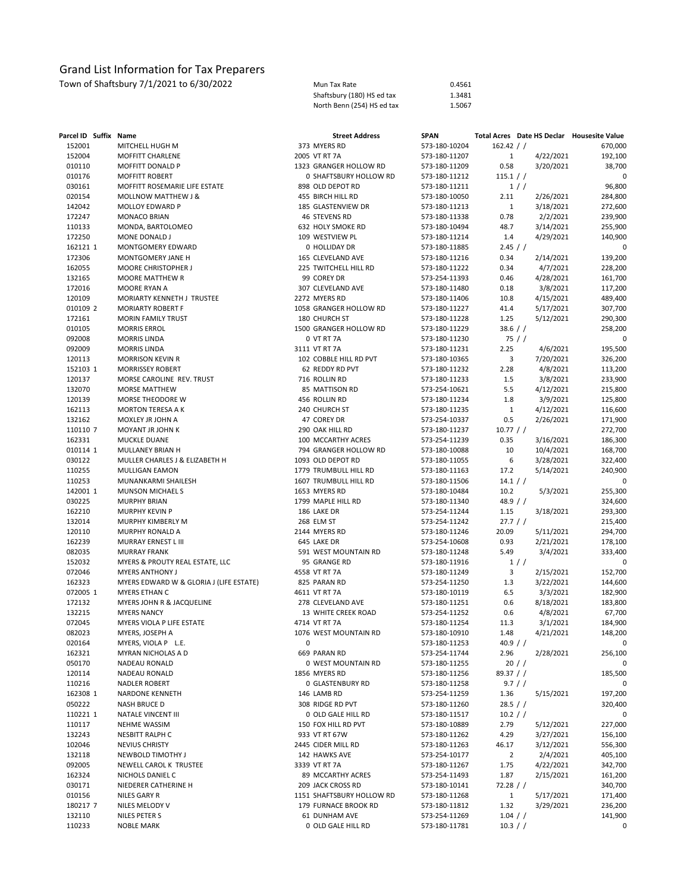# Grand List Information for Tax Preparers

Town of Shaftsbury 7/1/2021 to 6/30/2022

| | |
|---|---|
| Mun Tax Rate | 0.4561 |
| Shaftsbury (180) HS ed tax | 1.3481 |
| North Benn (254) HS ed tax | 1.5067 |

| Parcel ID | Suffix | Name | Street Address | SPAN | Total Acres | Date HS Declar | Housesite Value |
|---|---|---|---|---|---|---|---|
| 152001 | | MITCHELL HUGH M | 373 MYERS RD | 573-180-10204 | 162.42 | / / | 670,000 |
| 152004 | | MOFFITT CHARLENE | 2005 VT RT 7A | 573-180-11207 | 1 | 4/22/2021 | 192,100 |
| 010110 | | MOFFITT DONALD P | 1323 GRANGER HOLLOW RD | 573-180-11209 | 0.58 | 3/20/2021 | 38,700 |
| 010176 | | MOFFITT ROBERT | 0 SHAFTSBURY HOLLOW RD | 573-180-11212 | 115.1 | / / | 0 |
| 030161 | | MOFFITT ROSEMARIE LIFE ESTATE | 898 OLD DEPOT RD | 573-180-11211 | 1 | / / | 96,800 |
| 020154 | | MOLLNOW MATTHEW J & | 455 BIRCH HILL RD | 573-180-10050 | 2.11 | 2/26/2021 | 284,800 |
| 142042 | | MOLLOY EDWARD P | 185 GLASTENVIEW DR | 573-180-11213 | 1 | 3/18/2021 | 272,600 |
| 172247 | | MONACO BRIAN | 46 STEVENS RD | 573-180-11338 | 0.78 | 2/2/2021 | 239,900 |
| 110133 | | MONDA, BARTOLOMEO | 632 HOLY SMOKE RD | 573-180-10494 | 48.7 | 3/14/2021 | 255,900 |
| 172250 | | MONE DONALD J | 109 WESTVIEW PL | 573-180-11214 | 1.4 | 4/29/2021 | 140,900 |
| 162121 | 1 | MONTGOMERY EDWARD | 0 HOLLIDAY DR | 573-180-11885 | 2.45 | / / | 0 |
| 172306 | | MONTGOMERY JANE H | 165 CLEVELAND AVE | 573-180-11216 | 0.34 | 2/14/2021 | 139,200 |
| 162055 | | MOORE CHRISTOPHER J | 225 TWITCHELL HILL RD | 573-180-11222 | 0.34 | 4/7/2021 | 228,200 |
| 132165 | | MOORE MATTHEW R | 99 COREY DR | 573-254-11393 | 0.46 | 4/28/2021 | 161,700 |
| 172016 | | MOORE RYAN A | 307 CLEVELAND AVE | 573-180-11480 | 0.18 | 3/8/2021 | 117,200 |
| 120109 | | MORIARTY KENNETH J TRUSTEE | 2272 MYERS RD | 573-180-11406 | 10.8 | 4/15/2021 | 489,400 |
| 010109 | 2 | MORIARTY ROBERT F | 1058 GRANGER HOLLOW RD | 573-180-11227 | 41.4 | 5/17/2021 | 307,700 |
| 172161 | | MORIN FAMILY TRUST | 180 CHURCH ST | 573-180-11228 | 1.25 | 5/12/2021 | 290,300 |
| 010105 | | MORRIS ERROL | 1500 GRANGER HOLLOW RD | 573-180-11229 | 38.6 | / / | 258,200 |
| 092008 | | MORRIS LINDA | 0 VT RT 7A | 573-180-11230 | 75 | / / | 0 |
| 092009 | | MORRIS LINDA | 3111 VT RT 7A | 573-180-11231 | 2.25 | 4/6/2021 | 195,500 |
| 120113 | | MORRISON KEVIN R | 102 COBBLE HILL RD PVT | 573-180-10365 | 3 | 7/20/2021 | 326,200 |
| 152103 | 1 | MORRISSEY ROBERT | 62 REDDY RD PVT | 573-180-11232 | 2.28 | 4/8/2021 | 113,200 |
| 120137 | | MORSE CAROLINE REV. TRUST | 716 ROLLIN RD | 573-180-11233 | 1.5 | 3/8/2021 | 233,900 |
| 132070 | | MORSE MATTHEW | 85 MATTISON RD | 573-254-10621 | 5.5 | 4/12/2021 | 215,800 |
| 120139 | | MORSE THEODORE W | 456 ROLLIN RD | 573-180-11234 | 1.8 | 3/9/2021 | 125,800 |
| 162113 | | MORTON TERESA A K | 240 CHURCH ST | 573-180-11235 | 1 | 4/12/2021 | 116,600 |
| 132162 | | MOXLEY JR JOHN A | 47 COREY DR | 573-254-10337 | 0.5 | 2/26/2021 | 171,900 |
| 110110 | 7 | MOYANT JR JOHN K | 290 OAK HILL RD | 573-180-11237 | 10.77 | / / | 272,700 |
| 162331 | | MUCKLE DUANE | 100 MCCARTHY ACRES | 573-254-11239 | 0.35 | 3/16/2021 | 186,300 |
| 010114 | 1 | MULLANEY BRIAN H | 794 GRANGER HOLLOW RD | 573-180-10088 | 10 | 10/4/2021 | 168,700 |
| 030122 | | MULLER CHARLES J & ELIZABETH H | 1093 OLD DEPOT RD | 573-180-11055 | 6 | 3/28/2021 | 322,400 |
| 110255 | | MULLIGAN EAMON | 1779 TRUMBULL HILL RD | 573-180-11163 | 17.2 | 5/14/2021 | 240,900 |
| 110253 | | MUNANKARMI SHAILESH | 1607 TRUMBULL HILL RD | 573-180-11506 | 14.1 | / / | 0 |
| 142001 | 1 | MUNSON MICHAEL S | 1653 MYERS RD | 573-180-10484 | 10.2 | 5/3/2021 | 255,300 |
| 030225 | | MURPHY BRIAN | 1799 MAPLE HILL RD | 573-180-11340 | 48.9 | / / | 324,600 |
| 162210 | | MURPHY KEVIN P | 186 LAKE DR | 573-254-11244 | 1.15 | 3/18/2021 | 293,300 |
| 132014 | | MURPHY KIMBERLY M | 268 ELM ST | 573-254-11242 | 27.7 | / / | 215,400 |
| 120110 | | MURPHY RONALD A | 2144 MYERS RD | 573-180-11246 | 20.09 | 5/11/2021 | 294,700 |
| 162239 | | MURRAY ERNEST L III | 645 LAKE DR | 573-254-10608 | 0.93 | 2/21/2021 | 178,100 |
| 082035 | | MURRAY FRANK | 591 WEST MOUNTAIN RD | 573-180-11248 | 5.49 | 3/4/2021 | 333,400 |
| 152032 | | MYERS & PROUTY REAL ESTATE, LLC | 95 GRANGE RD | 573-180-11916 | 1 | / / | 0 |
| 072046 | | MYERS ANTHONY J | 4558 VT RT 7A | 573-180-11249 | 3 | 2/15/2021 | 152,700 |
| 162323 | | MYERS EDWARD W & GLORIA J (LIFE ESTATE) | 825 PARAN RD | 573-254-11250 | 1.3 | 3/22/2021 | 144,600 |
| 072005 | 1 | MYERS ETHAN C | 4611 VT RT 7A | 573-180-10119 | 6.5 | 3/3/2021 | 182,900 |
| 172132 | | MYERS JOHN R & JACQUELINE | 278 CLEVELAND AVE | 573-180-11251 | 0.6 | 8/18/2021 | 183,800 |
| 132215 | | MYERS NANCY | 13 WHITE CREEK ROAD | 573-254-11252 | 0.6 | 4/8/2021 | 67,700 |
| 072045 | | MYERS VIOLA P LIFE ESTATE | 4714 VT RT 7A | 573-180-11254 | 11.3 | 3/1/2021 | 184,900 |
| 082023 | | MYERS, JOSEPH A | 1076 WEST MOUNTAIN RD | 573-180-10910 | 1.48 | 4/21/2021 | 148,200 |
| 020164 | | MYERS, VIOLA P L.E. | 0 | 573-180-11253 | 40.9 | / / | 0 |
| 162321 | | MYRAN NICHOLAS A D | 669 PARAN RD | 573-254-11744 | 2.96 | 2/28/2021 | 256,100 |
| 050170 | | NADEAU RONALD | 0 WEST MOUNTAIN RD | 573-180-11255 | 20 | / / | 0 |
| 120114 | | NADEAU RONALD | 1856 MYERS RD | 573-180-11256 | 89.37 | / / | 185,500 |
| 110216 | | NADLER ROBERT | 0 GLASTENBURY RD | 573-180-11258 | 9.7 | / / | 0 |
| 162308 | 1 | NARDONE KENNETH | 146 LAMB RD | 573-254-11259 | 1.36 | 5/15/2021 | 197,200 |
| 050222 | | NASH BRUCE D | 308 RIDGE RD PVT | 573-180-11260 | 28.5 | / / | 320,400 |
| 110221 | 1 | NATALE VINCENT III | 0 OLD GALE HILL RD | 573-180-11517 | 10.2 | / / | 0 |
| 110117 | | NEHME WASSIM | 150 FOX HILL RD PVT | 573-180-10889 | 2.79 | 5/12/2021 | 227,000 |
| 132243 | | NESBITT RALPH C | 933 VT RT 67W | 573-180-11262 | 4.29 | 3/27/2021 | 156,100 |
| 102046 | | NEVIUS CHRISTY | 2445 CIDER MILL RD | 573-180-11263 | 46.17 | 3/12/2021 | 556,300 |
| 132118 | | NEWBOLD TIMOTHY J | 142 HAWKS AVE | 573-254-10177 | 2 | 2/4/2021 | 405,100 |
| 092005 | | NEWELL CAROL K TRUSTEE | 3339 VT RT 7A | 573-180-11267 | 1.75 | 4/22/2021 | 342,700 |
| 162324 | | NICHOLS DANIEL C | 89 MCCARTHY ACRES | 573-254-11493 | 1.87 | 2/15/2021 | 161,200 |
| 030171 | | NIEDERER CATHERINE H | 209 JACK CROSS RD | 573-180-10141 | 72.28 | / / | 340,700 |
| 010156 | | NILES GARY R | 1151 SHAFTSBURY HOLLOW RD | 573-180-11268 | 1 | 5/17/2021 | 171,400 |
| 180217 | 7 | NILES MELODY V | 179 FURNACE BROOK RD | 573-180-11812 | 1.32 | 3/29/2021 | 236,200 |
| 132110 | | NILES PETER S | 61 DUNHAM AVE | 573-254-11269 | 1.04 | / / | 141,900 |
| 110233 | | NOBLE MARK | 0 OLD GALE HILL RD | 573-180-11781 | 10.3 | / / | 0 |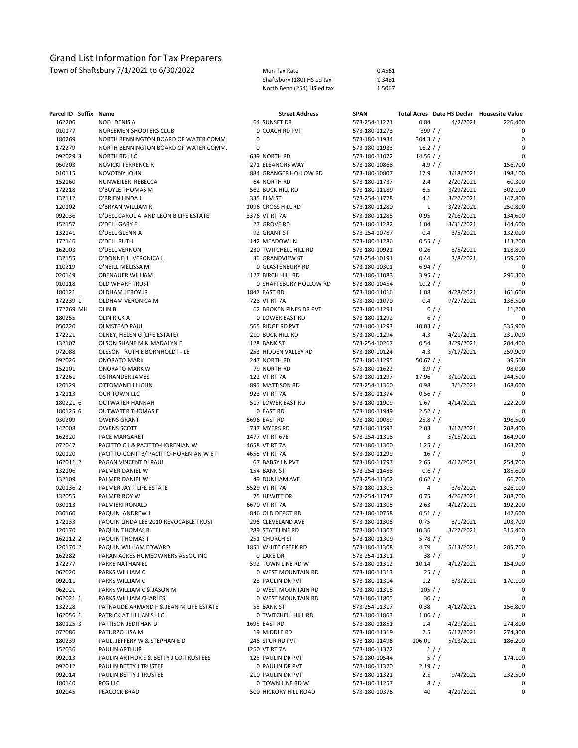# Grand List Information for Tax Preparers

Town of Shaftsbury 7/1/2021 to 6/30/2022

| | |
|---|---|
| Mun Tax Rate | 0.4561 |
| Shaftsbury (180) HS ed tax | 1.3481 |
| North Benn (254) HS ed tax | 1.5067 |

| Parcel ID | Suffix | Name | Street Address | SPAN | Total Acres | Date HS Declar | Housesite Value |
|---|---|---|---|---|---|---|---|
| 162206 | | NOEL DENIS A | 64 SUNSET DR | 573-254-11271 | 0.84 | 4/2/2021 | 226,400 |
| 010177 | | NORSEMEN SHOOTERS CLUB | 0 COACH RD PVT | 573-180-11273 | 399 | / / | 0 |
| 180269 | | NORTH BENNINGTON BOARD OF WATER COMM | 0 | 573-180-11934 | 304.3 | / / | 0 |
| 172279 | | NORTH BENNINGTON BOARD OF WATER COMM. | 0 | 573-180-11933 | 16.2 | / / | 0 |
| 092029 | 3 | NORTH RD LLC | 639 NORTH RD | 573-180-11072 | 14.56 | / / | 0 |
| 050203 | | NOVICKI TERRENCE R | 271 ELEANORS WAY | 573-180-10868 | 4.9 | / / | 156,700 |
| 010115 | | NOVOTNY JOHN | 884 GRANGER HOLLOW RD | 573-180-10807 | 17.9 | 3/18/2021 | 198,100 |
| 152160 | | NUNWEILER REBECCA | 64 NORTH RD | 573-180-11737 | 2.4 | 2/20/2021 | 60,300 |
| 172218 | | O'BOYLE THOMAS M | 562 BUCK HILL RD | 573-180-11189 | 6.5 | 3/29/2021 | 302,100 |
| 132112 | | O'BRIEN LINDA J | 335 ELM ST | 573-254-11778 | 4.1 | 3/22/2021 | 147,800 |
| 120102 | | O'BRYAN WILLIAM R | 1096 CROSS HILL RD | 573-180-11280 | 1 | 3/22/2021 | 250,800 |
| 092036 | | O'DELL CAROL A AND LEON B LIFE ESTATE | 3376 VT RT 7A | 573-180-11285 | 0.95 | 2/16/2021 | 134,600 |
| 152157 | | O'DELL GARY E | 27 GROVE RD | 573-180-11282 | 1.04 | 3/31/2021 | 144,600 |
| 132141 | | O'DELL GLENN A | 92 GRANT ST | 573-254-10787 | 0.4 | 3/5/2021 | 132,000 |
| 172146 | | O'DELL RUTH | 142 MEADOW LN | 573-180-11286 | 0.55 | / / | 113,200 |
| 162003 | | O'DELL VERNON | 230 TWITCHELL HILL RD | 573-180-10921 | 0.26 | 3/5/2021 | 118,800 |
| 132155 | | O'DONNELL VERONICA L | 36 GRANDVIEW ST | 573-254-10191 | 0.44 | 3/8/2021 | 159,500 |
| 110219 | | O'NEILL MELISSA M | 0 GLASTENBURY RD | 573-180-10301 | 6.94 | / / | 0 |
| 020149 | | OBENAUER WILLIAM | 127 BIRCH HILL RD | 573-180-11083 | 3.95 | / / | 296,300 |
| 010118 | | OLD WHARF TRUST | 0 SHAFTSBURY HOLLOW RD | 573-180-10454 | 10.2 | / / | 0 |
| 180121 | | OLDHAM LEROY JR | 1847 EAST RD | 573-180-11016 | 1.08 | 4/28/2021 | 161,600 |
| 172239 | 1 | OLDHAM VERONICA M | 728 VT RT 7A | 573-180-11070 | 0.4 | 9/27/2021 | 136,500 |
| 172269 | MH | OLIN B | 62 BROKEN PINES DR PVT | 573-180-11291 | 0 | / / | 11,200 |
| 180255 | | OLIN RICK A | 0 LOWER EAST RD | 573-180-11292 | 6 | / / | 0 |
| 050220 | | OLMSTEAD PAUL | 565 RIDGE RD PVT | 573-180-11293 | 10.03 | / / | 335,900 |
| 172221 | | OLNEY, HELEN G (LIFE ESTATE) | 210 BUCK HILL RD | 573-180-11294 | 4.3 | 4/21/2021 | 231,000 |
| 132107 | | OLSON SHANE M & MADALYN E | 128 BANK ST | 573-254-10267 | 0.54 | 3/29/2021 | 204,400 |
| 072088 | | OLSSON RUTH E BORNHOLDT - LE | 253 HIDDEN VALLEY RD | 573-180-10124 | 4.3 | 5/17/2021 | 259,900 |
| 092026 | | ONORATO MARK | 247 NORTH RD | 573-180-11295 | 50.67 | / / | 39,500 |
| 152101 | | ONORATO MARK W | 79 NORTH RD | 573-180-11622 | 3.9 | / / | 98,000 |
| 172261 | | OSTRANDER JAMES | 122 VT RT 7A | 573-180-11297 | 17.96 | 3/10/2021 | 244,500 |
| 120129 | | OTTOMANELLI JOHN | 895 MATTISON RD | 573-254-11360 | 0.98 | 3/1/2021 | 168,000 |
| 172113 | | OUR TOWN LLC | 923 VT RT 7A | 573-180-11374 | 0.56 | / / | 0 |
| 180221 | 6 | OUTWATER HANNAH | 517 LOWER EAST RD | 573-180-11909 | 1.67 | 4/14/2021 | 222,200 |
| 180125 | 6 | OUTWATER THOMAS E | 0 EAST RD | 573-180-11949 | 2.52 | / / | 0 |
| 030209 | | OWENS GRANT | 5696 EAST RD | 573-180-10089 | 25.8 | / / | 198,500 |
| 142008 | | OWENS SCOTT | 737 MYERS RD | 573-180-11593 | 2.03 | 3/12/2021 | 208,400 |
| 162320 | | PACE MARGARET | 1477 VT RT 67E | 573-254-11318 | 3 | 5/15/2021 | 164,900 |
| 072047 | | PACITTO C J & PACITTO-HORENIAN W | 4658 VT RT 7A | 573-180-11300 | 1.25 | / / | 163,700 |
| 020120 | | PACITTO-CONTI B/ PACITTO-HORENIAN W ET | 4658 VT RT 7A | 573-180-11299 | 16 | / / | 0 |
| 162011 | 2 | PAGAN VINCENT DI PAUL | 67 BABSY LN PVT | 573-180-11797 | 2.65 | 4/12/2021 | 254,700 |
| 132106 | | PALMER DANIEL W | 154 BANK ST | 573-254-11488 | 0.6 | / / | 185,600 |
| 132109 | | PALMER DANIEL W | 49 DUNHAM AVE | 573-254-11302 | 0.62 | / / | 66,700 |
| 020136 | 2 | PALMER JAY T LIFE ESTATE | 5529 VT RT 7A | 573-180-11303 | 4 | 3/8/2021 | 326,100 |
| 132055 | | PALMER ROY W | 75 HEWITT DR | 573-254-11747 | 0.75 | 4/26/2021 | 208,700 |
| 030113 | | PALMIERI RONALD | 6670 VT RT 7A | 573-180-11305 | 2.63 | 4/12/2021 | 192,200 |
| 030160 | | PAQUIN ANDREW J | 846 OLD DEPOT RD | 573-180-10758 | 0.51 | / / | 142,600 |
| 172133 | | PAQUIN LINDA LEE 2010 REVOCABLE TRUST | 296 CLEVELAND AVE | 573-180-11306 | 0.75 | 3/1/2021 | 203,700 |
| 120170 | | PAQUIN THOMAS R | 289 STATELINE RD | 573-180-11307 | 10.36 | 3/27/2021 | 315,400 |
| 162112 | 2 | PAQUIN THOMAS T | 251 CHURCH ST | 573-180-11309 | 5.78 | / / | 0 |
| 120170 | 2 | PAQUIN WILLIAM EDWARD | 1851 WHITE CREEK RD | 573-180-11308 | 4.79 | 5/13/2021 | 205,700 |
| 162282 | | PARAN ACRES HOMEOWNERS ASSOC INC | 0 LAKE DR | 573-254-11311 | 38 | / / | 0 |
| 172277 | | PARKE NATHANIEL | 592 TOWN LINE RD W | 573-180-11312 | 10.14 | 4/12/2021 | 154,900 |
| 062020 | | PARKS WILLIAM C | 0 WEST MOUNTAIN RD | 573-180-11313 | 25 | / / | 0 |
| 092011 | | PARKS WILLIAM C | 23 PAULIN DR PVT | 573-180-11314 | 1.2 | 3/3/2021 | 170,100 |
| 062021 | | PARKS WILLIAM C & JASON M | 0 WEST MOUNTAIN RD | 573-180-11315 | 105 | / / | 0 |
| 062021 | 1 | PARKS WILLIAM CHARLES | 0 WEST MOUNTAIN RD | 573-180-11805 | 30 | / / | 0 |
| 132228 | | PATNAUDE ARMAND F & JEAN M LIFE ESTATE | 55 BANK ST | 573-254-11317 | 0.38 | 4/12/2021 | 156,800 |
| 162056 | 1 | PATRICK AT LILLIAN'S LLC | 0 TWITCHELL HILL RD | 573-180-11863 | 1.06 | / / | 0 |
| 180125 | 3 | PATTISON JEDITHAN D | 1695 EAST RD | 573-180-11851 | 1.4 | 4/29/2021 | 274,800 |
| 072086 | | PATURZO LISA M | 19 MIDDLE RD | 573-180-11319 | 2.5 | 5/17/2021 | 274,300 |
| 180239 | | PAUL, JEFFERY W & STEPHANIE D | 246 SPUR RD PVT | 573-180-11496 | 106.01 | 5/13/2021 | 186,200 |
| 152036 | | PAULIN ARTHUR | 1250 VT RT 7A | 573-180-11322 | 1 | / / | 0 |
| 092013 | | PAULIN ARTHUR E & BETTY J CO-TRUSTEES | 125 PAULIN DR PVT | 573-180-10544 | 5 | / / | 174,100 |
| 092012 | | PAULIN BETTY J TRUSTEE | 0 PAULIN DR PVT | 573-180-11320 | 2.19 | / / | 0 |
| 092014 | | PAULIN BETTY J TRUSTEE | 210 PAULIN DR PVT | 573-180-11321 | 2.5 | 9/4/2021 | 232,500 |
| 180140 | | PCG LLC | 0 TOWN LINE RD W | 573-180-11257 | 8 | / / | 0 |
| 102045 | | PEACOCK BRAD | 500 HICKORY HILL ROAD | 573-180-10376 | 40 | 4/21/2021 | 0 |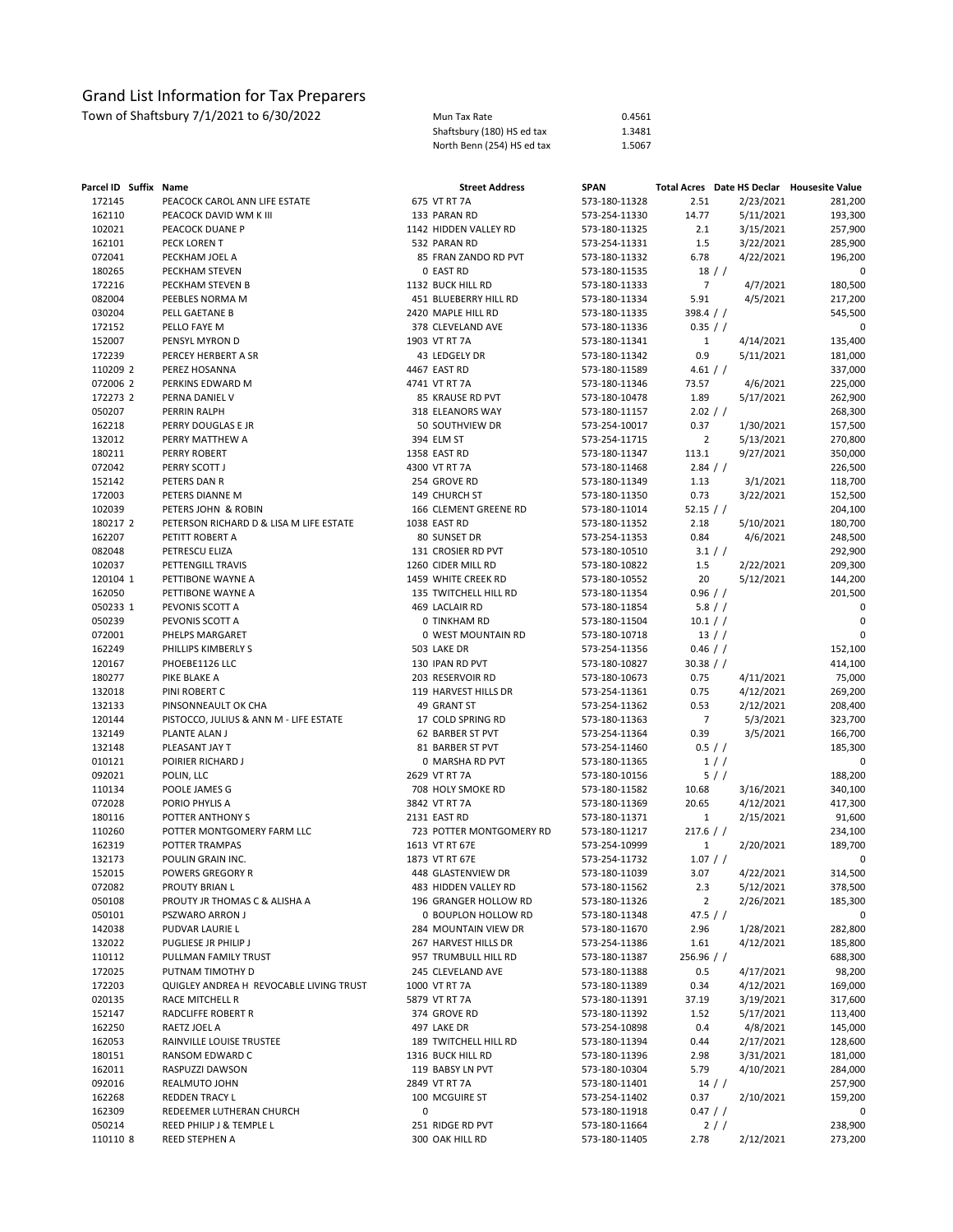# Grand List Information for Tax Preparers

Town of Shaftsbury 7/1/2021 to 6/30/2022

| | |
|---|---|
| Mun Tax Rate | 0.4561 |
| Shaftsbury (180) HS ed tax | 1.3481 |
| North Benn (254) HS ed tax | 1.5067 |

| Parcel ID | Suffix | Name | Street Address | SPAN | Total Acres | Date HS Declar | Housesite Value |
|---|---|---|---|---|---|---|---|
| 172145 | | PEACOCK CAROL ANN LIFE ESTATE | 675 VT RT 7A | 573-180-11328 | 2.51 | 2/23/2021 | 281,200 |
| 162110 | | PEACOCK DAVID WM K III | 133 PARAN RD | 573-254-11330 | 14.77 | 5/11/2021 | 193,300 |
| 102021 | | PEACOCK DUANE P | 1142 HIDDEN VALLEY RD | 573-180-11325 | 2.1 | 3/15/2021 | 257,900 |
| 162101 | | PECK LOREN T | 532 PARAN RD | 573-254-11331 | 1.5 | 3/22/2021 | 285,900 |
| 072041 | | PECKHAM JOEL A | 85 FRAN ZANDO RD PVT | 573-180-11332 | 6.78 | 4/22/2021 | 196,200 |
| 180265 | | PECKHAM STEVEN | 0 EAST RD | 573-180-11535 | 18 | / / | 0 |
| 172216 | | PECKHAM STEVEN B | 1132 BUCK HILL RD | 573-180-11333 | 7 | 4/7/2021 | 180,500 |
| 082004 | | PEEBLES NORMA M | 451 BLUEBERRY HILL RD | 573-180-11334 | 5.91 | 4/5/2021 | 217,200 |
| 030204 | | PELL GAETANE B | 2420 MAPLE HILL RD | 573-180-11335 | 398.4 | / / | 545,500 |
| 172152 | | PELLO FAYE M | 378 CLEVELAND AVE | 573-180-11336 | 0.35 | / / | 0 |
| 152007 | | PENSYL MYRON D | 1903 VT RT 7A | 573-180-11341 | 1 | 4/14/2021 | 135,400 |
| 172239 | | PERCEY HERBERT A SR | 43 LEDGELY DR | 573-180-11342 | 0.9 | 5/11/2021 | 181,000 |
| 110209 | 2 | PEREZ HOSANNA | 4467 EAST RD | 573-180-11589 | 4.61 | / / | 337,000 |
| 072006 | 2 | PERKINS EDWARD M | 4741 VT RT 7A | 573-180-11346 | 73.57 | 4/6/2021 | 225,000 |
| 172273 | 2 | PERNA DANIEL V | 85 KRAUSE RD PVT | 573-180-10478 | 1.89 | 5/17/2021 | 262,900 |
| 050207 | | PERRIN RALPH | 318 ELEANORS WAY | 573-180-11157 | 2.02 | / / | 268,300 |
| 162218 | | PERRY DOUGLAS E JR | 50 SOUTHVIEW DR | 573-254-10017 | 0.37 | 1/30/2021 | 157,500 |
| 132012 | | PERRY MATTHEW A | 394 ELM ST | 573-254-11715 | 2 | 5/13/2021 | 270,800 |
| 180211 | | PERRY ROBERT | 1358 EAST RD | 573-180-11347 | 113.1 | 9/27/2021 | 350,000 |
| 072042 | | PERRY SCOTT J | 4300 VT RT 7A | 573-180-11468 | 2.84 | / / | 226,500 |
| 152142 | | PETERS DAN R | 254 GROVE RD | 573-180-11349 | 1.13 | 3/1/2021 | 118,700 |
| 172003 | | PETERS DIANNE M | 149 CHURCH ST | 573-180-11350 | 0.73 | 3/22/2021 | 152,500 |
| 102039 | | PETERS JOHN & ROBIN | 166 CLEMENT GREENE RD | 573-180-11014 | 52.15 | / / | 204,100 |
| 180217 | 2 | PETERSON RICHARD D & LISA M LIFE ESTATE | 1038 EAST RD | 573-180-11352 | 2.18 | 5/10/2021 | 180,700 |
| 162207 | | PETITT ROBERT A | 80 SUNSET DR | 573-254-11353 | 0.84 | 4/6/2021 | 248,500 |
| 082048 | | PETRESCU ELIZA | 131 CROSIER RD PVT | 573-180-10510 | 3.1 | / / | 292,900 |
| 102037 | | PETTENGILL TRAVIS | 1260 CIDER MILL RD | 573-180-10822 | 1.5 | 2/22/2021 | 209,300 |
| 120104 | 1 | PETTIBONE WAYNE A | 1459 WHITE CREEK RD | 573-180-10552 | 20 | 5/12/2021 | 144,200 |
| 162050 | | PETTIBONE WAYNE A | 135 TWITCHELL HILL RD | 573-180-11354 | 0.96 | / / | 201,500 |
| 050233 | 1 | PEVONIS SCOTT A | 469 LACLAIR RD | 573-180-11854 | 5.8 | / / | 0 |
| 050239 | | PEVONIS SCOTT A | 0 TINKHAM RD | 573-180-11504 | 10.1 | / / | 0 |
| 072001 | | PHELPS MARGARET | 0 WEST MOUNTAIN RD | 573-180-10718 | 13 | / / | 0 |
| 162249 | | PHILLIPS KIMBERLY S | 503 LAKE DR | 573-254-11356 | 0.46 | / / | 152,100 |
| 120167 | | PHOEBE1126 LLC | 130 IPAN RD PVT | 573-180-10827 | 30.38 | / / | 414,100 |
| 180277 | | PIKE BLAKE A | 203 RESERVOIR RD | 573-180-10673 | 0.75 | 4/11/2021 | 75,000 |
| 132018 | | PINI ROBERT C | 119 HARVEST HILLS DR | 573-254-11361 | 0.75 | 4/12/2021 | 269,200 |
| 132133 | | PINSONNEAULT OK CHA | 49 GRANT ST | 573-254-11362 | 0.53 | 2/12/2021 | 208,400 |
| 120144 | | PISTOCCO, JULIUS & ANN M - LIFE ESTATE | 17 COLD SPRING RD | 573-180-11363 | 7 | 5/3/2021 | 323,700 |
| 132149 | | PLANTE ALAN J | 62 BARBER ST PVT | 573-254-11364 | 0.39 | 3/5/2021 | 166,700 |
| 132148 | | PLEASANT JAY T | 81 BARBER ST PVT | 573-254-11460 | 0.5 | / / | 185,300 |
| 010121 | | POIRIER RICHARD J | 0 MARSHA RD PVT | 573-180-11365 | 1 | / / | 0 |
| 092021 | | POLIN, LLC | 2629 VT RT 7A | 573-180-10156 | 5 | / / | 188,200 |
| 110134 | | POOLE JAMES G | 708 HOLY SMOKE RD | 573-180-11582 | 10.68 | 3/16/2021 | 340,100 |
| 072028 | | PORIO PHYLIS A | 3842 VT RT 7A | 573-180-11369 | 20.65 | 4/12/2021 | 417,300 |
| 180116 | | POTTER ANTHONY S | 2131 EAST RD | 573-180-11371 | 1 | 2/15/2021 | 91,600 |
| 110260 | | POTTER MONTGOMERY FARM LLC | 723 POTTER MONTGOMERY RD | 573-180-11217 | 217.6 | / / | 234,100 |
| 162319 | | POTTER TRAMPAS | 1613 VT RT 67E | 573-254-10999 | 1 | 2/20/2021 | 189,700 |
| 132173 | | POULIN GRAIN INC. | 1873 VT RT 67E | 573-254-11732 | 1.07 | / / | 0 |
| 152015 | | POWERS GREGORY R | 448 GLASTENVIEW DR | 573-180-11039 | 3.07 | 4/22/2021 | 314,500 |
| 072082 | | PROUTY BRIAN L | 483 HIDDEN VALLEY RD | 573-180-11562 | 2.3 | 5/12/2021 | 378,500 |
| 050108 | | PROUTY JR THOMAS C & ALISHA A | 196 GRANGER HOLLOW RD | 573-180-11326 | 2 | 2/26/2021 | 185,300 |
| 050101 | | PSZWARO ARRON J | 0 BOUPLON HOLLOW RD | 573-180-11348 | 47.5 | / / | 0 |
| 142038 | | PUDVAR LAURIE L | 284 MOUNTAIN VIEW DR | 573-180-11670 | 2.96 | 1/28/2021 | 282,800 |
| 132022 | | PUGLIESE JR PHILIP J | 267 HARVEST HILLS DR | 573-254-11386 | 1.61 | 4/12/2021 | 185,800 |
| 110112 | | PULLMAN FAMILY TRUST | 957 TRUMBULL HILL RD | 573-180-11387 | 256.96 | / / | 688,300 |
| 172025 | | PUTNAM TIMOTHY D | 245 CLEVELAND AVE | 573-180-11388 | 0.5 | 4/17/2021 | 98,200 |
| 172203 | | QUIGLEY ANDREA H REVOCABLE LIVING TRUST | 1000 VT RT 7A | 573-180-11389 | 0.34 | 4/12/2021 | 169,000 |
| 020135 | | RACE MITCHELL R | 5879 VT RT 7A | 573-180-11391 | 37.19 | 3/19/2021 | 317,600 |
| 152147 | | RADCLIFFE ROBERT R | 374 GROVE RD | 573-180-11392 | 1.52 | 5/17/2021 | 113,400 |
| 162250 | | RAETZ JOEL A | 497 LAKE DR | 573-254-10898 | 0.4 | 4/8/2021 | 145,000 |
| 162053 | | RAINVILLE LOUISE TRUSTEE | 189 TWITCHELL HILL RD | 573-180-11394 | 0.44 | 2/17/2021 | 128,600 |
| 180151 | | RANSOM EDWARD C | 1316 BUCK HILL RD | 573-180-11396 | 2.98 | 3/31/2021 | 181,000 |
| 162011 | | RASPUZZI DAWSON | 119 BABSY LN PVT | 573-180-10304 | 5.79 | 4/10/2021 | 284,000 |
| 092016 | | REALMUTO JOHN | 2849 VT RT 7A | 573-180-11401 | 14 | / / | 257,900 |
| 162268 | | REDDEN TRACY L | 100 MCGUIRE ST | 573-254-11402 | 0.37 | 2/10/2021 | 159,200 |
| 162309 | | REDEEMER LUTHERAN CHURCH | 0 | 573-180-11918 | 0.47 | / / | 0 |
| 050214 | | REED PHILIP J & TEMPLE L | 251 RIDGE RD PVT | 573-180-11664 | 2 | / / | 238,900 |
| 110110 | 8 | REED STEPHEN A | 300 OAK HILL RD | 573-180-11405 | 2.78 | 2/12/2021 | 273,200 |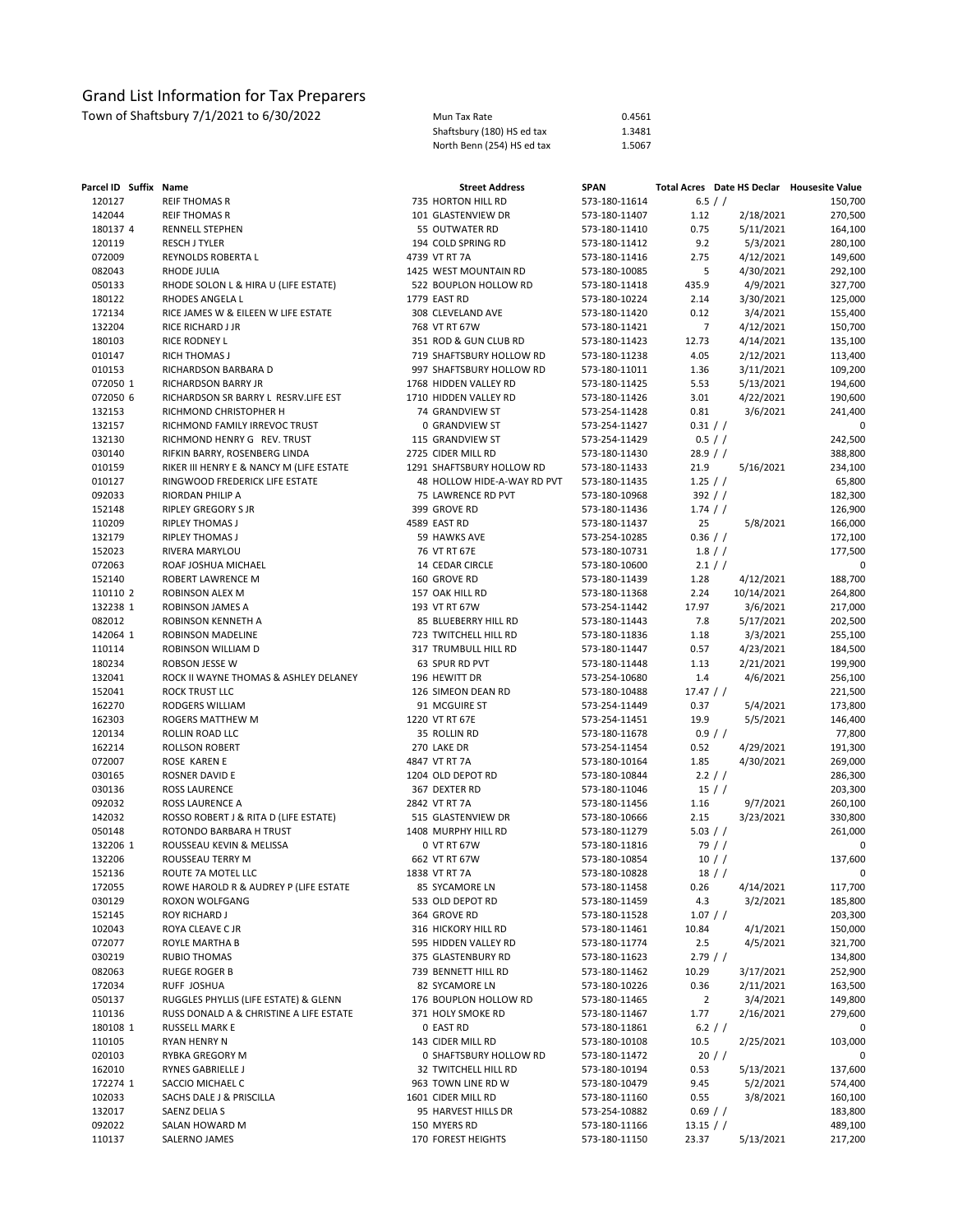# Grand List Information for Tax Preparers

Town of Shaftsbury 7/1/2021 to 6/30/2022

| | |
|---|---|
| Mun Tax Rate | 0.4561 |
| Shaftsbury (180) HS ed tax | 1.3481 |
| North Benn (254) HS ed tax | 1.5067 |

| Parcel ID | Suffix | Name | Street Address | SPAN | Total Acres | Date HS Declar | Housesite Value |
|---|---|---|---|---|---|---|---|
| 120127 | | REIF THOMAS R | 735 HORTON HILL RD | 573-180-11614 | 6.5 | / / | 150,700 |
| 142044 | | REIF THOMAS R | 101 GLASTENVIEW DR | 573-180-11407 | 1.12 | 2/18/2021 | 270,500 |
| 180137 | 4 | RENNELL STEPHEN | 55 OUTWATER RD | 573-180-11410 | 0.75 | 5/11/2021 | 164,100 |
| 120119 | | RESCH J TYLER | 194 COLD SPRING RD | 573-180-11412 | 9.2 | 5/3/2021 | 280,100 |
| 072009 | | REYNOLDS ROBERTA L | 4739 VT RT 7A | 573-180-11416 | 2.75 | 4/12/2021 | 149,600 |
| 082043 | | RHODE JULIA | 1425 WEST MOUNTAIN RD | 573-180-10085 | 5 | 4/30/2021 | 292,100 |
| 050133 | | RHODE SOLON L & HIRA U (LIFE ESTATE) | 522 BOUPLON HOLLOW RD | 573-180-11418 | 435.9 | 4/9/2021 | 327,700 |
| 180122 | | RHODES ANGELA L | 1779 EAST RD | 573-180-10224 | 2.14 | 3/30/2021 | 125,000 |
| 172134 | | RICE JAMES W & EILEEN W LIFE ESTATE | 308 CLEVELAND AVE | 573-180-11420 | 0.12 | 3/4/2021 | 155,400 |
| 132204 | | RICE RICHARD J JR | 768 VT RT 67W | 573-180-11421 | 7 | 4/12/2021 | 150,700 |
| 180103 | | RICE RODNEY L | 351 ROD & GUN CLUB RD | 573-180-11423 | 12.73 | 4/14/2021 | 135,100 |
| 010147 | | RICH THOMAS J | 719 SHAFTSBURY HOLLOW RD | 573-180-11238 | 4.05 | 2/12/2021 | 113,400 |
| 010153 | | RICHARDSON BARBARA D | 997 SHAFTSBURY HOLLOW RD | 573-180-11011 | 1.36 | 3/11/2021 | 109,200 |
| 072050 | 1 | RICHARDSON BARRY JR | 1768 HIDDEN VALLEY RD | 573-180-11425 | 5.53 | 5/13/2021 | 194,600 |
| 072050 | 6 | RICHARDSON SR BARRY L RESRV.LIFE EST | 1710 HIDDEN VALLEY RD | 573-180-11426 | 3.01 | 4/22/2021 | 190,600 |
| 132153 | | RICHMOND CHRISTOPHER H | 74 GRANDVIEW ST | 573-254-11428 | 0.81 | 3/6/2021 | 241,400 |
| 132157 | | RICHMOND FAMILY IRREVOC TRUST | 0 GRANDVIEW ST | 573-254-11427 | 0.31 | / / | 0 |
| 132130 | | RICHMOND HENRY G REV. TRUST | 115 GRANDVIEW ST | 573-254-11429 | 0.5 | / / | 242,500 |
| 030140 | | RIFKIN BARRY, ROSENBERG LINDA | 2725 CIDER MILL RD | 573-180-11430 | 28.9 | / / | 388,800 |
| 010159 | | RIKER III HENRY E & NANCY M (LIFE ESTATE | 1291 SHAFTSBURY HOLLOW RD | 573-180-11433 | 21.9 | 5/16/2021 | 234,100 |
| 010127 | | RINGWOOD FREDERICK LIFE ESTATE | 48 HOLLOW HIDE-A-WAY RD PVT | 573-180-11435 | 1.25 | / / | 65,800 |
| 092033 | | RIORDAN PHILIP A | 75 LAWRENCE RD PVT | 573-180-10968 | 392 | / / | 182,300 |
| 152148 | | RIPLEY GREGORY S JR | 399 GROVE RD | 573-180-11436 | 1.74 | / / | 126,900 |
| 110209 | | RIPLEY THOMAS J | 4589 EAST RD | 573-180-11437 | 25 | 5/8/2021 | 166,000 |
| 132179 | | RIPLEY THOMAS J | 59 HAWKS AVE | 573-254-10285 | 0.36 | / / | 172,100 |
| 152023 | | RIVERA MARYLOU | 76 VT RT 67E | 573-180-10731 | 1.8 | / / | 177,500 |
| 072063 | | ROAF JOSHUA MICHAEL | 14 CEDAR CIRCLE | 573-180-10600 | 2.1 | / / | 0 |
| 152140 | | ROBERT LAWRENCE M | 160 GROVE RD | 573-180-11439 | 1.28 | 4/12/2021 | 188,700 |
| 110110 | 2 | ROBINSON ALEX M | 157 OAK HILL RD | 573-180-11368 | 2.24 | 10/14/2021 | 264,800 |
| 132238 | 1 | ROBINSON JAMES A | 193 VT RT 67W | 573-254-11442 | 17.97 | 3/6/2021 | 217,000 |
| 082012 | | ROBINSON KENNETH A | 85 BLUEBERRY HILL RD | 573-180-11443 | 7.8 | 5/17/2021 | 202,500 |
| 142064 | 1 | ROBINSON MADELINE | 723 TWITCHELL HILL RD | 573-180-11836 | 1.18 | 3/3/2021 | 255,100 |
| 110114 | | ROBINSON WILLIAM D | 317 TRUMBULL HILL RD | 573-180-11447 | 0.57 | 4/23/2021 | 184,500 |
| 180234 | | ROBSON JESSE W | 63 SPUR RD PVT | 573-180-11448 | 1.13 | 2/21/2021 | 199,900 |
| 132041 | | ROCK II WAYNE THOMAS & ASHLEY DELANEY | 196 HEWITT DR | 573-254-10680 | 1.4 | 4/6/2021 | 256,100 |
| 152041 | | ROCK TRUST LLC | 126 SIMEON DEAN RD | 573-180-10488 | 17.47 | / / | 221,500 |
| 162270 | | RODGERS WILLIAM | 91 MCGUIRE ST | 573-254-11449 | 0.37 | 5/4/2021 | 173,800 |
| 162303 | | ROGERS MATTHEW M | 1220 VT RT 67E | 573-254-11451 | 19.9 | 5/5/2021 | 146,400 |
| 120134 | | ROLLIN ROAD LLC | 35 ROLLIN RD | 573-180-11678 | 0.9 | / / | 77,800 |
| 162214 | | ROLLSON ROBERT | 270 LAKE DR | 573-254-11454 | 0.52 | 4/29/2021 | 191,300 |
| 072007 | | ROSE KAREN E | 4847 VT RT 7A | 573-180-10164 | 1.85 | 4/30/2021 | 269,000 |
| 030165 | | ROSNER DAVID E | 1204 OLD DEPOT RD | 573-180-10844 | 2.2 | / / | 286,300 |
| 030136 | | ROSS LAURENCE | 367 DEXTER RD | 573-180-11046 | 15 | / / | 203,300 |
| 092032 | | ROSS LAURENCE A | 2842 VT RT 7A | 573-180-11456 | 1.16 | 9/7/2021 | 260,100 |
| 142032 | | ROSSO ROBERT J & RITA D (LIFE ESTATE) | 515 GLASTENVIEW DR | 573-180-10666 | 2.15 | 3/23/2021 | 330,800 |
| 050148 | | ROTONDO BARBARA H TRUST | 1408 MURPHY HILL RD | 573-180-11279 | 5.03 | / / | 261,000 |
| 132206 | 1 | ROUSSEAU KEVIN & MELISSA | 0 VT RT 67W | 573-180-11816 | 79 | / / | 0 |
| 132206 | | ROUSSEAU TERRY M | 662 VT RT 67W | 573-180-10854 | 10 | / / | 137,600 |
| 152136 | | ROUTE 7A MOTEL LLC | 1838 VT RT 7A | 573-180-10828 | 18 | / / | 0 |
| 172055 | | ROWE HAROLD R & AUDREY P (LIFE ESTATE | 85 SYCAMORE LN | 573-180-11458 | 0.26 | 4/14/2021 | 117,700 |
| 030129 | | ROXON WOLFGANG | 533 OLD DEPOT RD | 573-180-11459 | 4.3 | 3/2/2021 | 185,800 |
| 152145 | | ROY RICHARD J | 364 GROVE RD | 573-180-11528 | 1.07 | / / | 203,300 |
| 102043 | | ROYA CLEAVE C JR | 316 HICKORY HILL RD | 573-180-11461 | 10.84 | 4/1/2021 | 150,000 |
| 072077 | | ROYLE MARTHA B | 595 HIDDEN VALLEY RD | 573-180-11774 | 2.5 | 4/5/2021 | 321,700 |
| 030219 | | RUBIO THOMAS | 375 GLASTENBURY RD | 573-180-11623 | 2.79 | / / | 134,800 |
| 082063 | | RUEGE ROGER B | 739 BENNETT HILL RD | 573-180-11462 | 10.29 | 3/17/2021 | 252,900 |
| 172034 | | RUFF JOSHUA | 82 SYCAMORE LN | 573-180-10226 | 0.36 | 2/11/2021 | 163,500 |
| 050137 | | RUGGLES PHYLLIS (LIFE ESTATE) & GLENN | 176 BOUPLON HOLLOW RD | 573-180-11465 | 2 | 3/4/2021 | 149,800 |
| 110136 | | RUSS DONALD A & CHRISTINE A LIFE ESTATE | 371 HOLY SMOKE RD | 573-180-11467 | 1.77 | 2/16/2021 | 279,600 |
| 180108 | 1 | RUSSELL MARK E | 0 EAST RD | 573-180-11861 | 6.2 | / / | 0 |
| 110105 | | RYAN HENRY N | 143 CIDER MILL RD | 573-180-10108 | 10.5 | 2/25/2021 | 103,000 |
| 020103 | | RYBKA GREGORY M | 0 SHAFTSBURY HOLLOW RD | 573-180-11472 | 20 | / / | 0 |
| 162010 | | RYNES GABRIELLE J | 32 TWITCHELL HILL RD | 573-180-10194 | 0.53 | 5/13/2021 | 137,600 |
| 172274 | 1 | SACCIO MICHAEL C | 963 TOWN LINE RD W | 573-180-10479 | 9.45 | 5/2/2021 | 574,400 |
| 102033 | | SACHS DALE J & PRISCILLA | 1601 CIDER MILL RD | 573-180-11160 | 0.55 | 3/8/2021 | 160,100 |
| 132017 | | SAENZ DELIA S | 95 HARVEST HILLS DR | 573-254-10882 | 0.69 | / / | 183,800 |
| 092022 | | SALAN HOWARD M | 150 MYERS RD | 573-180-11166 | 13.15 | / / | 489,100 |
| 110137 | | SALERNO JAMES | 170 FOREST HEIGHTS | 573-180-11150 | 23.37 | 5/13/2021 | 217,200 |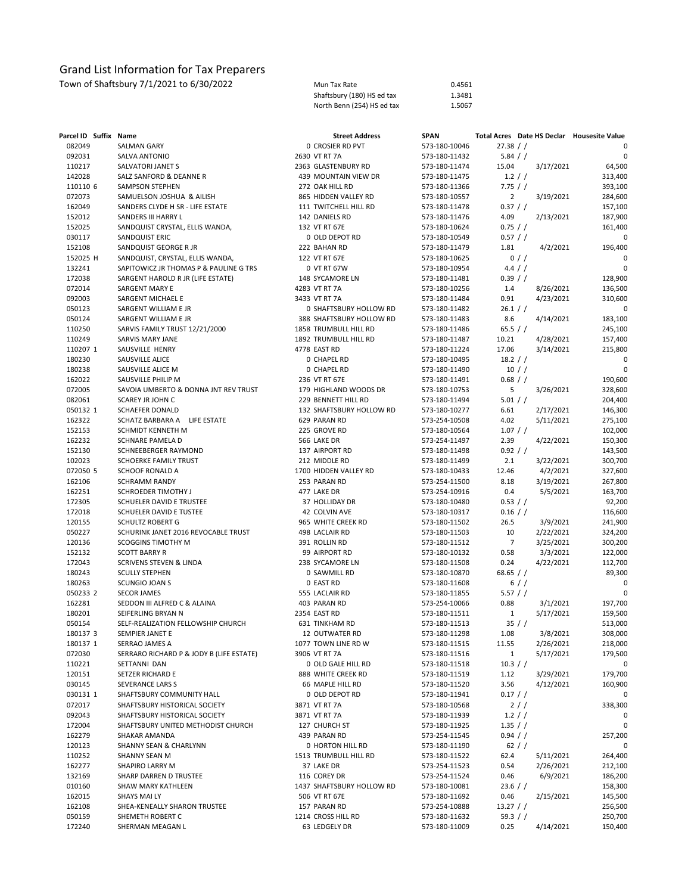# Grand List Information for Tax Preparers

Town of Shaftsbury 7/1/2021 to 6/30/2022

| | |
|---|---|
| Mun Tax Rate | 0.4561 |
| Shaftsbury (180) HS ed tax | 1.3481 |
| North Benn (254) HS ed tax | 1.5067 |

| Parcel ID | Suffix | Name | Street Address | SPAN | Total Acres | Date HS Declar | Housesite Value |
|---|---|---|---|---|---|---|---|
| 082049 | | SALMAN GARY | 0 CROSIER RD PVT | 573-180-10046 | 27.38 | / / | 0 |
| 092031 | | SALVA ANTONIO | 2630 VT RT 7A | 573-180-11432 | 5.84 | / / | 0 |
| 110217 | | SALVATORI JANET S | 2363 GLASTENBURY RD | 573-180-11474 | 15.04 | 3/17/2021 | 64,500 |
| 142028 | | SALZ SANFORD & DEANNE R | 439 MOUNTAIN VIEW DR | 573-180-11475 | 1.2 | / / | 313,400 |
| 110110 | 6 | SAMPSON STEPHEN | 272 OAK HILL RD | 573-180-11366 | 7.75 | / / | 393,100 |
| 072073 | | SAMUELSON JOSHUA & AILISH | 865 HIDDEN VALLEY RD | 573-180-10557 | 2 | 3/19/2021 | 284,600 |
| 162049 | | SANDERS CLYDE H SR - LIFE ESTATE | 111 TWITCHELL HILL RD | 573-180-11478 | 0.37 | / / | 157,100 |
| 152012 | | SANDERS III HARRY L | 142 DANIELS RD | 573-180-11476 | 4.09 | 2/13/2021 | 187,900 |
| 152025 | | SANDQUIST CRYSTAL, ELLIS WANDA, | 132 VT RT 67E | 573-180-10624 | 0.75 | / / | 161,400 |
| 030117 | | SANDQUIST ERIC | 0 OLD DEPOT RD | 573-180-10549 | 0.57 | / / | 0 |
| 152108 | | SANDQUIST GEORGE R JR | 222 BAHAN RD | 573-180-11479 | 1.81 | 4/2/2021 | 196,400 |
| 152025 | H | SANDQUIST, CRYSTAL, ELLIS WANDA, | 122 VT RT 67E | 573-180-10625 | 0 | / / | 0 |
| 132241 | | SAPITOWICZ JR THOMAS P & PAULINE G TRS | 0 VT RT 67W | 573-180-10954 | 4.4 | / / | 0 |
| 172038 | | SARGENT HAROLD R JR (LIFE ESTATE) | 148 SYCAMORE LN | 573-180-11481 | 0.39 | / / | 128,900 |
| 072014 | | SARGENT MARY E | 4283 VT RT 7A | 573-180-10256 | 1.4 | 8/26/2021 | 136,500 |
| 092003 | | SARGENT MICHAEL E | 3433 VT RT 7A | 573-180-11484 | 0.91 | 4/23/2021 | 310,600 |
| 050123 | | SARGENT WILLIAM E JR | 0 SHAFTSBURY HOLLOW RD | 573-180-11482 | 26.1 | / / | 0 |
| 050124 | | SARGENT WILLIAM E JR | 388 SHAFTSBURY HOLLOW RD | 573-180-11483 | 8.6 | 4/14/2021 | 183,100 |
| 110250 | | SARVIS FAMILY TRUST 12/21/2000 | 1858 TRUMBULL HILL RD | 573-180-11486 | 65.5 | / / | 245,100 |
| 110249 | | SARVIS MARY JANE | 1892 TRUMBULL HILL RD | 573-180-11487 | 10.21 | 4/28/2021 | 157,400 |
| 110207 | 1 | SAUSVILLE HENRY | 4778 EAST RD | 573-180-11224 | 17.06 | 3/14/2021 | 215,800 |
| 180230 | | SAUSVILLE ALICE | 0 CHAPEL RD | 573-180-10495 | 18.2 | / / | 0 |
| 180238 | | SAUSVILLE ALICE M | 0 CHAPEL RD | 573-180-11490 | 10 | / / | 0 |
| 162022 | | SAUSVILLE PHILIP M | 236 VT RT 67E | 573-180-11491 | 0.68 | / / | 190,600 |
| 072005 | | SAVOIA UMBERTO & DONNA JNT REV TRUST | 179 HIGHLAND WOODS DR | 573-180-10753 | 5 | 3/26/2021 | 328,600 |
| 082061 | | SCAREY JR JOHN C | 229 BENNETT HILL RD | 573-180-11494 | 5.01 | / / | 204,400 |
| 050132 | 1 | SCHAEFER DONALD | 132 SHAFTSBURY HOLLOW RD | 573-180-10277 | 6.61 | 2/17/2021 | 146,300 |
| 162322 | | SCHATZ BARBARA A LIFE ESTATE | 629 PARAN RD | 573-254-10508 | 4.02 | 5/11/2021 | 275,100 |
| 152153 | | SCHMIDT KENNETH M | 225 GROVE RD | 573-180-10564 | 1.07 | / / | 102,000 |
| 162232 | | SCHNARE PAMELA D | 566 LAKE DR | 573-254-11497 | 2.39 | 4/22/2021 | 150,300 |
| 152130 | | SCHNEEBERGER RAYMOND | 137 AIRPORT RD | 573-180-11498 | 0.92 | / / | 143,500 |
| 102023 | | SCHOERKE FAMILY TRUST | 212 MIDDLE RD | 573-180-11499 | 2.1 | 3/22/2021 | 300,700 |
| 072050 | 5 | SCHOOF RONALD A | 1700 HIDDEN VALLEY RD | 573-180-10433 | 12.46 | 4/2/2021 | 327,600 |
| 162106 | | SCHRAMM RANDY | 253 PARAN RD | 573-254-11500 | 8.18 | 3/19/2021 | 267,800 |
| 162251 | | SCHROEDER TIMOTHY J | 477 LAKE DR | 573-254-10916 | 0.4 | 5/5/2021 | 163,700 |
| 172305 | | SCHUELER DAVID E TRUSTEE | 37 HOLLIDAY DR | 573-180-10480 | 0.53 | / / | 92,200 |
| 172018 | | SCHUELER DAVID E TUSTEE | 42 COLVIN AVE | 573-180-10317 | 0.16 | / / | 116,600 |
| 120155 | | SCHULTZ ROBERT G | 965 WHITE CREEK RD | 573-180-11502 | 26.5 | 3/9/2021 | 241,900 |
| 050227 | | SCHURINK JANET 2016 REVOCABLE TRUST | 498 LACLAIR RD | 573-180-11503 | 10 | 2/22/2021 | 324,200 |
| 120136 | | SCOGGINS TIMOTHY M | 391 ROLLIN RD | 573-180-11512 | 7 | 3/25/2021 | 300,200 |
| 152132 | | SCOTT BARRY R | 99 AIRPORT RD | 573-180-10132 | 0.58 | 3/3/2021 | 122,000 |
| 172043 | | SCRIVENS STEVEN & LINDA | 238 SYCAMORE LN | 573-180-11508 | 0.24 | 4/22/2021 | 112,700 |
| 180243 | | SCULLY STEPHEN | 0 SAWMILL RD | 573-180-10870 | 68.65 | / / | 89,300 |
| 180263 | | SCUNGIO JOAN S | 0 EAST RD | 573-180-11608 | 6 | / / | 0 |
| 050233 | 2 | SECOR JAMES | 555 LACLAIR RD | 573-180-11855 | 5.57 | / / | 0 |
| 162281 | | SEDDON III ALFRED C & ALAINA | 403 PARAN RD | 573-254-10066 | 0.88 | 3/1/2021 | 197,700 |
| 180201 | | SEIFERLING BRYAN N | 2354 EAST RD | 573-180-11511 | 1 | 5/17/2021 | 159,500 |
| 050154 | | SELF-REALIZATION FELLOWSHIP CHURCH | 631 TINKHAM RD | 573-180-11513 | 35 | / / | 513,000 |
| 180137 | 3 | SEMPIER JANET E | 12 OUTWATER RD | 573-180-11298 | 1.08 | 3/8/2021 | 308,000 |
| 180137 | 1 | SERRAO JAMES A | 1077 TOWN LINE RD W | 573-180-11515 | 11.55 | 2/26/2021 | 218,000 |
| 072030 | | SERRARO RICHARD P & JODY B (LIFE ESTATE) | 3906 VT RT 7A | 573-180-11516 | 1 | 5/17/2021 | 179,500 |
| 110221 | | SETTANNI DAN | 0 OLD GALE HILL RD | 573-180-11518 | 10.3 | / / | 0 |
| 120151 | | SETZER RICHARD E | 888 WHITE CREEK RD | 573-180-11519 | 1.12 | 3/29/2021 | 179,700 |
| 030145 | | SEVERANCE LARS S | 66 MAPLE HILL RD | 573-180-11520 | 3.56 | 4/12/2021 | 160,900 |
| 030131 | 1 | SHAFTSBURY COMMUNITY HALL | 0 OLD DEPOT RD | 573-180-11941 | 0.17 | / / | 0 |
| 072017 | | SHAFTSBURY HISTORICAL SOCIETY | 3871 VT RT 7A | 573-180-10568 | 2 | / / | 338,300 |
| 092043 | | SHAFTSBURY HISTORICAL SOCIETY | 3871 VT RT 7A | 573-180-11939 | 1.2 | / / | 0 |
| 172004 | | SHAFTSBURY UNITED METHODIST CHURCH | 127 CHURCH ST | 573-180-11925 | 1.35 | / / | 0 |
| 162279 | | SHAKAR AMANDA | 439 PARAN RD | 573-254-11545 | 0.94 | / / | 257,200 |
| 120123 | | SHANNY SEAN & CHARLYNN | 0 HORTON HILL RD | 573-180-11190 | 62 | / / | 0 |
| 110252 | | SHANNY SEAN M | 1513 TRUMBULL HILL RD | 573-180-11522 | 62.4 | 5/11/2021 | 264,400 |
| 162277 | | SHAPIRO LARRY M | 37 LAKE DR | 573-254-11523 | 0.54 | 2/26/2021 | 212,100 |
| 132169 | | SHARP DARREN D TRUSTEE | 116 COREY DR | 573-254-11524 | 0.46 | 6/9/2021 | 186,200 |
| 010160 | | SHAW MARY KATHLEEN | 1437 SHAFTSBURY HOLLOW RD | 573-180-10081 | 23.6 | / / | 158,300 |
| 162015 | | SHAYS MAI LY | 506 VT RT 67E | 573-180-11692 | 0.46 | 2/15/2021 | 145,500 |
| 162108 | | SHEA-KENEALLY SHARON TRUSTEE | 157 PARAN RD | 573-254-10888 | 13.27 | / / | 256,500 |
| 050159 | | SHEMETH ROBERT C | 1214 CROSS HILL RD | 573-180-11632 | 59.3 | / / | 250,700 |
| 172240 | | SHERMAN MEAGAN L | 63 LEDGELY DR | 573-180-11009 | 0.25 | 4/14/2021 | 150,400 |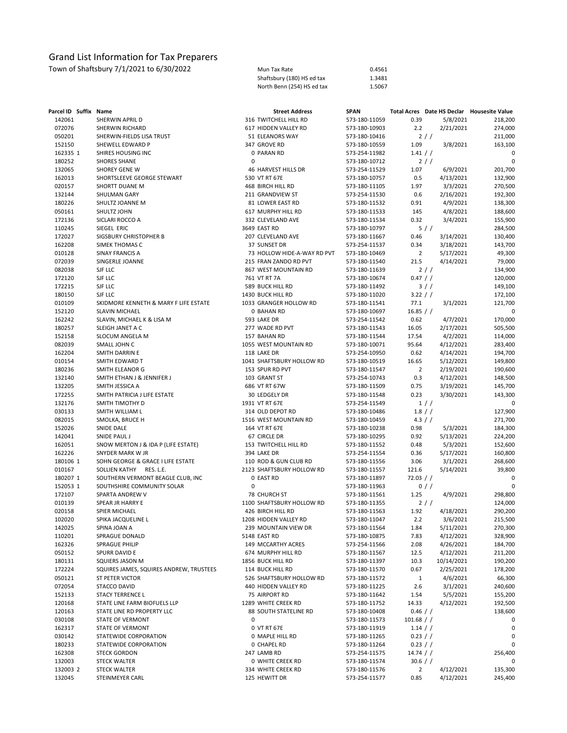# Grand List Information for Tax Preparers

Town of Shaftsbury 7/1/2021 to 6/30/2022

| | |
|---|---|
| Mun Tax Rate | 0.4561 |
| Shaftsbury (180) HS ed tax | 1.3481 |
| North Benn (254) HS ed tax | 1.5067 |

| Parcel ID | Suffix | Name | Street Address | SPAN | Total Acres | Date HS Declar | Housesite Value |
|---|---|---|---|---|---|---|---|
| 142061 | | SHERWIN APRIL D | 316 TWITCHELL HILL RD | 573-180-11059 | 0.39 | 5/8/2021 | 218,200 |
| 072076 | | SHERWIN RICHARD | 617 HIDDEN VALLEY RD | 573-180-10903 | 2.2 | 2/21/2021 | 274,000 |
| 050201 | | SHERWIN-FIELDS LISA TRUST | 51 ELEANORS WAY | 573-180-10416 | 2 | / / | 211,000 |
| 152150 | | SHEWELL EDWARD P | 347 GROVE RD | 573-180-10559 | 1.09 | 3/8/2021 | 163,100 |
| 162335 | 1 | SHIRES HOUSING INC | 0 PARAN RD | 573-254-11982 | 1.41 | / / | 0 |
| 180252 | | SHORES SHANE | 0 | 573-180-10712 | 2 | / / | 0 |
| 132065 | | SHOREY GENE W | 46 HARVEST HILLS DR | 573-254-11529 | 1.07 | 6/9/2021 | 201,700 |
| 162013 | | SHORTSLEEVE GEORGE STEWART | 530 VT RT 67E | 573-180-10757 | 0.5 | 4/13/2021 | 132,900 |
| 020157 | | SHORTT DUANE M | 468 BIRCH HILL RD | 573-180-11105 | 1.97 | 3/3/2021 | 270,500 |
| 132144 | | SHULMAN GARY | 211 GRANDVIEW ST | 573-254-11530 | 0.6 | 2/16/2021 | 192,300 |
| 180226 | | SHULTZ JOANNE M | 81 LOWER EAST RD | 573-180-11532 | 0.91 | 4/9/2021 | 138,300 |
| 050161 | | SHULTZ JOHN | 617 MURPHY HILL RD | 573-180-11533 | 145 | 4/8/2021 | 188,600 |
| 172136 | | SICLARI ROCCO A | 332 CLEVELAND AVE | 573-180-11534 | 0.32 | 3/4/2021 | 155,900 |
| 110245 | | SIEGEL ERIC | 3649 EAST RD | 573-180-10797 | 5 | / / | 284,500 |
| 172027 | | SIGSBURY CHRISTOPHER B | 207 CLEVELAND AVE | 573-180-11667 | 0.46 | 3/14/2021 | 130,400 |
| 162208 | | SIMEK THOMAS C | 37 SUNSET DR | 573-254-11537 | 0.34 | 3/18/2021 | 143,700 |
| 010128 | | SINAY FRANCIS A | 73 HOLLOW HIDE-A-WAY RD PVT | 573-180-10469 | 2 | 5/17/2021 | 49,300 |
| 072039 | | SINGERLE JOANNE | 215 FRAN ZANDO RD PVT | 573-180-11540 | 21.5 | 4/14/2021 | 79,000 |
| 082038 | | SJF LLC | 867 WEST MOUNTAIN RD | 573-180-11639 | 2 | / / | 134,900 |
| 172120 | | SJF LLC | 761 VT RT 7A | 573-180-10674 | 0.47 | / / | 120,000 |
| 172215 | | SJF LLC | 589 BUCK HILL RD | 573-180-11492 | 3 | / / | 149,100 |
| 180150 | | SJF LLC | 1430 BUCK HILL RD | 573-180-11020 | 3.22 | / / | 172,100 |
| 010109 | | SKIDMORE KENNETH & MARY F LIFE ESTATE | 1033 GRANGER HOLLOW RD | 573-180-11541 | 77.1 | 3/1/2021 | 121,700 |
| 152120 | | SLAVIN MICHAEL | 0 BAHAN RD | 573-180-10697 | 16.85 | / / | 0 |
| 162242 | | SLAVIN, MICHAEL K & LISA M | 593 LAKE DR | 573-254-11542 | 0.62 | 4/7/2021 | 170,000 |
| 180257 | | SLEIGH JANET A C | 277 WADE RD PVT | 573-180-11543 | 16.05 | 2/17/2021 | 505,500 |
| 152158 | | SLOCUM ANGELA M | 157 BAHAN RD | 573-180-11544 | 17.54 | 4/2/2021 | 114,000 |
| 082039 | | SMALL JOHN C | 1055 WEST MOUNTAIN RD | 573-180-10071 | 95.64 | 4/12/2021 | 283,400 |
| 162204 | | SMITH DARRIN E | 118 LAKE DR | 573-254-10950 | 0.62 | 4/14/2021 | 194,700 |
| 010154 | | SMITH EDWARD T | 1041 SHAFTSBURY HOLLOW RD | 573-180-10519 | 16.65 | 5/12/2021 | 149,800 |
| 180236 | | SMITH ELEANOR G | 153 SPUR RD PVT | 573-180-11547 | 2 | 2/19/2021 | 190,600 |
| 132140 | | SMITH ETHAN J & JENNIFER J | 103 GRANT ST | 573-254-10743 | 0.3 | 4/12/2021 | 148,500 |
| 132205 | | SMITH JESSICA A | 686 VT RT 67W | 573-180-11509 | 0.75 | 3/19/2021 | 145,700 |
| 172255 | | SMITH PATRICIA J LIFE ESTATE | 30 LEDGELY DR | 573-180-11548 | 0.23 | 3/30/2021 | 143,300 |
| 132176 | | SMITH TIMOTHY D | 1931 VT RT 67E | 573-254-11549 | 1 | / / | 0 |
| 030133 | | SMITH WILLIAM L | 314 OLD DEPOT RD | 573-180-10486 | 1.8 | / / | 127,900 |
| 082015 | | SMOLKA, BRUCE H | 1516 WEST MOUNTAIN RD | 573-180-10459 | 4.3 | / / | 271,700 |
| 152026 | | SNIDE DALE | 164 VT RT 67E | 573-180-10238 | 0.98 | 5/3/2021 | 184,300 |
| 142041 | | SNIDE PAUL J | 67 CIRCLE DR | 573-180-10295 | 0.92 | 5/13/2021 | 224,200 |
| 162051 | | SNOW MERTON J & IDA P (LIFE ESTATE) | 153 TWITCHELL HILL RD | 573-180-11552 | 0.48 | 5/3/2021 | 152,600 |
| 162226 | | SNYDER MARK W JR | 394 LAKE DR | 573-254-11554 | 0.36 | 5/17/2021 | 160,800 |
| 180106 | 1 | SOHN GEORGE & GRACE I LIFE ESTATE | 110 ROD & GUN CLUB RD | 573-180-11556 | 3.06 | 3/1/2021 | 268,600 |
| 010167 | | SOLLIEN KATHY RES. L.E. | 2123 SHAFTSBURY HOLLOW RD | 573-180-11557 | 121.6 | 5/14/2021 | 39,800 |
| 180207 | 1 | SOUTHERN VERMONT BEAGLE CLUB, INC | 0 EAST RD | 573-180-11897 | 72.03 | / / | 0 |
| 152053 | 1 | SOUTHSHIRE COMMUNITY SOLAR | 0 | 573-180-11963 | 0 | / / | 0 |
| 172107 | | SPARTA ANDREW V | 78 CHURCH ST | 573-180-11561 | 1.25 | 4/9/2021 | 298,800 |
| 010139 | | SPEAR JR HARRY E | 1100 SHAFTSBURY HOLLOW RD | 573-180-11355 | 2 | / / | 124,000 |
| 020158 | | SPIER MICHAEL | 426 BIRCH HILL RD | 573-180-11563 | 1.92 | 4/18/2021 | 290,200 |
| 102020 | | SPIKA JACQUELINE L | 1208 HIDDEN VALLEY RD | 573-180-11047 | 2.2 | 3/6/2021 | 215,500 |
| 142025 | | SPINA JOAN A | 239 MOUNTAIN VIEW DR | 573-180-11564 | 1.84 | 5/11/2021 | 270,300 |
| 110201 | | SPRAGUE DONALD | 5148 EAST RD | 573-180-10875 | 7.83 | 4/12/2021 | 328,900 |
| 162326 | | SPRAGUE PHILIP | 149 MCCARTHY ACRES | 573-254-11566 | 2.08 | 4/26/2021 | 184,700 |
| 050152 | | SPURR DAVID E | 674 MURPHY HILL RD | 573-180-11567 | 12.5 | 4/12/2021 | 211,200 |
| 180131 | | SQUIERS JASON M | 1856 BUCK HILL RD | 573-180-11397 | 10.3 | 10/14/2021 | 190,200 |
| 172224 | | SQUIRES JAMES, SQUIRES ANDREW, TRUSTEES | 114 BUCK HILL RD | 573-180-11570 | 0.67 | 2/25/2021 | 178,200 |
| 050121 | | ST PETER VICTOR | 526 SHAFTSBURY HOLLOW RD | 573-180-11572 | 1 | 4/6/2021 | 66,300 |
| 072054 | | STACCO DAVID | 440 HIDDEN VALLEY RD | 573-180-11225 | 2.6 | 3/1/2021 | 240,600 |
| 152133 | | STACY TERRENCE L | 75 AIRPORT RD | 573-180-11642 | 1.54 | 5/5/2021 | 155,200 |
| 120168 | | STATE LINE FARM BIOFUELS LLP | 1289 WHITE CREEK RD | 573-180-11752 | 14.33 | 4/12/2021 | 192,500 |
| 120163 | | STATE LINE RD PROPERTY LLC | 88 SOUTH STATELINE RD | 573-180-10408 | 0.46 | / / | 138,600 |
| 030108 | | STATE OF VERMONT | 0 | 573-180-11573 | 101.68 | / / | 0 |
| 162317 | | STATE OF VERMONT | 0 VT RT 67E | 573-180-11919 | 1.14 | / / | 0 |
| 030142 | | STATEWIDE CORPORATION | 0 MAPLE HILL RD | 573-180-11265 | 0.23 | / / | 0 |
| 180233 | | STATEWIDE CORPORATION | 0 CHAPEL RD | 573-180-11264 | 0.23 | / / | 0 |
| 162308 | | STECK GORDON | 247 LAMB RD | 573-254-11575 | 14.74 | / / | 256,400 |
| 132003 | | STECK WALTER | 0 WHITE CREEK RD | 573-180-11574 | 30.6 | / / | 0 |
| 132003 | 2 | STECK WALTER | 334 WHITE CREEK RD | 573-180-11576 | 2 | 4/12/2021 | 135,300 |
| 132045 | | STEINMEYER CARL | 125 HEWITT DR | 573-254-11577 | 0.85 | 4/12/2021 | 245,400 |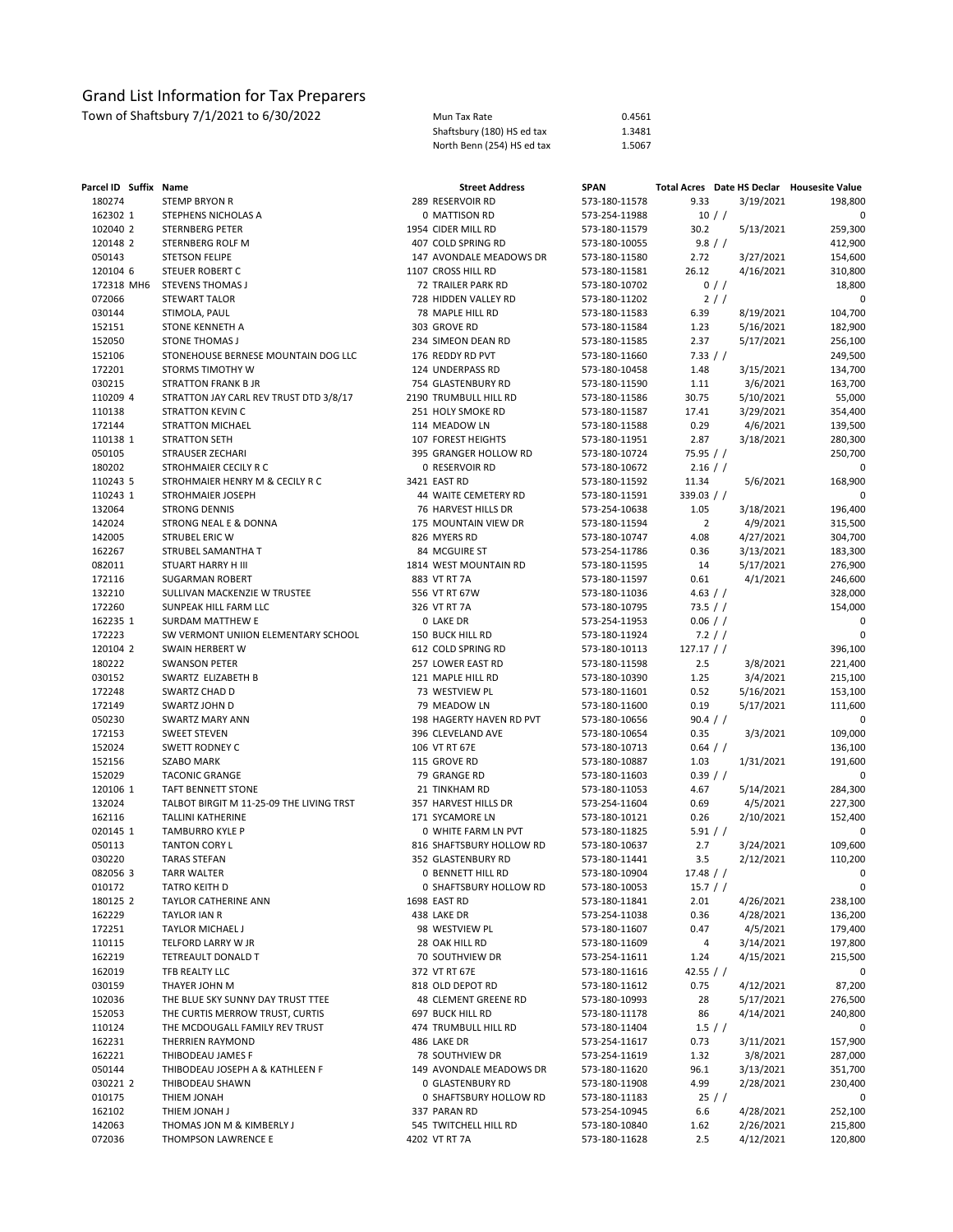# Grand List Information for Tax Preparers

Town of Shaftsbury 7/1/2021 to 6/30/2022

| | |
|---|---|
| Mun Tax Rate | 0.4561 |
| Shaftsbury (180) HS ed tax | 1.3481 |
| North Benn (254) HS ed tax | 1.5067 |

| Parcel ID | Suffix | Name | Street Address | SPAN | Total Acres | Date HS Declar | Housesite Value |
|---|---|---|---|---|---|---|---|
| 180274 | | STEMP BRYON R | 289 RESERVOIR RD | 573-180-11578 | 9.33 | 3/19/2021 | 198,800 |
| 162302 | 1 | STEPHENS NICHOLAS A | 0 MATTISON RD | 573-254-11988 | 10 | / / | 0 |
| 102040 | 2 | STERNBERG PETER | 1954 CIDER MILL RD | 573-180-11579 | 30.2 | 5/13/2021 | 259,300 |
| 120148 | 2 | STERNBERG ROLF M | 407 COLD SPRING RD | 573-180-10055 | 9.8 | / / | 412,900 |
| 050143 | | STETSON FELIPE | 147 AVONDALE MEADOWS DR | 573-180-11580 | 2.72 | 3/27/2021 | 154,600 |
| 120104 | 6 | STEUER ROBERT C | 1107 CROSS HILL RD | 573-180-11581 | 26.12 | 4/16/2021 | 310,800 |
| 172318 | MH6 | STEVENS THOMAS J | 72 TRAILER PARK RD | 573-180-10702 | 0 | / / | 18,800 |
| 072066 | | STEWART TALOR | 728 HIDDEN VALLEY RD | 573-180-11202 | 2 | / / | 0 |
| 030144 | | STIMOLA, PAUL | 78 MAPLE HILL RD | 573-180-11583 | 6.39 | 8/19/2021 | 104,700 |
| 152151 | | STONE KENNETH A | 303 GROVE RD | 573-180-11584 | 1.23 | 5/16/2021 | 182,900 |
| 152050 | | STONE THOMAS J | 234 SIMEON DEAN RD | 573-180-11585 | 2.37 | 5/17/2021 | 256,100 |
| 152106 | | STONEHOUSE BERNESE MOUNTAIN DOG LLC | 176 REDDY RD PVT | 573-180-11660 | 7.33 | / / | 249,500 |
| 172201 | | STORMS TIMOTHY W | 124 UNDERPASS RD | 573-180-10458 | 1.48 | 3/15/2021 | 134,700 |
| 030215 | | STRATTON FRANK B JR | 754 GLASTENBURY RD | 573-180-11590 | 1.11 | 3/6/2021 | 163,700 |
| 110209 | 4 | STRATTON JAY CARL REV TRUST DTD 3/8/17 | 2190 TRUMBULL HILL RD | 573-180-11586 | 30.75 | 5/10/2021 | 55,000 |
| 110138 | | STRATTON KEVIN C | 251 HOLY SMOKE RD | 573-180-11587 | 17.41 | 3/29/2021 | 354,400 |
| 172144 | | STRATTON MICHAEL | 114 MEADOW LN | 573-180-11588 | 0.29 | 4/6/2021 | 139,500 |
| 110138 | 1 | STRATTON SETH | 107 FOREST HEIGHTS | 573-180-11951 | 2.87 | 3/18/2021 | 280,300 |
| 050105 | | STRAUSER ZECHARI | 395 GRANGER HOLLOW RD | 573-180-10724 | 75.95 | / / | 250,700 |
| 180202 | | STROHMAIER CECILY R C | 0 RESERVOIR RD | 573-180-10672 | 2.16 | / / | 0 |
| 110243 | 5 | STROHMAIER HENRY M & CECILY R C | 3421 EAST RD | 573-180-11592 | 11.34 | 5/6/2021 | 168,900 |
| 110243 | 1 | STROHMAIER JOSEPH | 44 WAITE CEMETERY RD | 573-180-11591 | 339.03 | / / | 0 |
| 132064 | | STRONG DENNIS | 76 HARVEST HILLS DR | 573-254-10638 | 1.05 | 3/18/2021 | 196,400 |
| 142024 | | STRONG NEAL E & DONNA | 175 MOUNTAIN VIEW DR | 573-180-11594 | 2 | 4/9/2021 | 315,500 |
| 142005 | | STRUBEL ERIC W | 826 MYERS RD | 573-180-10747 | 4.08 | 4/27/2021 | 304,700 |
| 162267 | | STRUBEL SAMANTHA T | 84 MCGUIRE ST | 573-254-11786 | 0.36 | 3/13/2021 | 183,300 |
| 082011 | | STUART HARRY H III | 1814 WEST MOUNTAIN RD | 573-180-11595 | 14 | 5/17/2021 | 276,900 |
| 172116 | | SUGARMAN ROBERT | 883 VT RT 7A | 573-180-11597 | 0.61 | 4/1/2021 | 246,600 |
| 132210 | | SULLIVAN MACKENZIE W TRUSTEE | 556 VT RT 67W | 573-180-11036 | 4.63 | / / | 328,000 |
| 172260 | | SUNPEAK HILL FARM LLC | 326 VT RT 7A | 573-180-10795 | 73.5 | / / | 154,000 |
| 162235 | 1 | SURDAM MATTHEW E | 0 LAKE DR | 573-254-11953 | 0.06 | / / | 0 |
| 172223 | | SW VERMONT UNIION ELEMENTARY SCHOOL | 150 BUCK HILL RD | 573-180-11924 | 7.2 | / / | 0 |
| 120104 | 2 | SWAIN HERBERT W | 612 COLD SPRING RD | 573-180-10113 | 127.17 | / / | 396,100 |
| 180222 | | SWANSON PETER | 257 LOWER EAST RD | 573-180-11598 | 2.5 | 3/8/2021 | 221,400 |
| 030152 | | SWARTZ ELIZABETH B | 121 MAPLE HILL RD | 573-180-10390 | 1.25 | 3/4/2021 | 215,100 |
| 172248 | | SWARTZ CHAD D | 73 WESTVIEW PL | 573-180-11601 | 0.52 | 5/16/2021 | 153,100 |
| 172149 | | SWARTZ JOHN D | 79 MEADOW LN | 573-180-11600 | 0.19 | 5/17/2021 | 111,600 |
| 050230 | | SWARTZ MARY ANN | 198 HAGERTY HAVEN RD PVT | 573-180-10656 | 90.4 | / / | 0 |
| 172153 | | SWEET STEVEN | 396 CLEVELAND AVE | 573-180-10654 | 0.35 | 3/3/2021 | 109,000 |
| 152024 | | SWETT RODNEY C | 106 VT RT 67E | 573-180-10713 | 0.64 | / / | 136,100 |
| 152156 | | SZABO MARK | 115 GROVE RD | 573-180-10887 | 1.03 | 1/31/2021 | 191,600 |
| 152029 | | TACONIC GRANGE | 79 GRANGE RD | 573-180-11603 | 0.39 | / / | 0 |
| 120106 | 1 | TAFT BENNETT STONE | 21 TINKHAM RD | 573-180-11053 | 4.67 | 5/14/2021 | 284,300 |
| 132024 | | TALBOT BIRGIT M 11-25-09 THE LIVING TRST | 357 HARVEST HILLS DR | 573-254-11604 | 0.69 | 4/5/2021 | 227,300 |
| 162116 | | TALLINI KATHERINE | 171 SYCAMORE LN | 573-180-10121 | 0.26 | 2/10/2021 | 152,400 |
| 020145 | 1 | TAMBURRO KYLE P | 0 WHITE FARM LN PVT | 573-180-11825 | 5.91 | / / | 0 |
| 050113 | | TANTON CORY L | 816 SHAFTSBURY HOLLOW RD | 573-180-10637 | 2.7 | 3/24/2021 | 109,600 |
| 030220 | | TARAS STEFAN | 352 GLASTENBURY RD | 573-180-11441 | 3.5 | 2/12/2021 | 110,200 |
| 082056 | 3 | TARR WALTER | 0 BENNETT HILL RD | 573-180-10904 | 17.48 | / / | 0 |
| 010172 | | TATRO KEITH D | 0 SHAFTSBURY HOLLOW RD | 573-180-10053 | 15.7 | / / | 0 |
| 180125 | 2 | TAYLOR CATHERINE ANN | 1698 EAST RD | 573-180-11841 | 2.01 | 4/26/2021 | 238,100 |
| 162229 | | TAYLOR IAN R | 438 LAKE DR | 573-254-11038 | 0.36 | 4/28/2021 | 136,200 |
| 172251 | | TAYLOR MICHAEL J | 98 WESTVIEW PL | 573-180-11607 | 0.47 | 4/5/2021 | 179,400 |
| 110115 | | TELFORD LARRY W JR | 28 OAK HILL RD | 573-180-11609 | 4 | 3/14/2021 | 197,800 |
| 162219 | | TETREAULT DONALD T | 70 SOUTHVIEW DR | 573-254-11611 | 1.24 | 4/15/2021 | 215,500 |
| 162019 | | TFB REALTY LLC | 372 VT RT 67E | 573-180-11616 | 42.55 | / / | 0 |
| 030159 | | THAYER JOHN M | 818 OLD DEPOT RD | 573-180-11612 | 0.75 | 4/12/2021 | 87,200 |
| 102036 | | THE BLUE SKY SUNNY DAY TRUST TTEE | 48 CLEMENT GREENE RD | 573-180-10993 | 28 | 5/17/2021 | 276,500 |
| 152053 | | THE CURTIS MERROW TRUST, CURTIS | 697 BUCK HILL RD | 573-180-11178 | 86 | 4/14/2021 | 240,800 |
| 110124 | | THE MCDOUGALL FAMILY REV TRUST | 474 TRUMBULL HILL RD | 573-180-11404 | 1.5 | / / | 0 |
| 162231 | | THERRIEN RAYMOND | 486 LAKE DR | 573-254-11617 | 0.73 | 3/11/2021 | 157,900 |
| 162221 | | THIBODEAU JAMES F | 78 SOUTHVIEW DR | 573-254-11619 | 1.32 | 3/8/2021 | 287,000 |
| 050144 | | THIBODEAU JOSEPH A & KATHLEEN F | 149 AVONDALE MEADOWS DR | 573-180-11620 | 96.1 | 3/13/2021 | 351,700 |
| 030221 | 2 | THIBODEAU SHAWN | 0 GLASTENBURY RD | 573-180-11908 | 4.99 | 2/28/2021 | 230,400 |
| 010175 | | THIEM JONAH | 0 SHAFTSBURY HOLLOW RD | 573-180-11183 | 25 | / / | 0 |
| 162102 | | THIEM JONAH J | 337 PARAN RD | 573-254-10945 | 6.6 | 4/28/2021 | 252,100 |
| 142063 | | THOMAS JON M & KIMBERLY J | 545 TWITCHELL HILL RD | 573-180-10840 | 1.62 | 2/26/2021 | 215,800 |
| 072036 | | THOMPSON LAWRENCE E | 4202 VT RT 7A | 573-180-11628 | 2.5 | 4/12/2021 | 120,800 |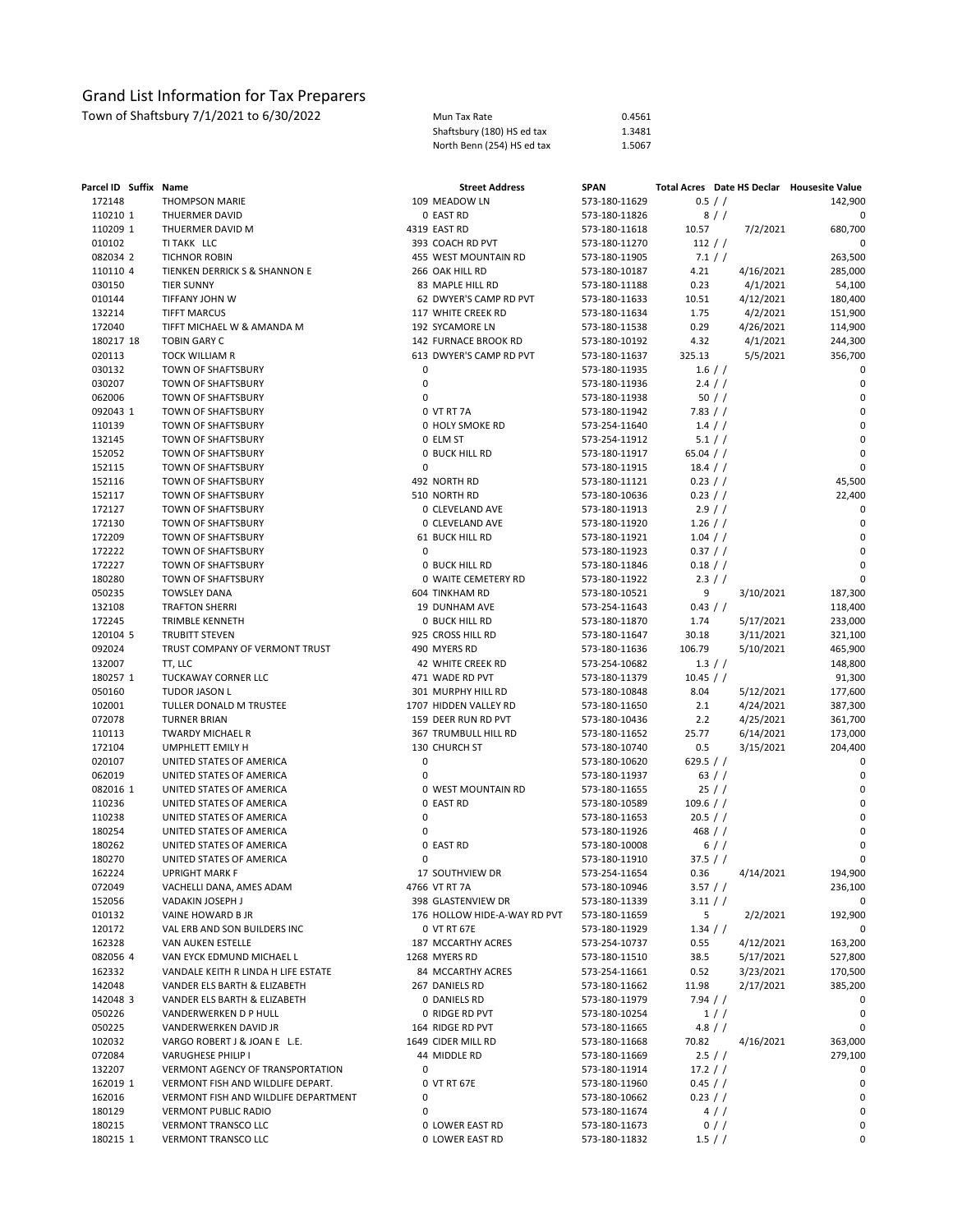# Grand List Information for Tax Preparers

Town of Shaftsbury 7/1/2021 to 6/30/2022

| | |
|---|---|
| Mun Tax Rate | 0.4561 |
| Shaftsbury (180) HS ed tax | 1.3481 |
| North Benn (254) HS ed tax | 1.5067 |

| Parcel ID | Suffix | Name | Street Address | SPAN | Total Acres | Date HS Declar | Housesite Value |
|---|---|---|---|---|---|---|---|
| 172148 | | THOMPSON MARIE | 109 MEADOW LN | 573-180-11629 | 0.5 | / / | 142,900 |
| 110210 | 1 | THUERMER DAVID | 0 EAST RD | 573-180-11826 | 8 | / / | 0 |
| 110209 | 1 | THUERMER DAVID M | 4319 EAST RD | 573-180-11618 | 10.57 | 7/2/2021 | 680,700 |
| 010102 | | TI TAKK LLC | 393 COACH RD PVT | 573-180-11270 | 112 | / / | 0 |
| 082034 | 2 | TICHNOR ROBIN | 455 WEST MOUNTAIN RD | 573-180-11905 | 7.1 | / / | 263,500 |
| 110110 | 4 | TIENKEN DERRICK S & SHANNON E | 266 OAK HILL RD | 573-180-10187 | 4.21 | 4/16/2021 | 285,000 |
| 030150 | | TIER SUNNY | 83 MAPLE HILL RD | 573-180-11188 | 0.23 | 4/1/2021 | 54,100 |
| 010144 | | TIFFANY JOHN W | 62 DWYER'S CAMP RD PVT | 573-180-11633 | 10.51 | 4/12/2021 | 180,400 |
| 132214 | | TIFFT MARCUS | 117 WHITE CREEK RD | 573-180-11634 | 1.75 | 4/2/2021 | 151,900 |
| 172040 | | TIFFT MICHAEL W & AMANDA M | 192 SYCAMORE LN | 573-180-11538 | 0.29 | 4/26/2021 | 114,900 |
| 180217 | 18 | TOBIN GARY C | 142 FURNACE BROOK RD | 573-180-10192 | 4.32 | 4/1/2021 | 244,300 |
| 020113 | | TOCK WILLIAM R | 613 DWYER'S CAMP RD PVT | 573-180-11637 | 325.13 | 5/5/2021 | 356,700 |
| 030132 | | TOWN OF SHAFTSBURY | 0 | 573-180-11935 | 1.6 | / / | 0 |
| 030207 | | TOWN OF SHAFTSBURY | 0 | 573-180-11936 | 2.4 | / / | 0 |
| 062006 | | TOWN OF SHAFTSBURY | 0 | 573-180-11938 | 50 | / / | 0 |
| 092043 | 1 | TOWN OF SHAFTSBURY | 0 VT RT 7A | 573-180-11942 | 7.83 | / / | 0 |
| 110139 | | TOWN OF SHAFTSBURY | 0 HOLY SMOKE RD | 573-254-11640 | 1.4 | / / | 0 |
| 132145 | | TOWN OF SHAFTSBURY | 0 ELM ST | 573-254-11912 | 5.1 | / / | 0 |
| 152052 | | TOWN OF SHAFTSBURY | 0 BUCK HILL RD | 573-180-11917 | 65.04 | / / | 0 |
| 152115 | | TOWN OF SHAFTSBURY | 0 | 573-180-11915 | 18.4 | / / | 0 |
| 152116 | | TOWN OF SHAFTSBURY | 492 NORTH RD | 573-180-11121 | 0.23 | / / | 45,500 |
| 152117 | | TOWN OF SHAFTSBURY | 510 NORTH RD | 573-180-10636 | 0.23 | / / | 22,400 |
| 172127 | | TOWN OF SHAFTSBURY | 0 CLEVELAND AVE | 573-180-11913 | 2.9 | / / | 0 |
| 172130 | | TOWN OF SHAFTSBURY | 0 CLEVELAND AVE | 573-180-11920 | 1.26 | / / | 0 |
| 172209 | | TOWN OF SHAFTSBURY | 61 BUCK HILL RD | 573-180-11921 | 1.04 | / / | 0 |
| 172222 | | TOWN OF SHAFTSBURY | 0 | 573-180-11923 | 0.37 | / / | 0 |
| 172227 | | TOWN OF SHAFTSBURY | 0 BUCK HILL RD | 573-180-11846 | 0.18 | / / | 0 |
| 180280 | | TOWN OF SHAFTSBURY | 0 WAITE CEMETERY RD | 573-180-11922 | 2.3 | / / | 0 |
| 050235 | | TOWSLEY DANA | 604 TINKHAM RD | 573-180-10521 | 9 | 3/10/2021 | 187,300 |
| 132108 | | TRAFTON SHERRI | 19 DUNHAM AVE | 573-254-11643 | 0.43 | / / | 118,400 |
| 172245 | | TRIMBLE KENNETH | 0 BUCK HILL RD | 573-180-11870 | 1.74 | 5/17/2021 | 233,000 |
| 120104 | 5 | TRUBITT STEVEN | 925 CROSS HILL RD | 573-180-11647 | 30.18 | 3/11/2021 | 321,100 |
| 092024 | | TRUST COMPANY OF VERMONT TRUST | 490 MYERS RD | 573-180-11636 | 106.79 | 5/10/2021 | 465,900 |
| 132007 | | TT, LLC | 42 WHITE CREEK RD | 573-254-10682 | 1.3 | / / | 148,800 |
| 180257 | 1 | TUCKAWAY CORNER LLC | 471 WADE RD PVT | 573-180-11379 | 10.45 | / / | 91,300 |
| 050160 | | TUDOR JASON L | 301 MURPHY HILL RD | 573-180-10848 | 8.04 | 5/12/2021 | 177,600 |
| 102001 | | TULLER DONALD M TRUSTEE | 1707 HIDDEN VALLEY RD | 573-180-11650 | 2.1 | 4/24/2021 | 387,300 |
| 072078 | | TURNER BRIAN | 159 DEER RUN RD PVT | 573-180-10436 | 2.2 | 4/25/2021 | 361,700 |
| 110113 | | TWARDY MICHAEL R | 367 TRUMBULL HILL RD | 573-180-11652 | 25.77 | 6/14/2021 | 173,000 |
| 172104 | | UMPHLETT EMILY H | 130 CHURCH ST | 573-180-10740 | 0.5 | 3/15/2021 | 204,400 |
| 020107 | | UNITED STATES OF AMERICA | 0 | 573-180-10620 | 629.5 | / / | 0 |
| 062019 | | UNITED STATES OF AMERICA | 0 | 573-180-11937 | 63 | / / | 0 |
| 082016 | 1 | UNITED STATES OF AMERICA | 0 WEST MOUNTAIN RD | 573-180-11655 | 25 | / / | 0 |
| 110236 | | UNITED STATES OF AMERICA | 0 EAST RD | 573-180-10589 | 109.6 | / / | 0 |
| 110238 | | UNITED STATES OF AMERICA | 0 | 573-180-11653 | 20.5 | / / | 0 |
| 180254 | | UNITED STATES OF AMERICA | 0 | 573-180-11926 | 468 | / / | 0 |
| 180262 | | UNITED STATES OF AMERICA | 0 EAST RD | 573-180-10008 | 6 | / / | 0 |
| 180270 | | UNITED STATES OF AMERICA | 0 | 573-180-11910 | 37.5 | / / | 0 |
| 162224 | | UPRIGHT MARK F | 17 SOUTHVIEW DR | 573-254-11654 | 0.36 | 4/14/2021 | 194,900 |
| 072049 | | VACHELLI DANA, AMES ADAM | 4766 VT RT 7A | 573-180-10946 | 3.57 | / / | 236,100 |
| 152056 | | VADAKIN JOSEPH J | 398 GLASTENVIEW DR | 573-180-11339 | 3.11 | / / | 0 |
| 010132 | | VAINE HOWARD B JR | 176 HOLLOW HIDE-A-WAY RD PVT | 573-180-11659 | 5 | 2/2/2021 | 192,900 |
| 120172 | | VAL ERB AND SON BUILDERS INC | 0 VT RT 67E | 573-180-11929 | 1.34 | / / | 0 |
| 162328 | | VAN AUKEN ESTELLE | 187 MCCARTHY ACRES | 573-254-10737 | 0.55 | 4/12/2021 | 163,200 |
| 082056 | 4 | VAN EYCK EDMUND MICHAEL L | 1268 MYERS RD | 573-180-11510 | 38.5 | 5/17/2021 | 527,800 |
| 162332 | | VANDALE KEITH R LINDA H LIFE ESTATE | 84 MCCARTHY ACRES | 573-254-11661 | 0.52 | 3/23/2021 | 170,500 |
| 142048 | | VANDER ELS BARTH & ELIZABETH | 267 DANIELS RD | 573-180-11662 | 11.98 | 2/17/2021 | 385,200 |
| 142048 | 3 | VANDER ELS BARTH & ELIZABETH | 0 DANIELS RD | 573-180-11979 | 7.94 | / / | 0 |
| 050226 | | VANDERWERKEN D P HULL | 0 RIDGE RD PVT | 573-180-10254 | 1 | / / | 0 |
| 050225 | | VANDERWERKEN DAVID JR | 164 RIDGE RD PVT | 573-180-11665 | 4.8 | / / | 0 |
| 102032 | | VARGO ROBERT J & JOAN E L.E. | 1649 CIDER MILL RD | 573-180-11668 | 70.82 | 4/16/2021 | 363,000 |
| 072084 | | VARUGHESE PHILIP I | 44 MIDDLE RD | 573-180-11669 | 2.5 | / / | 279,100 |
| 132207 | | VERMONT AGENCY OF TRANSPORTATION | 0 | 573-180-11914 | 17.2 | / / | 0 |
| 162019 | 1 | VERMONT FISH AND WILDLIFE DEPART. | 0 VT RT 67E | 573-180-11960 | 0.45 | / / | 0 |
| 162016 | | VERMONT FISH AND WILDLIFE DEPARTMENT | 0 | 573-180-10662 | 0.23 | / / | 0 |
| 180129 | | VERMONT PUBLIC RADIO | 0 | 573-180-11674 | 4 | / / | 0 |
| 180215 | | VERMONT TRANSCO LLC | 0 LOWER EAST RD | 573-180-11673 | 0 | / / | 0 |
| 180215 | 1 | VERMONT TRANSCO LLC | 0 LOWER EAST RD | 573-180-11832 | 1.5 | / / | 0 |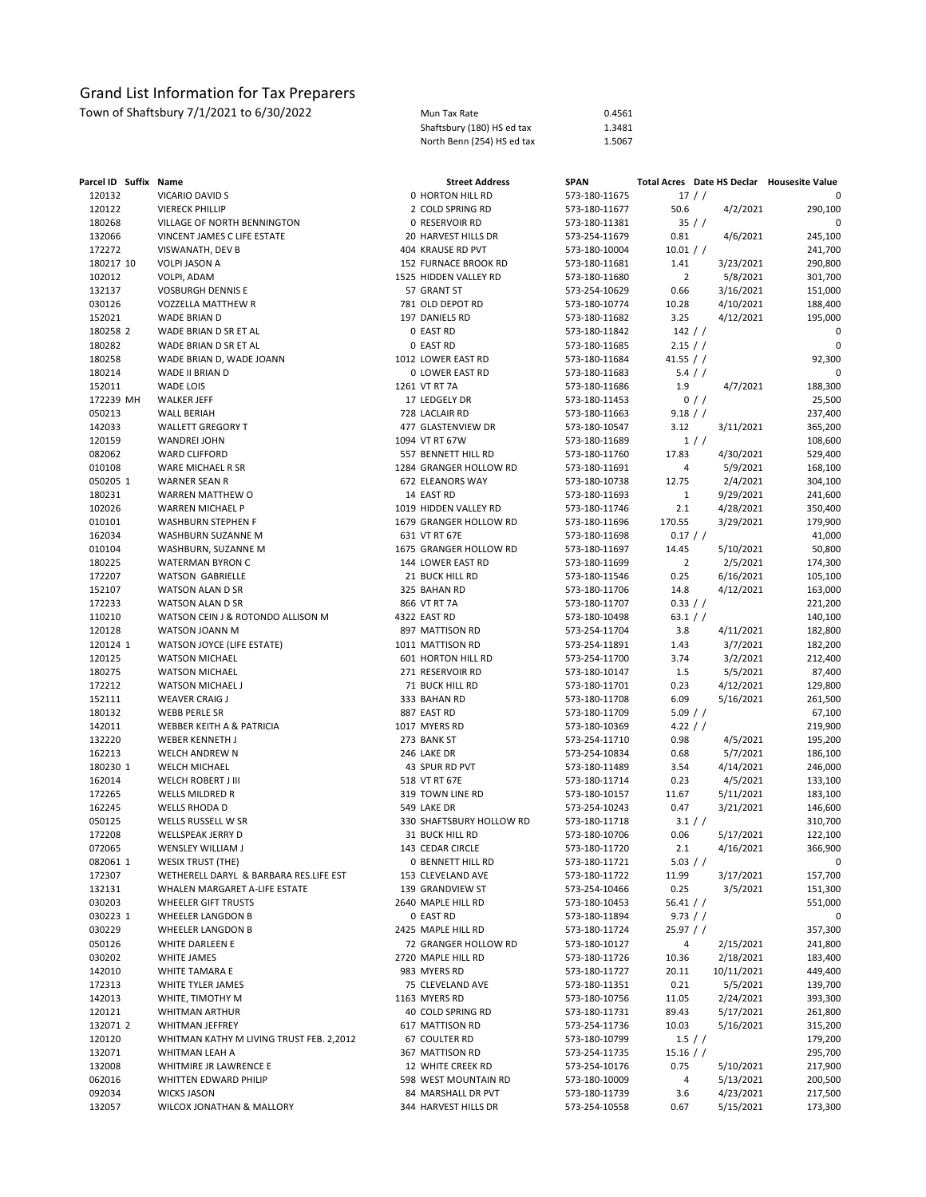# Grand List Information for Tax Preparers

Town of Shaftsbury 7/1/2021 to 6/30/2022

| | |
|---|---|
| Mun Tax Rate | 0.4561 |
| Shaftsbury (180) HS ed tax | 1.3481 |
| North Benn (254) HS ed tax | 1.5067 |

| Parcel ID | Suffix | Name | Street Address | SPAN | Total Acres | Date HS Declar | Housesite Value |
|---|---|---|---|---|---|---|---|
| 120132 | | VICARIO DAVID S | 0 HORTON HILL RD | 573-180-11675 | 17 | / / | 0 |
| 120122 | | VIERECK PHILLIP | 2 COLD SPRING RD | 573-180-11677 | 50.6 | 4/2/2021 | 290,100 |
| 180268 | | VILLAGE OF NORTH BENNINGTON | 0 RESERVOIR RD | 573-180-11381 | 35 | / / | 0 |
| 132066 | | VINCENT JAMES C LIFE ESTATE | 20 HARVEST HILLS DR | 573-254-11679 | 0.81 | 4/6/2021 | 245,100 |
| 172272 | | VISWANATH, DEV B | 404 KRAUSE RD PVT | 573-180-10004 | 10.01 | / / | 241,700 |
| 180217 | 10 | VOLPI JASON A | 152 FURNACE BROOK RD | 573-180-11681 | 1.41 | 3/23/2021 | 290,800 |
| 102012 | | VOLPI, ADAM | 1525 HIDDEN VALLEY RD | 573-180-11680 | 2 | 5/8/2021 | 301,700 |
| 132137 | | VOSBURGH DENNIS E | 57 GRANT ST | 573-254-10629 | 0.66 | 3/16/2021 | 151,000 |
| 030126 | | VOZZELLA MATTHEW R | 781 OLD DEPOT RD | 573-180-10774 | 10.28 | 4/10/2021 | 188,400 |
| 152021 | | WADE BRIAN D | 197 DANIELS RD | 573-180-11682 | 3.25 | 4/12/2021 | 195,000 |
| 180258 | 2 | WADE BRIAN D SR ET AL | 0 EAST RD | 573-180-11842 | 142 | / / | 0 |
| 180282 | | WADE BRIAN D SR ET AL | 0 EAST RD | 573-180-11685 | 2.15 | / / | 0 |
| 180258 | | WADE BRIAN D, WADE JOANN | 1012 LOWER EAST RD | 573-180-11684 | 41.55 | / / | 92,300 |
| 180214 | | WADE II BRIAN D | 0 LOWER EAST RD | 573-180-11683 | 5.4 | / / | 0 |
| 152011 | | WADE LOIS | 1261 VT RT 7A | 573-180-11686 | 1.9 | 4/7/2021 | 188,300 |
| 172239 | MH | WALKER JEFF | 17 LEDGELY DR | 573-180-11453 | 0 | / / | 25,500 |
| 050213 | | WALL BERIAH | 728 LACLAIR RD | 573-180-11663 | 9.18 | / / | 237,400 |
| 142033 | | WALLETT GREGORY T | 477 GLASTENVIEW DR | 573-180-10547 | 3.12 | 3/11/2021 | 365,200 |
| 120159 | | WANDREI JOHN | 1094 VT RT 67W | 573-180-11689 | 1 | / / | 108,600 |
| 082062 | | WARD CLIFFORD | 557 BENNETT HILL RD | 573-180-11760 | 17.83 | 4/30/2021 | 529,400 |
| 010108 | | WARE MICHAEL R SR | 1284 GRANGER HOLLOW RD | 573-180-11691 | 4 | 5/9/2021 | 168,100 |
| 050205 | 1 | WARNER SEAN R | 672 ELEANORS WAY | 573-180-10738 | 12.75 | 2/4/2021 | 304,100 |
| 180231 | | WARREN MATTHEW O | 14 EAST RD | 573-180-11693 | 1 | 9/29/2021 | 241,600 |
| 102026 | | WARREN MICHAEL P | 1019 HIDDEN VALLEY RD | 573-180-11746 | 2.1 | 4/28/2021 | 350,400 |
| 010101 | | WASHBURN STEPHEN F | 1679 GRANGER HOLLOW RD | 573-180-11696 | 170.55 | 3/29/2021 | 179,900 |
| 162034 | | WASHBURN SUZANNE M | 631 VT RT 67E | 573-180-11698 | 0.17 | / / | 41,000 |
| 010104 | | WASHBURN, SUZANNE M | 1675 GRANGER HOLLOW RD | 573-180-11697 | 14.45 | 5/10/2021 | 50,800 |
| 180225 | | WATERMAN BYRON C | 144 LOWER EAST RD | 573-180-11699 | 2 | 2/5/2021 | 174,300 |
| 172207 | | WATSON GABRIELLE | 21 BUCK HILL RD | 573-180-11546 | 0.25 | 6/16/2021 | 105,100 |
| 152107 | | WATSON ALAN D SR | 325 BAHAN RD | 573-180-11706 | 14.8 | 4/12/2021 | 163,000 |
| 172233 | | WATSON ALAN D SR | 866 VT RT 7A | 573-180-11707 | 0.33 | / / | 221,200 |
| 110210 | | WATSON CEIN J & ROTONDO ALLISON M | 4322 EAST RD | 573-180-10498 | 63.1 | / / | 140,100 |
| 120128 | | WATSON JOANN M | 897 MATTISON RD | 573-254-11704 | 3.8 | 4/11/2021 | 182,800 |
| 120124 | 1 | WATSON JOYCE (LIFE ESTATE) | 1011 MATTISON RD | 573-254-11891 | 1.43 | 3/7/2021 | 182,200 |
| 120125 | | WATSON MICHAEL | 601 HORTON HILL RD | 573-254-11700 | 3.74 | 3/2/2021 | 212,400 |
| 180275 | | WATSON MICHAEL | 271 RESERVOIR RD | 573-180-10147 | 1.5 | 5/5/2021 | 87,400 |
| 172212 | | WATSON MICHAEL J | 71 BUCK HILL RD | 573-180-11701 | 0.23 | 4/12/2021 | 129,800 |
| 152111 | | WEAVER CRAIG J | 333 BAHAN RD | 573-180-11708 | 6.09 | 5/16/2021 | 261,500 |
| 180132 | | WEBB PERLE SR | 887 EAST RD | 573-180-11709 | 5.09 | / / | 67,100 |
| 142011 | | WEBBER KEITH A & PATRICIA | 1017 MYERS RD | 573-180-10369 | 4.22 | / / | 219,900 |
| 132220 | | WEBER KENNETH J | 273 BANK ST | 573-254-11710 | 0.98 | 4/5/2021 | 195,200 |
| 162213 | | WELCH ANDREW N | 246 LAKE DR | 573-254-10834 | 0.68 | 5/7/2021 | 186,100 |
| 180230 | 1 | WELCH MICHAEL | 43 SPUR RD PVT | 573-180-11489 | 3.54 | 4/14/2021 | 246,000 |
| 162014 | | WELCH ROBERT J III | 518 VT RT 67E | 573-180-11714 | 0.23 | 4/5/2021 | 133,100 |
| 172265 | | WELLS MILDRED R | 319 TOWN LINE RD | 573-180-10157 | 11.67 | 5/11/2021 | 183,100 |
| 162245 | | WELLS RHODA D | 549 LAKE DR | 573-254-10243 | 0.47 | 3/21/2021 | 146,600 |
| 050125 | | WELLS RUSSELL W SR | 330 SHAFTSBURY HOLLOW RD | 573-180-11718 | 3.1 | / / | 310,700 |
| 172208 | | WELLSPEAK JERRY D | 31 BUCK HILL RD | 573-180-10706 | 0.06 | 5/17/2021 | 122,100 |
| 072065 | | WENSLEY WILLIAM J | 143 CEDAR CIRCLE | 573-180-11720 | 2.1 | 4/16/2021 | 366,900 |
| 082061 | 1 | WESIX TRUST (THE) | 0 BENNETT HILL RD | 573-180-11721 | 5.03 | / / | 0 |
| 172307 | | WETHERELL DARYL & BARBARA RES.LIFE EST | 153 CLEVELAND AVE | 573-180-11722 | 11.99 | 3/17/2021 | 157,700 |
| 132131 | | WHALEN MARGARET A-LIFE ESTATE | 139 GRANDVIEW ST | 573-254-10466 | 0.25 | 3/5/2021 | 151,300 |
| 030203 | | WHEELER GIFT TRUSTS | 2640 MAPLE HILL RD | 573-180-10453 | 56.41 | / / | 551,000 |
| 030223 | 1 | WHEELER LANGDON B | 0 EAST RD | 573-180-11894 | 9.73 | / / | 0 |
| 030229 | | WHEELER LANGDON B | 2425 MAPLE HILL RD | 573-180-11724 | 25.97 | / / | 357,300 |
| 050126 | | WHITE DARLEEN E | 72 GRANGER HOLLOW RD | 573-180-10127 | 4 | 2/15/2021 | 241,800 |
| 030202 | | WHITE JAMES | 2720 MAPLE HILL RD | 573-180-11726 | 10.36 | 2/18/2021 | 183,400 |
| 142010 | | WHITE TAMARA E | 983 MYERS RD | 573-180-11727 | 20.11 | 10/11/2021 | 449,400 |
| 172313 | | WHITE TYLER JAMES | 75 CLEVELAND AVE | 573-180-11351 | 0.21 | 5/5/2021 | 139,700 |
| 142013 | | WHITE, TIMOTHY M | 1163 MYERS RD | 573-180-10756 | 11.05 | 2/24/2021 | 393,300 |
| 120121 | | WHITMAN ARTHUR | 40 COLD SPRING RD | 573-180-11731 | 89.43 | 5/17/2021 | 261,800 |
| 132071 | 2 | WHITMAN JEFFREY | 617 MATTISON RD | 573-254-11736 | 10.03 | 5/16/2021 | 315,200 |
| 120120 | | WHITMAN KATHY M LIVING TRUST FEB. 2,2012 | 67 COULTER RD | 573-180-10799 | 1.5 | / / | 179,200 |
| 132071 | | WHITMAN LEAH A | 367 MATTISON RD | 573-254-11735 | 15.16 | / / | 295,700 |
| 132008 | | WHITMIRE JR LAWRENCE E | 12 WHITE CREEK RD | 573-254-10176 | 0.75 | 5/10/2021 | 217,900 |
| 062016 | | WHITTEN EDWARD PHILIP | 598 WEST MOUNTAIN RD | 573-180-10009 | 4 | 5/13/2021 | 200,500 |
| 092034 | | WICKS JASON | 84 MARSHALL DR PVT | 573-180-11739 | 3.6 | 4/23/2021 | 217,500 |
| 132057 | | WILCOX JONATHAN & MALLORY | 344 HARVEST HILLS DR | 573-254-10558 | 0.67 | 5/15/2021 | 173,300 |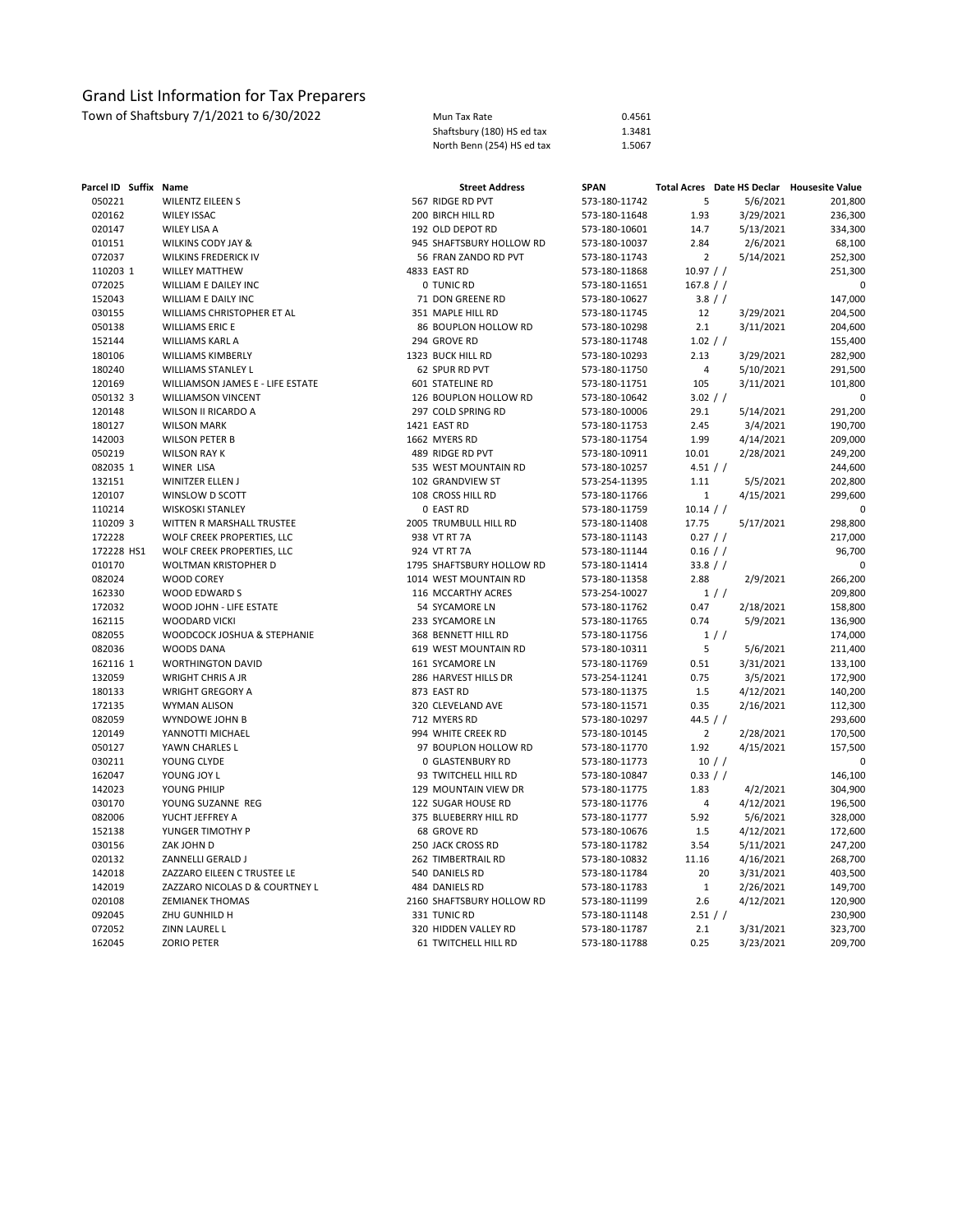# Grand List Information for Tax Preparers

Town of Shaftsbury 7/1/2021 to 6/30/2022

| | |
|---|---|
| Mun Tax Rate | 0.4561 |
| Shaftsbury (180) HS ed tax | 1.3481 |
| North Benn (254) HS ed tax | 1.5067 |

| Parcel ID | Suffix | Name | Street Address | SPAN | Total Acres | Date HS Declar | Housesite Value |
|---|---|---|---|---|---|---|---|
| 050221 | | WILENTZ EILEEN S | 567 RIDGE RD PVT | 573-180-11742 | 5 | 5/6/2021 | 201,800 |
| 020162 | | WILEY ISSAC | 200 BIRCH HILL RD | 573-180-11648 | 1.93 | 3/29/2021 | 236,300 |
| 020147 | | WILEY LISA A | 192 OLD DEPOT RD | 573-180-10601 | 14.7 | 5/13/2021 | 334,300 |
| 010151 | | WILKINS CODY JAY & | 945 SHAFTSBURY HOLLOW RD | 573-180-10037 | 2.84 | 2/6/2021 | 68,100 |
| 072037 | | WILKINS FREDERICK IV | 56 FRAN ZANDO RD PVT | 573-180-11743 | 2 | 5/14/2021 | 252,300 |
| 110203 | 1 | WILLEY MATTHEW | 4833 EAST RD | 573-180-11868 | 10.97 | / / | 251,300 |
| 072025 | | WILLIAM E DAILEY INC | 0 TUNIC RD | 573-180-11651 | 167.8 | / / | 0 |
| 152043 | | WILLIAM E DAILY INC | 71 DON GREENE RD | 573-180-10627 | 3.8 | / / | 147,000 |
| 030155 | | WILLIAMS CHRISTOPHER ET AL | 351 MAPLE HILL RD | 573-180-11745 | 12 | 3/29/2021 | 204,500 |
| 050138 | | WILLIAMS ERIC E | 86 BOUPLON HOLLOW RD | 573-180-10298 | 2.1 | 3/11/2021 | 204,600 |
| 152144 | | WILLIAMS KARL A | 294 GROVE RD | 573-180-11748 | 1.02 | / / | 155,400 |
| 180106 | | WILLIAMS KIMBERLY | 1323 BUCK HILL RD | 573-180-10293 | 2.13 | 3/29/2021 | 282,900 |
| 180240 | | WILLIAMS STANLEY L | 62 SPUR RD PVT | 573-180-11750 | 4 | 5/10/2021 | 291,500 |
| 120169 | | WILLIAMSON JAMES E - LIFE ESTATE | 601 STATELINE RD | 573-180-11751 | 105 | 3/11/2021 | 101,800 |
| 050132 | 3 | WILLIAMSON VINCENT | 126 BOUPLON HOLLOW RD | 573-180-10642 | 3.02 | / / | 0 |
| 120148 | | WILSON II RICARDO A | 297 COLD SPRING RD | 573-180-10006 | 29.1 | 5/14/2021 | 291,200 |
| 180127 | | WILSON MARK | 1421 EAST RD | 573-180-11753 | 2.45 | 3/4/2021 | 190,700 |
| 142003 | | WILSON PETER B | 1662 MYERS RD | 573-180-11754 | 1.99 | 4/14/2021 | 209,000 |
| 050219 | | WILSON RAY K | 489 RIDGE RD PVT | 573-180-10911 | 10.01 | 2/28/2021 | 249,200 |
| 082035 | 1 | WINER LISA | 535 WEST MOUNTAIN RD | 573-180-10257 | 4.51 | / / | 244,600 |
| 132151 | | WINITZER ELLEN J | 102 GRANDVIEW ST | 573-254-11395 | 1.11 | 5/5/2021 | 202,800 |
| 120107 | | WINSLOW D SCOTT | 108 CROSS HILL RD | 573-180-11766 | 1 | 4/15/2021 | 299,600 |
| 110214 | | WISKOSKI STANLEY | 0 EAST RD | 573-180-11759 | 10.14 | / / | 0 |
| 110209 | 3 | WITTEN R MARSHALL TRUSTEE | 2005 TRUMBULL HILL RD | 573-180-11408 | 17.75 | 5/17/2021 | 298,800 |
| 172228 | | WOLF CREEK PROPERTIES, LLC | 938 VT RT 7A | 573-180-11143 | 0.27 | / / | 217,000 |
| 172228 | HS1 | WOLF CREEK PROPERTIES, LLC | 924 VT RT 7A | 573-180-11144 | 0.16 | / / | 96,700 |
| 010170 | | WOLTMAN KRISTOPHER D | 1795 SHAFTSBURY HOLLOW RD | 573-180-11414 | 33.8 | / / | 0 |
| 082024 | | WOOD COREY | 1014 WEST MOUNTAIN RD | 573-180-11358 | 2.88 | 2/9/2021 | 266,200 |
| 162330 | | WOOD EDWARD S | 116 MCCARTHY ACRES | 573-254-10027 | 1 | / / | 209,800 |
| 172032 | | WOOD JOHN - LIFE ESTATE | 54 SYCAMORE LN | 573-180-11762 | 0.47 | 2/18/2021 | 158,800 |
| 162115 | | WOODARD VICKI | 233 SYCAMORE LN | 573-180-11765 | 0.74 | 5/9/2021 | 136,900 |
| 082055 | | WOODCOCK JOSHUA & STEPHANIE | 368 BENNETT HILL RD | 573-180-11756 | 1 | / / | 174,000 |
| 082036 | | WOODS DANA | 619 WEST MOUNTAIN RD | 573-180-10311 | 5 | 5/6/2021 | 211,400 |
| 162116 | 1 | WORTHINGTON DAVID | 161 SYCAMORE LN | 573-180-11769 | 0.51 | 3/31/2021 | 133,100 |
| 132059 | | WRIGHT CHRIS A JR | 286 HARVEST HILLS DR | 573-254-11241 | 0.75 | 3/5/2021 | 172,900 |
| 180133 | | WRIGHT GREGORY A | 873 EAST RD | 573-180-11375 | 1.5 | 4/12/2021 | 140,200 |
| 172135 | | WYMAN ALISON | 320 CLEVELAND AVE | 573-180-11571 | 0.35 | 2/16/2021 | 112,300 |
| 082059 | | WYNDOWE JOHN B | 712 MYERS RD | 573-180-10297 | 44.5 | / / | 293,600 |
| 120149 | | YANNOTTI MICHAEL | 994 WHITE CREEK RD | 573-180-10145 | 2 | 2/28/2021 | 170,500 |
| 050127 | | YAWN CHARLES L | 97 BOUPLON HOLLOW RD | 573-180-11770 | 1.92 | 4/15/2021 | 157,500 |
| 030211 | | YOUNG CLYDE | 0 GLASTENBURY RD | 573-180-11773 | 10 | / / | 0 |
| 162047 | | YOUNG JOY L | 93 TWITCHELL HILL RD | 573-180-10847 | 0.33 | / / | 146,100 |
| 142023 | | YOUNG PHILIP | 129 MOUNTAIN VIEW DR | 573-180-11775 | 1.83 | 4/2/2021 | 304,900 |
| 030170 | | YOUNG SUZANNE REG | 122 SUGAR HOUSE RD | 573-180-11776 | 4 | 4/12/2021 | 196,500 |
| 082006 | | YUCHT JEFFREY A | 375 BLUEBERRY HILL RD | 573-180-11777 | 5.92 | 5/6/2021 | 328,000 |
| 152138 | | YUNGER TIMOTHY P | 68 GROVE RD | 573-180-10676 | 1.5 | 4/12/2021 | 172,600 |
| 030156 | | ZAK JOHN D | 250 JACK CROSS RD | 573-180-11782 | 3.54 | 5/11/2021 | 247,200 |
| 020132 | | ZANNELLI GERALD J | 262 TIMBERTRAIL RD | 573-180-10832 | 11.16 | 4/16/2021 | 268,700 |
| 142018 | | ZAZZARO EILEEN C TRUSTEE LE | 540 DANIELS RD | 573-180-11784 | 20 | 3/31/2021 | 403,500 |
| 142019 | | ZAZZARO NICOLAS D & COURTNEY L | 484 DANIELS RD | 573-180-11783 | 1 | 2/26/2021 | 149,700 |
| 020108 | | ZEMIANEK THOMAS | 2160 SHAFTSBURY HOLLOW RD | 573-180-11199 | 2.6 | 4/12/2021 | 120,900 |
| 092045 | | ZHU GUNHILD H | 331 TUNIC RD | 573-180-11148 | 2.51 | / / | 230,900 |
| 072052 | | ZINN LAUREL L | 320 HIDDEN VALLEY RD | 573-180-11787 | 2.1 | 3/31/2021 | 323,700 |
| 162045 | | ZORIO PETER | 61 TWITCHELL HILL RD | 573-180-11788 | 0.25 | 3/23/2021 | 209,700 |